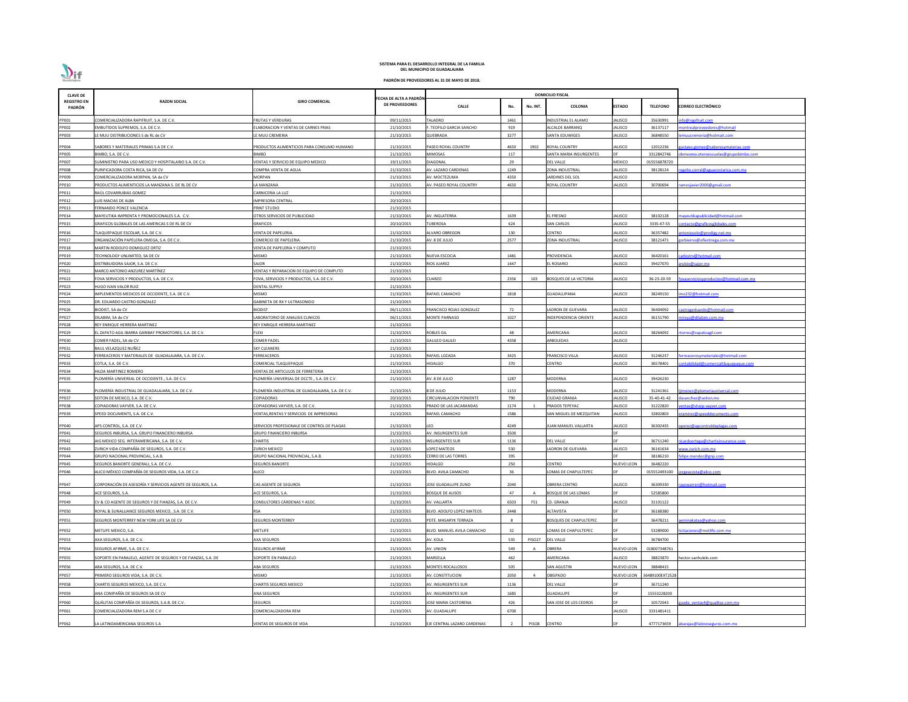# SISTEMA PARA EL DESARROLLO INTEGRAL DE LA FAMILIA DEL MUNICIPIO DE GUADALAJARA

## PADRÓN DE PROVEEDORES AL 31 DE MAYO DE 2018.

| CLAVE DE REGISTRO EN PADRÓN | RAZON SOCIAL | GIRO COMERCIAL | FECHA DE ALTA A PADRÓN DE PROVEEDORES | DOMICILIO FISCAL | | | | | | |
|---|---|---|---|---|---|---|---|---|---|---|
| | | | | CALLE | No. | No. INT. | COLONIA | ESTADO | TELEFONO | CORREO ELECTRÓNICO |
| PP001 | COMERCIALIZADORA RAPIFRUIT, S.A. DE C.V. | FRUTAS Y VERDURAS | 09/11/2015 | TALADRO | 1461 | | INDUSTRIAL EL ALAMO | JALISCO | 35630991 | info@rapifruit.com |
| PP002 | EMBUTIDOS SUPREMOS, S.A. DE C.V. | ELABORACION Y VENTAS DE CARNES FRIAS | 21/10/2015 | F. TEOFILO GARCIA SANCHO | 919 | | ALCALDE BARRANQ | JALISCO | 36137117 | montrealproveedores@hotmail |
| PP003 | LE MUU DISTRIBUCIONES S de RL de CV | LE MUU CREMERIA | 21/10/2015 | QUEBRADA | 3277 | | SANTA EDUWIGES | JALISCO | 36848550 | lemuucremeria@hotmail.com |
| PP004 | SABORES Y MATERIALES PRIMAS S.A DE C.V. | PRODUCTOS ALIMENTICIOS PARA CONSUMO HUMANO | 21/10/2015 | PASEO ROYAL COUNTRY | 4650 | 1902 | ROYAL COUNTRY | JALISCO | 12012236 | gustavo.gomez@saboresymaterias.com |
| PP005 | BIMBO, S.A. DE C.V. | BIMBO | 21/10/2015 | MIMOSAS | 117 | | SANTA MARIA INSURGENTES | DF | 3312842746 | obmexmo.oteroescuelas@grupobimbo.com |
| PP007 | SUMINISTRO PARA USO MEDICO Y HOSPITALARIO S.A. DE C.V. | VENTAS Y SERVICIO DE EQUIPO MEDICO | 19/11/2015 | DIAGONAL | 29 | | DEL VALLE | MEXICO | 015556878720 | |
| PP008 | PURIFICADORA COSTA RICA, SA DE CV | COMPRA VENTA DE AGUA | 21/10/2015 | AV. LAZARO CARDENAS | 1249 | | ZONA INDUSTRIAL | JALISCO | 38128124 | rogelio.corral@aguacostarica.com.mx |
| PP009 | COMERCIALIZADORA MORPAN, SA de CV | MORPAN | 21/10/2015 | AV. MOCTEZUMA | 4350 | | JARDINES DEL SOL | JALISCO | | |
| PP010 | PRODUCTOS ALIMENTICIOS LA MANZANA S. DE RL DE CV | LA MANZANA | 21/10/2015 | AV. PASEO ROYAL COUNTRY | 4650 | | ROYAL COUNTRY | JALISCO | 30700694 | ramosjavier2000@gmail.com |
| PP011 | RAÚL COVARRUBIAS GOMEZ | CARNICERIA LA LUZ | 21/10/2015 | | | | | | | |
| PP012 | LUIS MACIAS DE ALBA | IMPRESORA CENTRAL | 20/10/2015 | | | | | | | |
| PP013 | FERNANDO PONCE VALENCIA | PRINT STUDIO | 21/10/2015 | | | | | | | |
| PP014 | MAYEUTIKA IMPRENTA Y PROMOCIONALES S.A. C.V. | OTROS SERVICIOS DE PUBLICIDAD | 21/10/2015 | AV. INGLATERRA | 1639 | | EL FRESNO | JALISCO | 38102128 | mayeutikapublicidad@hotmail.com |
| PP015 | GRAFICOS GLOBALES DE LAS AMERICAS S DE RL DE CV | GRAFICOS | 20/10/2015 | TUBEROSA | 624 | | SAN CARLOS | JALISCO | 3335-67-55 | contacto@graficosglobales.com |
| PP016 | TLAQUEPAQUE ESCOLAR, S.A. DE C.V. | VENTA DE PAPELERIA. | 21/10/2015 | ALVARO OBREGON | 130 | | CENTRO | JALISCO | 36357482 | antoniosolo@prodigy.net.mx |
| PP017 | ORGANIZACIÓN PAPELERA OMEGA, S.A. DE C.V. | COMERCIO DE PAPELERIA. | 21/10/2015 | AV. 8 DE JULIO | 2577 | | ZONA INDUSTRIAL | JALISCO | 38121471 | gorbierno@ofientrega.com.mx |
| PP018 | MARTIN RODOLFO DOMIGUEZ ORTIZ | VENTA DE PAPELERIA Y COMPUTO | 21/10/2015 | | | | | | | |
| PP019 | TECHNOLOGY UNLIMITED, SA DE CV | MISMO | 21/10/2015 | NUEVA ESCOCIA | 1481 | | PROVIDENCIA | JALISCO | 36420161 | carlostrv@hotmail.com |
| PP020 | DISTRIBUIDORA SAJOR, S.A. DE C.V. | SAJOR | 21/10/2015 | RIOS JUAREZ | 1447 | | EL ROSARIO | JALISCO | 39427070 | arubio@sajor.mx |
| PP021 | MARCO ANTONIO ANZUREZ MARTÍNEZ | VENTAS Y REPARACION DE EQUIPO DE COMPUTO | 21/10/2015 | | | | | | | |
| PP022 | FOVA SERVICIOS Y PRODUCTOS, S.A. DE C.V. | FOVA, SERVICIOS Y PRODUCTOS, S.A. DE C.V. | 20/10/2015 | CUARZO | 2356 | 103 | BOSQUES DE LA VICTORIA | JALISCO | 36-23-20-59 | fovaserviciosyproductos@hotmail.com.mx |
| PP023 | HUGO IVAN VALOR RUIZ | DENTAL SUPPLY | 21/10/2015 | | | | | | | |
| PP024 | IMPLEMENTOS MEDICOS DE OCCIDENTE, S.A. DE C.V. | MISMO | 21/10/2015 | RAFAEL CAMACHO | 1818 | | GUADALUPANA | JALISCO | 38249150 | imo232@hotmail.com |
| PP025 | DR. EDUARDO CASTRO GONZALEZ | GABINETA DE RX Y ULTRASONIDO | 21/10/2015 | | | | | | | |
| PP026 | BIODIST, SA de CV | BIODIST | 06/11/2015 | FRANCISCO ROJAS GONZALEZ | 72 | | LADRON DE GUEVARA | JALISCO | 36404092 | castrogeduardo@hotmail.com |
| PP027 | DILABIM, SA de CV | LABORATORIO DE ANALISIS CLINICOS | 06/11/2015 | MONTE PARNASO | 1027 | | INDEPENDENCIA ORIENTE | JALISCO | 36151790 | mireya@dilabim.com.mx |
| PP028 | REY ENRIQUE HERRERA MARTINEZ | REY ENRIQUE HERRERA MARTINEZ | 21/10/2015 | | | | | | | |
| PP029 | EL ZAPATO AGIL IBARRA GARIBAY PROMOTORES, S.A. DE C.V. | FLEXI | 21/10/2015 | ROBLES GIL | 48 | | AMERICANA | JALISCO | 38264092 | rtorres@zapatoagil.com |
| PP030 | COMER FADEL, SA de CV | COMER FADEL | 21/10/2015 | GALILEO GALILEI | 4358 | | ARBOLEDAS | JALISCO | | |
| PP031 | RAUL VELAZQUEZ NUÑEZ | SKY CLEANERS | 21/10/2015 | | | | | | | |
| PP032 | FERREACEROS Y MATERIALES DE GUADALAJARA, S.A. DE C.V. | FERREACEROS | 21/10/2015 | RAFAEL LOZADA | 3425 | | FRANCISCO VILLA | JALISCO | 31246237 | ferreacerosymateriales@hotmail.com |
| PP033 | COTLA, S.A. DE C.V. | COMERCIAL TLAQUEPAQUE | 21/10/2015 | HIDALGO | 370 | | CENTRO | JALISCO | 36578401 | contabilidad@comercialtlaquepaque.com |
| PP034 | HILDA MARTINEZ ROMERO | VENTAS DE ARTICULOS DE FERRETERIA | 21/10/2015 | | | | | | | |
| PP035 | PLOMERÍA UNIVERSAL DE OCCIDENTE., S.A. DE C.V. | PLOMERÍA UNIVERSAL DE OCCTE., S.A. DE C.V. | 21/10/2015 | AV. 8 DE JULIO | 1287 | | MODERNA | JALISCO | 39426230 | |
| PP036 | PLOMERÍA INDUSTRIAL DE GUADALAJARA, S.A. DE C.V. | PLOMERÍA INDUSTRIAL DE GUADALAJARA, S.A. DE C.V. | 21/10/2015 | 8 DE JULIO | 1153 | | MODERNA | JALISCO | 31241361 | ljimenez@plomeriauniversal.com |
| PP037 | SEITON DE MEXICO, S.A. DE C.V. | COPIADORAS | 20/10/2015 | CIRCUNVALACION PONIENTE | 790 | | CIUDAD GRANJA | JALISCO | 35-40-41-42 | dasanchez@seiton.mx |
| PP038 | COPIADORAS VAYVER, S.A. DE C.V. | COPIADORAS VAYVER, S.A. DE C.V. | 21/10/2015 | PRADO DE LAS JACARANDAS | 1174 | 1 | PRADOS TEPEYAC | JALISCO | 31222820 | ventas@sharp-vayver.com |
| PP039 | SPEED DOCUMENTS, S.A. DE C.V. | VENTAS,RENTAS Y SERVICIOS DE IMPRESORAS | 21/10/2015 | RAFAEL CAMACHO | 1586 | | SAN MIGUEL DE MEZQUITAN | JALISCO | 32802803 | eramirez@speeddocuments.com |
| PP040 | APS CONTROL, S.A. DE C.V. | SERVICIOS PROFESIONALE DE CONTROL DE PLAGAS | 21/10/2015 | LEO | 4249 | | JUAN MANUEL VALLARTA | JALISCO | 36302435 | operez@apcontroldeplagas.com |
| PP041 | SEGUROS INBURSA, S.A. GRUPO FINANCIERO INBURSA | GRUPO FINANCIERO INBURSA | 21/10/2015 | AV. INSURGENTES SUR | 3500 | | | DF | | |
| PP042 | AIG MEXICO SEG. INTERAMERICANA, S.A. DE C.V. | CHARTIS | 21/10/2015 | INSURGENTES SUR | 1136 | | DEL VALLE | DF | 36711240 | ricardoortega@chartisinsurance.com |
| PP043 | ZURICH VIDA COMPAÑÍA DE SEGUROS, S.A. DE C.V. | ZURICH MEXICO | 21/10/2015 | LOPEZ MATEOS | 530 | | LADRON DE GUEVARA | JALISCO | 36161634 | www.zurich.com.mx |
| PP044 | GRUPO NACIONAL PROVINCIAL, S.A.B. | GRUPO NACIONAL PROVINCIAL, S.A.B. | 21/10/2015 | CERRO DE LAS TORRES | 395 | | | DF | 38186210 | felipe.mendez@gnp.com |
| PP045 | SEGUROS BANORTE GENERALI, S.A. DE C.V. | SEGUROS BANORTE | 21/10/2015 | HIDALGO | 250 | | CENTRO | NUEVO LEON | 36482220 | |
| PP046 | ALICO MÉXICO COMPAÑÍA DE SEGUROS VIDA, S.A. DE C.V. | ALICO | 21/10/2015 | BLVD. AVILA CAMACHO | 36 | | LOMAS DE CHAPULTEPEC | DF | 015552493100 | jorgeacosta@alico.com |
| PP047 | CORPORACIÓN DE ASESORÍA Y SERVICIOS AGENTE DE SEGUROS, S.A. | CAS AGENTE DE SEGUROS | 21/10/2015 | JOSE GUADALUPE ZUNO | 2040 | | OBRERA CENTRO | JALISCO | 36309330 | rayowarren@hotmail.com |
| PP048 | ACE SEGUROS, S.A. | ACE SEGUROS, S.A. | 21/10/2015 | BOSQUE DE ALISOS | 47 | A | BOSQUE DE LAS LOMAS | DF | 52585800 | |
| PP049 | CV & CO AGENTE DE SEGUROS Y DE FIANZAS, S.A. DE C.V. | CONSULTORES CÁRDENAS Y ASOC. | 21/10/2015 | AV. VALLARTA | 6503 | F51 | CD. GRANJA | JALISCO | 31101122 | |
| PP050 | ROYAL & SUNALLIANCE SEGUROS MEXICO, .S.A. DE C.V. | RSA | 21/10/2015 | BLVD. ADOLFO LOPEZ MATEOS | 2448 | | ALTAVISTA | DF | 36168380 | |
| PP051 | SEGUROS MONTERREY NEW YORK LIFE SA DE CV | SEGUROS MONTERREY | 21/10/2015 | PDTE. MASARYK TERRAZA | 8 | | BOSQUES DE CHAPULTEPEC | DF | 36478211 | aeminakataa@yahoo.com |
| PP052 | METLIFE MEXICO, S.A. | METLIFE | 21/10/2015 | BLVD. MANUEL AVILA CAMACHO | 32 | | LOMAS DE CHAPULTEPEC | DF | 53289000 | licitaciones@metlife.com.mx |
| PP053 | AXA SEGUROS, S.A. DE C.V. | AXA SEGUROS | 21/10/2015 | AV. XOLA | 535 | PISO27 | DEL VALLE | DF | 36784700 | |
| PP054 | SEGUROS AFIRME, S.A. DE C.V. | SEGUROS AFIRME | 21/10/2015 | AV. UNION | 549 | A | OBRERA | NUEVO LEON | 018007348761 | |
| PP055 | SOPORTE EN PARALELO, AGENTE DE SEGUROS Y DE FIANZAS, S.A. DE | SOPORTE EN PARALELO | 21/10/2015 | MARSELLA | 462 | | AMERICANA | JALISCO | 38823870 | hector.sanhulelo.com |
| PP056 | ABA SEGUROS, S.A. DE C.V. | ABA SEGUROS | 21/10/2015 | MONTES ROCALLOSOS | 505 | | SAN AGUSTIN | NUEVO LEON | 38848415 | |
| PP057 | PRIMERO SEGUROS VIDA, S.A. DE C.V. | MISMO | 21/10/2015 | AV. CONSTITUCION | 2050 | 4 | OBISPADO | NUEVO LEON | 36489100EXT2528 | |
| PP058 | CHARTIS SEGUROS MEXICO, S.A. DE C.V. | CHARTIS SEGUROS MEXICO | 21/10/2015 | AV. INSURGENTES SUR | 1136 | | DEL VALLE | DF | 36711240 | |
| PP059 | ANA COMPAÑÍA DE SEGUROS SA DE CV | ANA SEGUROS | 21/10/2015 | AV. INSURGENTES SUR | 1685 | | GUADALUPE | DF | 15553228200 | |
| PP060 | QUÁLITAS COMPAÑÍA DE SEGUROS, S.A.B. DE C.V. | SEGUROS | 21/10/2015 | JOSE MARIA CASTORENA | 426 | | SAN JOSE DE LOS CEDROS | DF | 10572043 | guada_ventas4@qualitas.com.mx |
| PP061 | COMERCIALIZADORA REM S.A DE C.V | COMERCIALIZADORA REM | 21/10/2015 | AV. GUADALUPE | 6700 | | | JALISCO | 3331481411 | |
| PP062 | LA LATINOAMERICANA SEGUROS S.A | VENTAS DE SEGUROS DE VIDA | 21/10/2015 | EJE CENTRAL LAZARO CARDENAS | 2 | PISO8 | CENTRO | DF | 4777173659 | abarajas@latinoseguros.com.mx |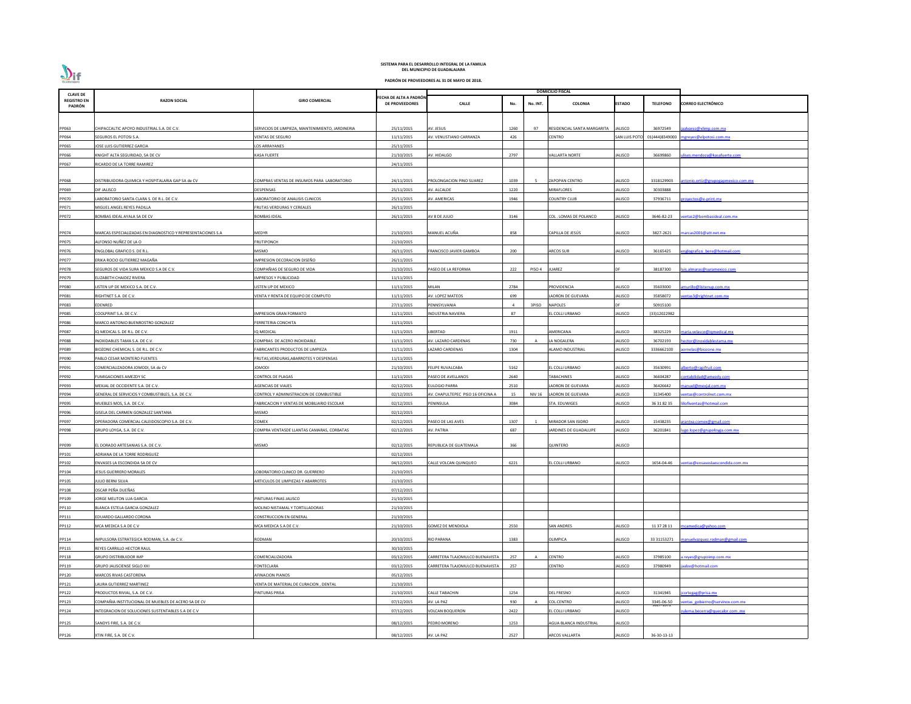**SISTEMA PARA EL DESARROLLO INTEGRAL DE LA FAMILIA**
**DEL MUNICIPIO DE GUADALAJARA**

**PADRÓN DE PROVEEDORES AL 31 DE MAYO DE 2018.**

| CLAVE DE REGISTRO EN PADRÓN | RAZON SOCIAL | GIRO COMERCIAL | FECHA DE ALTA A PADRÓN DE PROVEEDORES | DOMICILIO FISCAL | | | | | | | |
|---|---|---|---|---|---|---|---|---|---|---|---|
| | | | | CALLE | No. | No. INT. | COLONIA | ESTADO | TELEFONO | CORREO ELECTRÓNICO |
| PP063 | CHIPACCALTIC APOYO INDUSTRIAL S.A. DE C.V. | SERVICIOS DE LIMPIEZA, MANTENIMIENTO, JARDINERIA | 25/11/2015 | AV. JESUS | 1260 | 97 | RESIDENCIAL SANTA MARGARITA | JALISCO | 36972549 | jaalvarez@xlimp.com.mx |
| PP064 | SEGUROS EL POTOSI S.A. | VENTAS DE SEGURO | 11/11/2015 | AV. VENUSTIANO CARRANZA | 426 | | CENTRO | SAN LUIS POTO | 01(444)8349000 | mgreyes@elpotosi.com.mx |
| PP065 | JOSE LUIS GUTIERREZ GARCIA | LOS ARRAYANES | 25/11/2015 | | | | | | | |
| PP066 | KNIGHT ALTA SEGURIDAD, SA DE CV | KASA FUERTE | 21/10/2015 | AV. HIDALGO | 2797 | | VALLARTA NORTE | JALISCO | 36699860 | ulises.mendoza@kasafuerte.com |
| PP067 | RICARDO DE LA TORRE RAMIREZ | | 24/11/2015 | | | | | | | |
| PP068 | DISTRIBUIDORA QUIMICA Y HOSPITALARIA GAP SA de CV | COMPRAS VENTAS DE INSUMOS PARA LABORATORIO | 24/11/2015 | PROLONGACION PINO SUAREZ | 1039 | 5 | ZAPOPAN CENTRO | JALISCO | 3318129903 | antonio.ortiz@grupogapmexico.com.mx |
| PP069 | DIF JALISCO | DESPENSAS | 25/11/2015 | AV. ALCALDE | 1220 | | MIRAFLORES | JALISCO | 30303888 | |
| PP070 | LABORATORIO SANTA CLARA S. DE R.L. DE C.V. | LABORATORIO DE ANALISIS CLINICOS | 25/11/2015 | AV. AMERICAS | 1946 | | COUNTRY CLUB | JALISCO | 37936711 | proyectos@e-print.mx |
| PP071 | MIGUEL ANGEL REYES PADILLA | FRUTAS VERDURAS Y CEREALES | 26/11/2015 | | | | | | | |
| PP072 | BOMBAS IDEAL AYALA SA DE CV | BOMBAS IDEAL | 26/11/2015 | AV 8 DE JULIO | 3146 | | COL . LOMAS DE POLANCO | JALISCO | 3646-82-23 | ventas2@bombasideal.com.mx |
| PP074 | MARCAS ESPECIALIZADAS EN DIAGNOSTICO Y REPRESENTACIONES S.A | MEDYR | 21/10/2015 | MANUEL ACUÑA | 858 | | CAPILLA DE JESÚS | JALISCO | 3827-2621 | marcas2001@att.net.mx |
| PP075 | ALFONSO NUÑEZ DE LA O | FRUTIPONCH | 21/10/2015 | | | | | | | |
| PP076 | ENGLOBAL GRAFICO S. DE R.L. | MISMO | 26/11/2015 | FRANCISCO JAVIER GAMBOA | 200 | | ARCOS SUR | JALISCO | 36165425 | englografico_bere@hotmail.com |
| PP077 | ERIKA ROCIO GUTIERREZ MAGAÑA | IMPRESION DECORACION DISEÑO | 26/11/2015 | | | | | | | |
| PP078 | SEGUROS DE VIDA SURA MEXICO S.A DE C.V. | COMPAÑIAS DE SEGURO DE VIDA | 21/10/2015 | PASEO DE LA REFORMA | 222 | PISO 4 | JUAREZ | DF | 38187300 | luis.almaras@suramexico.com |
| PP079 | ELIZABETH CHAIDEZ RIVERA | IMPRESOS Y PUBLICIDAD | 11/11/2015 | | | | | | | |
| PP080 | LISTEN UP DE MEXICO S.A. DE C.V. | LISTEN UP DE MEXICO | 11/11/2015 | MILAN | 2784 | | PROVIDENCIA | JALISCO | 35603000 | amurillo@listenup.com.mx |
| PP081 | RIGHTNET S.A. DE C.V. | VENTA Y RENTA DE EQUIPO DE COMPUTO | 11/11/2015 | AV. LOPEZ MATEOS | 699 | | LADRON DE GUEVARA | JALISCO | 35858072 | ventas3@rightnet.com.mx |
| PP083 | EDENRED | | 27/11/2015 | PENNSYLVANIA | 4 | 3PISO | NAPOLES | DF | 50915100 | |
| PP085 | COOLPRINT S.A. DE C.V. | IMPRESION GRAN FORMATO | 11/11/2015 | INDUSTRIA NAVIERA | 87 | | EL COLLI URBANO | JALISCO | (33)12022982 | |
| PP086 | MARCO ANTONIO BUENROSTRO GONZALEZ | FERRETERIA CONCHITA | 11/11/2015 | | | | | | | |
| PP087 | IQ MEDICAL S. DE R.L. DE C.V. | IQ MEDICAL | 11/11/2015 | LIBERTAD | 1911 | | AMERICANA | JALISCO | 38325229 | maria.velasco@iqmedical.mx |
| PP088 | INOXIDABLES TAMA S.A. DE C.V. | COMPRAS DE ACERO INOXIDABLE. | 11/11/2015 | AV. LAZARO CARDENAS | 730 | A | LA NOGALERA | JALISCO | 36702193 | hector@inoxidablestama.mx |
| PP089 | BIOZONE CHEMICAL S. DE R.L. DE C.V. | FABRICANTES PRODUCTOS DE LIMPIEZA | 11/11/2015 | LAZARO CARDENAS | 1304 | | ALAMO INDUSTRIAL | JALISCO | 3336662100 | aornelas@biozone.mx |
| PP090 | PABLO CESAR MONTERO FUENTES | FRUTAS,VERDURAS,ABARROTES Y DESPENSAS | 11/11/2015 | | | | | | | |
| PP091 | COMERCIALIZADORA JOMODI, SA de CV | JOMODI | 21/10/2015 | FELIPE RUVALCABA | 5162 | | EL COLLI URBANO | JALISCO | 35630991 | alberto@rapifruit.com |
| PP092 | FUMIGACIONES AMEZDY SC | CONTROL DE PLAGAS | 11/11/2015 | PASEO DE AVELLANOS | 2640 | | TABACHINES | JALISCO | 36604287 | contabilidad@amezdy.com |
| PP093 | MEXJAL DE OCCIDENTE S.A. DE C.V. | AGENCIAS DE VIAJES | 02/12/2015 | EULOGIO PARRA | 2510 | | LADRON DE GUEVARA | JALISCO | 36426642 | manuel@mexjal.com.mx |
| PP094 | GENERAL DE SERVICIOS Y COMBUSTIBLES, S.A. DE C.V. | CONTROL Y ADMINISTRACION DE COMBUSTIBLE | 02/12/2015 | AV. CHAPULTEPEC PISO 16 OFICINA A | 15 | NIV 16 | LADRON DE GUEVARA | JALISCO | 31345400 | ventas@controlnet.com.mx |
| PP095 | MUEBLES MOS, S.A. DE C.V. | FABRICACION Y VENTAS DE MOBILIARIO ESCOLAR | 02/12/2015 | PENINSULA | 3084 | | STA. EDUWIGES | JALISCO | 36 31 82 35 | liliofiventas@hotmail.com |
| PP096 | GISELA DEL CARMEN GONZALEZ SANTANA | MISMO | 02/12/2015 | | | | | | | |
| PP097 | OPERADORA COMERCIAL CALEIDOSCOPIO S.A. DE C.V. | COMEX | 02/12/2015 | PASEO DE LAS AVES | 1307 | 1 | MIRADOR SAN ISIDRO | JALISCO | 15438235 | arantxa.comex@gmail.com |
| PP098 | GRUPO LOYGA, S.A. DE C.V. | COMPRA VENTASDE LLANTAS CAMARAS, CORBATAS | 02/12/2015 | AV. PATRIA | 687 | | JARDINES DE GUADALUPE | JALISCO | 36201841 | lugo.lopez@grupoloyga.com.mx |
| PP099 | EL DORADO ARTESANIAS S.A. DE C.V. | MISMO | 02/12/2015 | REPUBLICA DE GUATEMALA | 366 | | QUINTERO | JALISCO | | |
| PP101 | ADRIANA DE LA TORRE RODRIGUEZ | | 02/12/2015 | | | | | | | |
| PP102 | ENVASES LA ESCONDIDA SA DE CV | | 04/12/2015 | CALLE VOLCAN QUINQUEO | 6221 | | EL COLLI URBANO | JALISCO | 1654-04-46 | ventas@ensaveslaescondida.com.mx |
| PP104 | JESUS GUERRERO MORALES | LOBORATORIO CLINICO DR. GUERRERO | 21/10/2015 | | | | | | | |
| PP105 | JULIO BERNI SILVA | ARTICULOS DE LIMPIEZAS Y ABARROTES | 21/10/2015 | | | | | | | |
| PP108 | OSCAR PEÑA DUEÑAS | | 07/12/2015 | | | | | | | |
| PP109 | JORGE MELITON LUA GARCIA | PINTURAS FINAS JALISCO | 21/10/2015 | | | | | | | |
| PP110 | BLANCA ESTELA GARCIA GONZALEZ | MOLINO NISTAMAL Y TORTILLADORAS | 21/10/2015 | | | | | | | |
| PP111 | EDUARDO GALLARDO CORONA | CONSTRUCCION EN GENERAL | 21/10/2015 | | | | | | | |
| PP112 | MCA MEDICA S.A DE C.V | MCA MEDICA S.A DE C.V. | 21/10/2015 | GOMEZ DE MENDIOLA | 2550 | | SAN ANDRES | JALISCO | 11 37 28 11 | mcamedica@yahoo.com |
| PP114 | IMPULSORA ESTRATEGICA RODMAN, S.A. de C.V. | RODMAN | 20/10/2015 | RIO PARANA | 1383 | | OLIMPICA | JALISCO | 33 31153271 | manuelvazquez.rodman@gmail.com |
| PP115 | REYES CARRILLO HECTOR RAUL | | 30/10/2015 | | | | | | | |
| PP118 | GRUPO DISTRIBUIDOR IMP | COMERCIALIZADORA | 03/12/2015 | CARRETERA TLAJOMULCO BUENAVISTA | 257 | A | CENTRO | JALISCO | 37985100 | a.reyes@grupoimp.com.mx |
| PP119 | GRUPO JALISCIENSE SIGLO XXI | FONTECLARA | 03/12/2015 | CARRETERA TLAJOMULCO BUENAVISTA | 257 | | CENTRO | JALISCO | 37980949 | jaalze@hotmail.com |
| PP120 | MARCOS RIVAS CASTORENA | AFINACION PIANOS | 05/12/2015 | | | | | | | |
| PP121 | LAURA GUTIERREZ MARTINEZ | VENTA DE MATERIAL DE CURACION , DENTAL | 21/10/2015 | | | | | | | |
| PP122 | PRODUCTOS RIVIAL, S.A. DE C.V. | PINTURAS PRISA | 21/10/2015 | CALLE TABACHIN | 1254 | | DEL FRESNO | JALISCO | 31341945 | jcortegag@prisa.mx |
| PP123 | COMPAÑIA INSTITUCIONAL DE MUEBLES DE ACERO SA DE CV | | 07/12/2015 | AV. LA PAZ | 930 | A | COL.CENTRO | JALISCO | 3345-06-50 | ventas_gobierno@servinox.com.mx |
| PP124 | INTEGRACION DE SOLUCIONES SUSTENTABLES S.A DE C.V | | 07/12/2015 | VOLCAN BOQUERON | 2422 | | EL COLLI URBANO | JALISCO | 3627-2072 | zulema.becerra@quecalor.com .mx |
| PP125 | SANDYS FIRE, S.A. DE C.V. | | 08/12/2015 | PEDRO MORENO | 1253 | | AGUA BLANCA INDUSTRIAL | JALISCO | | |
| PP126 | XTIN FIRE, S.A. DE C.V. | | 08/12/2015 | AV. LA PAZ | 2527 | | ARCOS VALLARTA | JALISCO | 36-30-13-13 | |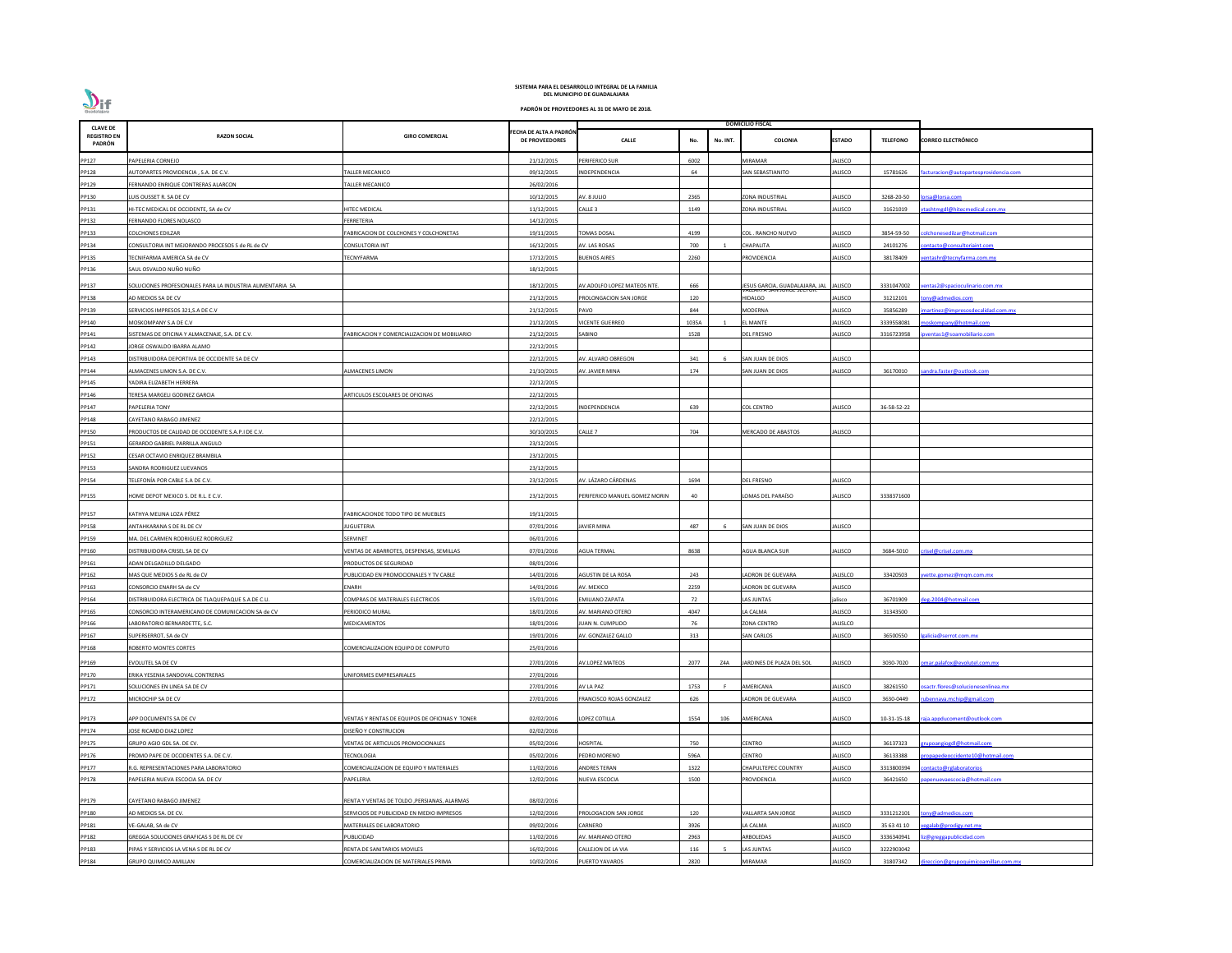**SISTEMA PARA EL DESARROLLO INTEGRAL DE LA FAMILIA DEL MUNICIPIO DE GUADALAJARA**

**PADRÓN DE PROVEEDORES AL 31 DE MAYO DE 2018.**

| CLAVE DE REGISTRO EN PADRÓN | RAZON SOCIAL | GIRO COMERCIAL | FECHA DE ALTA A PADRÓN DE PROVEEDORES | DOMICILIO FISCAL | | | | | | | |
|---|---|---|---|---|---|---|---|---|---|---|---|
| | | | | CALLE | No. | No. INT. | COLONIA | ESTADO | TELEFONO | CORREO ELECTRÓNICO |
| PP127 | PAPELERIA CORNEJO | | 21/12/2015 | PERIFERICO SUR | 6002 | | MIRAMAR | JALISCO | | |
| PP128 | AUTOPARTES PROVIDENCIA , S.A. DE C.V. | TALLER MECANICO | 09/12/2015 | INDEPENDENCIA | 64 | | SAN SEBASTIANITO | JALISCO | 15781626 | facturacion@autopartesprovidencia.com |
| PP129 | FERNANDO ENRIQUE CONTRERAS ALARCON | TALLER MECANICO | 26/02/2016 | | | | | | | |
| PP130 | LUIS OUSSET R. SA DE CV | | 10/12/2015 | AV. 8 JULIO | 2365 | | ZONA INDUSTRIAL | JALISCO | 3268-20-50 | lorsa@lorsa.com |
| PP131 | HI-TEC MEDICAL DE OCCIDENTE, SA de CV | HITEC MEDICAL | 11/12/2015 | CALLE 3 | 1149 | | ZONA INDUSTRIAL | JALISCO | 31621019 | vtashtmgdl@hitecmedical.com.mx |
| PP132 | FERNANDO FLORES NOLASCO | FERRETERIA | 14/12/2015 | | | | | | | |
| PP133 | COLCHONES EDILZAR | FABRICACION DE COLCHONES Y COLCHONETAS | 19/11/2015 | TOMAS DOSAL | 4199 | | COL . RANCHO NUEVO | JALISCO | 3854-59-50 | colchonesedilzar@hotmail.com |
| PP134 | CONSULTORIA INT MEJORANDO PROCESOS S de RL de CV | CONSULTORIA INT | 16/12/2015 | AV. LAS ROSAS | 700 | 1 | CHAPALITA | JALISCO | 24101276 | contacto@consultoriaint.com |
| PP135 | TECNIFARMA AMERICA SA de CV | TECNYFARMA | 17/12/2015 | BUENOS AIRES | 2260 | | PROVIDENCIA | JALISCO | 38178409 | ventashr@tecnyfarma.com.mx |
| PP136 | SAUL OSVALDO NUÑO NUÑO | | 18/12/2015 | | | | | | | |
| PP137 | SOLUCIONES PROFESIONALES PARA LA INDUSTRIA ALIMENTARIA SA | | 18/12/2015 | AV.ADOLFO LOPEZ MATEOS NTE. | 666 | | JESUS GARCIA, GUADALAJARA, JAL | JALISCO | 3331047002 | ventas2@spacioculinario.com.mx |
| PP138 | AD MEDIOS SA DE CV | | 21/12/2015 | PROLONGACION SAN JORGE | 120 | | VALLARTA SAN JORGE SECTOR HIDALGO | JALISCO | 31212101 | tony@admedios.com |
| PP139 | SERVICIOS IMPRESOS 321,S.A DE C.V | | 21/12/2015 | PAVO | 844 | | MODERNA | JALISCO | 35856289 | jmartinez@impresosdecalidad.com.mx |
| PP140 | MOSKOMPANY S.A DE C.V | | 21/12/2015 | VICENTE GUERREO | 1035A | 1 | EL MANTE | JALISCO | 3339558081 | moskompany@hotmail.com |
| PP141 | SISTEMAS DE OFICINA Y ALMACENAJE, S.A. DE C.V. | FABRICACION Y COMERCIALIZACION DE MOBILIARIO | 21/12/2015 | SABINO | 1528 | | DEL FRESNO | JALISCO | 3316723958 | ipventas1@soamobiliario.com |
| PP142 | JORGE OSWALDO IBARRA ALAMO | | 22/12/2015 | | | | | | | |
| PP143 | DISTRIBUIDORA DEPORTIVA DE OCCIDENTE SA DE CV | | 22/12/2015 | AV. ALVARO OBREGON | 341 | 6 | SAN JUAN DE DIOS | JALISCO | | |
| PP144 | ALMACENES LIMON S.A. DE C.V. | ALMACENES LIMON | 21/10/2015 | AV. JAVIER MINA | 174 | | SAN JUAN DE DIOS | JALISCO | 36170010 | sandra.faster@outlook.com |
| PP145 | YADIRA ELIZABETH HERRERA | | 22/12/2015 | | | | | | | |
| PP146 | TERESA MARGELI GODINEZ GARCIA | ARTICULOS ESCOLARES DE OFICINAS | 22/12/2015 | | | | | | | |
| PP147 | PAPELERIA TONY | | 22/12/2015 | INDEPENDENCIA | 639 | | COL CENTRO | JALISCO | 36-58-52-22 | |
| PP148 | CAYETANO RABAGO JIMENEZ | | 22/12/2015 | | | | | | | |
| PP150 | PRODUCTOS DE CALIDAD DE OCCIDENTE S.A.P.I DE C.V. | | 30/10/2015 | CALLE 7 | 704 | | MERCADO DE ABASTOS | JALISCO | | |
| PP151 | GERARDO GABRIEL PARRILLA ANGULO | | 23/12/2015 | | | | | | | |
| PP152 | CESAR OCTAVIO ENRIQUEZ BRAMBILA | | 23/12/2015 | | | | | | | |
| PP153 | SANDRA RODRIGUEZ LUEVANOS | | 23/12/2015 | | | | | | | |
| PP154 | TELEFONÍA POR CABLE S.A DE C.V. | | 23/12/2015 | AV. LÁZARO CÁRDENAS | 1694 | | DEL FRESNO | JALISCO | | |
| PP155 | HOME DEPOT MEXICO S. DE R.L. E C.V. | | 23/12/2015 | PERIFERICO MANUEL GOMEZ MORIN | 40 | | LOMAS DEL PARAÍSO | JALISCO | 3338371600 | |
| PP157 | KATHYA MELINA LOZA PÉREZ | FABRICACIONDE TODO TIPO DE MUEBLES | 19/11/2015 | | | | | | | |
| PP158 | ANTAHKARANA S DE RL DE CV | JUGUETERIA | 07/01/2016 | JAVIER MINA | 487 | 6 | SAN JUAN DE DIOS | JALISCO | | |
| PP159 | MA. DEL CARMEN RODRIGUEZ RODRIGUEZ | SERVINET | 06/01/2016 | | | | | | | |
| PP160 | DISTRIBUIDORA CRISEL SA DE CV | VENTAS DE ABARROTES, DESPENSAS, SEMILLAS | 07/01/2016 | AGUA TERMAL | 8638 | | AGUA BLANCA SUR | JALISCO | 3684-5010 | crisel@crisel.com.mx |
| PP161 | ADAN DELGADILLO DELGADO | PRODUCTOS DE SEGURIDAD | 08/01/2016 | | | | | | | |
| PP162 | MAS QUE MEDIOS S de RL de CV | PUBLICIDAD EN PROMOCIONALES Y TV CABLE | 14/01/2016 | AGUSTIN DE LA ROSA | 243 | | LADRON DE GUEVARA | JALISLCO | 33420503 | yvette.gomez@mqm.com.mx |
| PP163 | CONSORCIO ENARH SA de CV | ENARH | 14/01/2016 | AV. MEXICO | 2259 | | LADRON DE GUEVARA | JALISCO | | |
| PP164 | DISTRIBUIDORA ELECTRICA DE TLAQUEPAQUE S.A DE C.U. | COMPRAS DE MATERIALES ELECTRICOS | 15/01/2016 | EMILIANO ZAPATA | 72 | | LAS JUNTAS | jalisco | 36701909 | deg-2004@hotmail.com |
| PP165 | CONSORCIO INTERAMERICANO DE COMUNICACION SA de CV | PERIODICO MURAL | 18/01/2016 | AV. MARIANO OTERO | 4047 | | LA CALMA | JALISCO | 31343500 | |
| PP166 | LABORATORIO BERNARDETTE, S.C. | MEDICAMENTOS | 18/01/2016 | JUAN N. CUMPLIDO | 76 | | ZONA CENTRO | JALISLCO | | |
| PP167 | SUPERSERROT, SA de CV | | 19/01/2016 | AV. GONZALEZ GALLO | 313 | | SAN CARLOS | JALISCO | 36500550 | lgalicia@serrot.com.mx |
| PP168 | ROBERTO MONTES CORTES | COMERCIALIZACION EQUIPO DE COMPUTO | 25/01/2016 | | | | | | | |
| PP169 | EVOLUTEL SA DE CV | | 27/01/2016 | AV.LOPEZ MATEOS | 2077 | Z4A | JARDINES DE PLAZA DEL SOL | JALISCO | 3030-7020 | omar.palafox@evolutel.com.mx |
| PP170 | ERIKA YESENIA SANDOVAL CONTRERAS | UNIFORMES EMPRESARIALES | 27/01/2016 | | | | | | | |
| PP171 | SOLUCIONES EN LINEA SA DE CV | | 27/01/2016 | AV LA PAZ | 1753 | F | AMERICANA | JALISCO | 38261550 | osactr.flores@solucionesenlinea.mx |
| PP172 | MICROCHIP SA DE CV | | 27/01/2016 | FRANCISCO ROJAS GONZALEZ | 626 | | LADRON DE GUEVARA | JALISCO | 3630-0449 | rubennava.mchip@gmail.com |
| PP173 | APP DOCUMENTS SA DE CV | VENTAS Y RENTAS DE EQUIPOS DE OFICINAS Y TONER | 02/02/2016 | LOPEZ COTILLA | 1554 | 106 | AMERICANA | JALISCO | 10-31-15-18 | raja.appducoment@outlook.com |
| PP174 | JOSE RICARDO DIAZ LOPEZ | DISEÑO Y CONSTRUCION | 02/02/2016 | | | | | | | |
| PP175 | GRUPO AGIO GDL SA. DE CV. | VENTAS DE ARTICULOS PROMOCIONALES | 05/02/2016 | HOSPITAL | 750 | | CENTRO | JALISCO | 36137323 | grupoangiogdl@hotmail.com |
| PP176 | PROMO PAPE DE OCCIDENTES S.A. DE C.V. | TECNOLOGIA | 05/02/2016 | PEDRO MORENO | 596A | | CENTRO | JALISCO | 36133388 | propapedeoccidente10@hotmail.com |
| PP177 | R.G. REPRESENTACIONES PARA LABORATORIO | COMERCIALIZACION DE EQUIPO Y MATERIALES | 11/02/2016 | ANDRES TERAN | 1322 | | CHAPULTEPEC COUNTRY | JALISCO | 3313800394 | contacto@rglaboratorios |
| PP178 | PAPELERIA NUEVA ESCOCIA SA. DE CV | PAPELERIA | 12/02/2016 | NUEVA ESCOCIA | 1500 | | PROVIDENCIA | JALISCO | 36421650 | papenuevaescocia@hotmail.com |
| PP179 | CAYETANO RABAGO JIMENEZ | RENTA Y VENTAS DE TOLDO ,PERSIANAS, ALARMAS | 08/02/2016 | | | | | | | |
| PP180 | AD MEDIOS SA. DE CV. | SERVICIOS DE PUBLICIDAD EN MEDIO IMPRESOS | 12/02/2016 | PROLOGACION SAN JORGE | 120 | | VALLARTA SAN JORGE | JALISCO | 3331212101 | tony@admedios.com |
| PP181 | VE-GALAB, SA de CV | MATERIALES DE LABORATORIO | 09/02/2016 | CARNERO | 3926 | | LA CALMA | JALISCO | 35 63 41 10 | vegalab@prodigy.net.mx |
| PP182 | GREGGA SOLUCIONES GRAFICAS S DE RL DE CV | PUBLICIDAD | 11/02/2016 | AV. MARIANO OTERO | 2963 | | ARBOLEDAS | JALISCO | 3336340941 | liz@greggapublicidad.com |
| PP183 | PIPAS Y SERVICIOS LA VENA S DE RL DE CV | RENTA DE SANITARIOS MOVILES | 16/02/2016 | CALLEJON DE LA VIA | 116 | 5 | LAS JUNTAS | JALISCO | 3222903042 | |
| PP184 | GRUPO QUIMICO AMILLAN | COMERCIAUZACION DE MATERIALES PRIMA | 10/02/2016 | PUERTO YAVAROS | 2820 | | MIRAMAR | JALISCO | 31807342 | direccion@grupoquimicoamillan.com.mx |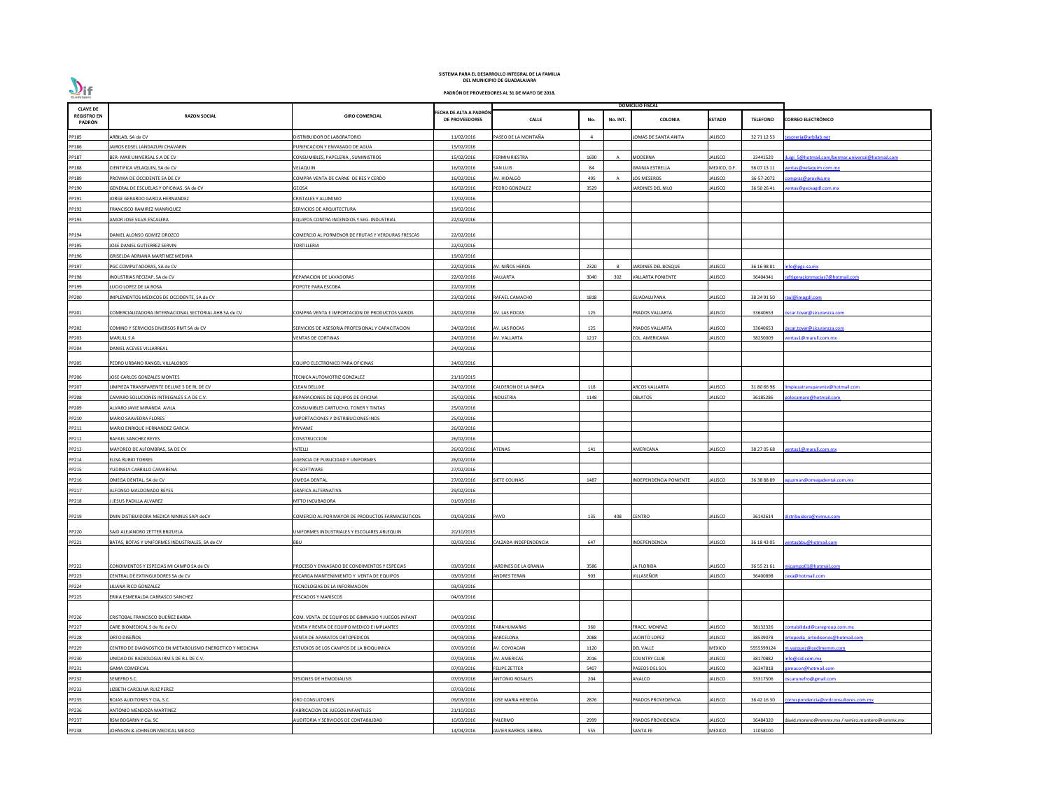**SISTEMA PARA EL DESARROLLO INTEGRAL DE LA FAMILIA**
**DEL MUNICIPIO DE GUADALAJARA**

**PADRÓN DE PROVEEDORES AL 31 DE MAYO DE 2018.**

| CLAVE DE REGISTRO EN PADRÓN | RAZON SOCIAL | GIRO COMERCIAL | FECHA DE ALTA A PADRÓN DE PROVEEDORES | DOMICILIO FISCAL | | | | | | |
|---|---|---|---|---|---|---|---|---|---|---|
| | | | | CALLE | No. | No. INT. | COLONIA | ESTADO | TELEFONO | CORREO ELECTRÓNICO |
| PP185 | ARBILAB, SA de CV | DISTRIBUIDOR DE LABORATORIO | 11/02/2016 | PASEO DE LA MONTAÑA | 4 | | LOMAS DE SANTA ANITA | JALISCO | 32 71 12 53 | tesoreria@arbilab.net |
| PP186 | JAIROS EDSEL LANDAZURI CHAVARIN | PURIFICACION Y ENVASADO DE AGUA | 15/02/2016 | | | | | | | |
| PP187 | BER- MAR UNIVERSAL S.A DE CV | CONSUMIBLES, PAPELERIA , SUMINISTROS | 15/02/2016 | FERMIN RIESTRA | 1690 | A | MODERNA | JALISCO | 33441520 | luigi_5@hotmail.com/bermar.universal@hotmail.com |
| PP188 | CIENTIFICA VELAQUIN, SA de CV | VELAQUIN | 16/02/2016 | SAN LUIS | 84 | | GRANJA ESTRELLA | MEXICO, D.F. | 56 07 13 11 | ventas@velaquim.com.mx |
| PP189 | PROVIKA DE OCCIDENTE SA DE CV | COMPRA VENTA DE CARNE DE RES Y CERDO | 16/02/2016 | AV. HIDALGO | 495 | A | LOS MESEROS | JALISCO | 36-57-2072 | compras@provika.mx |
| PP190 | GENERAL DE ESCUELAS Y OFICINAS, SA de CV | GEOSA | 16/02/2016 | PEDRO GONZALEZ | 3529 | | JARDINES DEL NILO | JALISCO | 36 50 26 41 | ventas@geosagdl.com.mx |
| PP191 | JORGE GERARDO GARCIA HERNANDEZ | CRISTALES Y ALUMINIO | 17/02/2016 | | | | | | | |
| PP192 | FRANCISCO RAMIREZ MANRIQUEZ | SERVICIOS DE ARQUITECTURA | 19/02/2016 | | | | | | | |
| PP193 | AMOR JOSE SILVA ESCALERA | EQUIPOS CONTRA INCENDIOS Y SEG. INDUSTRIAL | 22/02/2016 | | | | | | | |
| PP194 | DANIEL ALONSO GOMEZ OROZCO | COMERCIO AL PORMENOR DE FRUTAS Y VERDURAS FRESCAS | 22/02/2016 | | | | | | | |
| PP195 | JOSE DANIEL GUTIERREZ SERVIN | TORTILLERIA | 22/02/2016 | | | | | | | |
| PP196 | GRISELDA ADRIANA MARTINEZ MEDINA | | 19/02/2016 | | | | | | | |
| PP197 | PGC COMPUTADORAS, SA de CV | | 22/02/2016 | AV. NIÑOS HEROS | 2320 | B | JARDINES DEL BOSQUE | JALISCO | 36 16 98 81 | info@pgc-sa.mx |
| PP198 | INDUSTRIAS RECIZAP, SA de CV | REPARACION DE LAVADORAS | 22/02/2016 | VALLARTA | 3040 | 302 | VALLARTA PONIENTE | JALISCO | 36404341 | refrigeracionmacias7@hotmail.com |
| PP199 | LUCIO LOPEZ DE LA ROSA | POPOTE PARA ESCOBA | 22/02/2016 | | | | | | | |
| PP200 | IMPLEMENTOS MEDICOS DE OCCIDENTE, SA de CV | | 23/02/2016 | RAFAEL CAMACHO | 1818 | | GUADALUPANA | JALISCO | 38 24 91 50 | raul@imogdl.com |
| PP201 | COMERCIALIZADORA INTERNACIONAL SECTORIAL AHB SA de CV | COMPRA VENTA E IMPORTACION DE PRODUCTOS VARIOS | 24/02/2016 | AV. LAS ROCAS | 125 | | PRADOS VALLARTA | JALISCO | 33640653 | oscar.tovar@sicuranzza.com |
| PP202 | COMIND Y SERVICIOS DIVERSOS RMT SA de CV | SERVICIOS DE ASESORIA PROFESIONAL Y CAPACITACION | 24/02/2016 | AV. LAS ROCAS | 125 | | PRADOS VALLARTA | JALISCO | 33640653 | oscar.tovar@sicuranzza.com |
| PP203 | MARULL S.A | VENTAS DE CORTINAS | 24/02/2016 | AV. VALLARTA | 1217 | | COL. AMERICANA | JALISCO | 38250009 | ventas1@marull.com.mx |
| PP204 | DANIEL ACEVES VILLARREAL | | 24/02/2016 | | | | | | | |
| PP205 | PEDRO URBANO RANGEL VILLALOBOS | EQUIPO ELECTRONICO PARA OFICINAS | 24/02/2016 | | | | | | | |
| PP206 | JOSE CARLOS GONZALES MONTES | TECNICA AUTOMOTRIZ GONZALEZ | 21/10/2015 | | | | | | | |
| PP207 | LIMPIEZA TRANSPARENTE DELUXE S DE RL DE CV | CLEAN DELUXE | 24/02/2016 | CALDERON DE LA BARCA | 118 | | ARCOS VALLARTA | JALISCO | 31 80 66 98 | limpiezatransparente@hotmail.com |
| PP208 | CAMARO SOLUCIONES INTREGALES S.A DE C.V. | REPARACIONES DE EQUIPOS DE OFICINA | 25/02/2016 | INDUSTRIA | 1148 | | OBLATOS | JALISCO | 36185286 | polocamaro@hotmail.com |
| PP209 | ALVARO JAVIE MIRANDA AVILA | CONSUMIBLES CARTUCHO, TONER Y TINTAS | 25/02/2016 | | | | | | | |
| PP210 | MARIO SAAVEDRA FLORES | IMPORTACIONES Y DISTRIBUCIONES INDS | 25/02/2016 | | | | | | | |
| PP211 | MARIO ENRIQUE HERNANDEZ GARCIA | MYVAME | 26/02/2016 | | | | | | | |
| PP212 | RAFAEL SANCHEZ REYES | CONSTRUCCION | 26/02/2016 | | | | | | | |
| PP213 | MAYOREO DE ALFOMBRAS, SA DE CV | INTELLI | 26/02/2016 | ATENAS | 141 | | AMERICANA | JALISCO | 38 27 05 68 | ventas1@marull.com.mx |
| PP214 | ELISA RUBIO TORRES | AGENCIA DE PUBLICIDAD Y UNIFORMES | 26/02/2016 | | | | | | | |
| PP215 | YUDINELY CARRILLO CAMARENA | PC SOFTWARE | 27/02/2016 | | | | | | | |
| PP216 | OMEGA DENTAL, SA de CV | OMEGA DENTAL | 27/02/2016 | SIETE COLINAS | 1487 | | INDEPENDENCIA PONIENTE | JALISCO | 36 38 88 89 | eguzman@omegadental.com.mx |
| PP217 | ALFONSO MALDONADO REYES | GRAFICA ALTERNATIVA | 29/02/2016 | | | | | | | |
| PP218 | J.JESUS PADILLA ALVAREZ | MTTO INCUBADORA | 01/03/2016 | | | | | | | |
| PP219 | DMN DISTIBUIDORA MEDICA NINNUS SAPI deCV | COMERCIO AL POR MAYOR DE PRODUCTOS FARMACEUTICOS | 01/03/2016 | PAVO | 135 | 408 | CENTRO | JALISCO | 36142614 | distribuidora@ninnus.com |
| PP220 | SAID ALEJANDRO ZETTER BRIZUELA | UNIFORMES INDUSTRIALES Y ESCOLARES ARLEQUIN | 20/10/2015 | | | | | | | |
| PP221 | BATAS, BOTAS Y UNIFORMES INDUSTRIALES, SA de CV | BBU | 02/03/2016 | CALZADA INDEPENDENCIA | 647 | | INDEPENDENCIA | JALISCO | 36 18 43 05 | ventasbbu@hotmail.com |
| PP222 | CONDIMENTOS Y ESPECIAS MI CAMPO SA de CV | PROCESO Y ENVASADO DE CONDIMENTOS Y ESPECIAS | 03/03/2016 | JARDINES DE LA GRANJA | 3586 | | LA FLORIDA | JALISCO | 36 55 21 61 | micampo01@hotmail.com |
| PP223 | CENTRAL DE EXTINGUIDORES SA de CV | RECARGA MANTENIMIENTO Y VENTA DE EQUIPOS | 03/03/2016 | ANDRES TERAN | 903 | | VILLASEÑOR | JALISCO | 36400898 | cexa@hotmail.com |
| PP224 | LILIANA RICO GONZALEZ | TECNOLOGIAS DE LA INFORMACION | 03/03/2016 | | | | | | | |
| PP225 | ERIKA ESMERALDA CARRASCO SANCHEZ | PESCADOS Y MARISCOS | 04/03/2016 | | | | | | | |
| PP226 | CRISTOBAL FRANCISCO DUEÑEZ BARBA | COM. VENTA. DE EQUIPOS DE GIMNASIO Y JUEGOS INFANT | 04/03/2016 | | | | | | | |
| PP227 | CARE BIOMEDICAL S de RL de CV | VENTA Y RENTA DE EQUIPO MEDICO E IMPLANTES | 07/03/2016 | TARAHUMARAS | 360 | | FRACC. MONRAZ | JALISCO | 38132326 | contabilidad@caregroup.com.mx |
| PP228 | ORTO DISEÑOS | VENTA DE APARATOS ORTOPEDICOS | 04/03/2016 | BARCELONA | 2088 | | JACINTO LOPEZ | JALISCO | 38539078 | ortopedia_ortodisenos@hotmail.com |
| PP229 | CENTRO DE DIAGNOSTICO EN METABOLISMO ENERGETICO Y MEDICINA | ESTUDIOS DE LOS CAMPOS DE LA BIOQUIMICA | 07/03/2016 | AV. COYOACAN | 1120 | | DEL VALLE | MEXICO | 5555599124 | m.vazquez@cedimemm.com |
| PP230 | UNIDAD DE RADIOLOGIA IRM S DE R.L DE C.V. | | 07/03/2016 | AV. AMERICAS | 2016 | | COUNTRY CLUB | JALISCO | 38170882 | info@cid.com.mx |
| PP231 | GAMA COMERCIAL | | 07/03/2016 | FELIPE ZETTER | 5407 | | PASEOS DEL SOL | JALISCO | 36347818 | gamacon@hotmail.com |
| PP232 | SENEFRO S.C. | SESIONES DE HEMODIALISIS | 07/03/2016 | ANTONIO ROSALES | 204 | | ANALCO | JALISCO | 33317506 | oscarunefro@gmail.com |
| PP233 | LIZBETH CAROLINA RUIZ PEREZ | | 07/03/2016 | | | | | | | |
| PP235 | ROJAS AUDITORES Y CIA, S.C. | ORD CONSULTORES | 09/03/2016 | JOSE MARIA HEREDIA | 2876 | | PRADOS PROVEDENCIA | JALISCO | 36 42 16 30 | correspondencia@ordconsultores.com.mx |
| PP236 | ANTONIO MENDOZA MARTINEZ | FABRICACION DE JUEGOS INFANTILES | 21/10/2015 | | | | | | | |
| PP237 | RSM BOGARIN Y Cia, SC | AUDITORIA Y SERVICIOS DE CONTABILIDAD | 10/03/2016 | PALERMO | 2999 | | PRADOS PROVIDENCIA | JALISCO | 36484320 | david.moreno@rsmmx.mx / ramiro.montero@rsmmx.mx |
| PP238 | JOHNSON & JOHNSON MEDICAL MEXICO | | 14/04/2016 | JAVIER BARROS SIERRA | 555 | | SANTA FE | MEXICO | 11058100 | |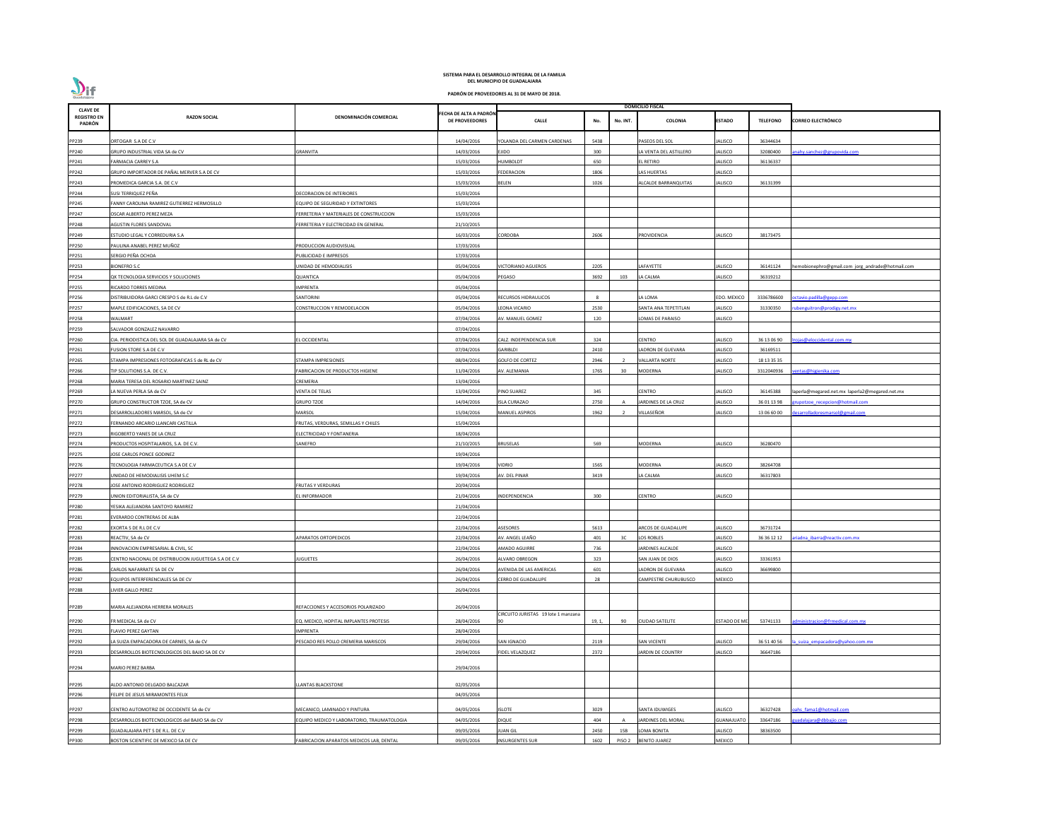**SISTEMA PARA EL DESARROLLO INTEGRAL DE LA FAMILIA**
**DEL MUNICIPIO DE GUADALAJARA**

**PADRÓN DE PROVEEDORES AL 31 DE MAYO DE 2018.**

| CLAVE DE REGISTRO EN PADRÓN | RAZON SOCIAL | DENOMINACIÓN COMERCIAL | FECHA DE ALTA A PADRÓN DE PROVEEDORES | DOMICILIO FISCAL | | | | | | |
|---|---|---|---|---|---|---|---|---|---|---|
| | | | | CALLE | No. | No. INT. | COLONIA | ESTADO | TELEFONO | CORREO ELECTRÓNICO |
| PP239 | ORTOGAR S.A DE C.V | | 14/04/2016 | YOLANDA DEL CARMEN CARDENAS | 5438 | | PASEOS DEL SOL | JALISCO | 36344634 | |
| PP240 | GRUPO INDUSTRIAL VIDA SA de CV | GRANVITA | 14/03/2016 | EJIDO | 300 | | LA VENTA DEL ASTILLERO | JALISCO | 32080400 | anahy.sanchez@grupovida.com |
| PP241 | FARMACIA CARREY S.A | | 15/03/2016 | HUMBOLDT | 650 | | EL RETIRO | JALISCO | 36136337 | |
| PP242 | GRUPO IMPORTADOR DE PAÑAL MERVER S.A DE CV | | 15/03/2016 | FEDERACION | 1806 | | LAS HUERTAS | JALISCO | | |
| PP243 | PROMEDICA GARCIA S.A. DE C.V | | 15/03/2016 | BELEN | 1026 | | ALCALDE BARRANQUITAS | JALISCO | 36131399 | |
| PP244 | SUSI TERRIQUEZ PEÑA | DECORACION DE INTERIORES | 15/03/2016 | | | | | | | |
| PP245 | FANNY CAROLINA RAMIREZ GUTIERREZ HERMOSILLO | EQUIPO DE SEGURIDAD Y EXTINTORES | 15/03/2016 | | | | | | | |
| PP247 | OSCAR ALBERTO PEREZ MEZA | FERRETERIA Y MATERIALES DE CONSTRUCCION | 15/03/2016 | | | | | | | |
| PP248 | AGUSTIN FLORES SANDOVAL | FERRETERIA Y ELECTRICIDAD EN GENERAL | 21/10/2015 | | | | | | | |
| PP249 | ESTUDIO LEGAL Y CORREDURIA S.A | | 16/03/2016 | CORDOBA | 2606 | | PROVIDENCIA | JALISCO | 38173475 | |
| PP250 | PAULINA ANABEL PEREZ MUÑOZ | PRODUCCION AUDIOVISUAL | 17/03/2016 | | | | | | | |
| PP251 | SERGIO PEÑA OCHOA | PUBLICIDAD E IMPRESOS | 17/03/2016 | | | | | | | |
| PP253 | BIONEFRO S.C | UNIDAD DE HEMODIALISIS | 05/04/2016 | VICTORIANO AGUEROS | 2205 | | LAFAYETTE | JALISCO | 36141124 | hemobionephro@gmail.com jorg_andrade@hotmail.com |
| PP254 | QK TECNOLOGIA SERVICIOS Y SOLUCIONES | QUANTICA | 05/04/2016 | PEGASO | 3692 | 103 | LA CALMA | JALISCO | 36319212 | |
| PP255 | RICARDO TORRES MEDINA | IMPRENTA | 05/04/2016 | | | | | | | |
| PP256 | DISTRIBUIDORA GARCI CRESPO S de R.L de C.V | SANTORINI | 05/04/2016 | RECURSOS HIDRAULICOS | 8 | | LA LOMA | EDO. MEXICO | 3336786600 | octavio.padilla@gepp.com |
| PP257 | MAPLE EDIFICACIONES, SA DE CV | CONSTRUCCION Y REMODELACION | 05/04/2016 | LEONA VICARIO | 2530 | | SANTA ANA TEPETITLAN | JALISCO | 31330350 | rubenguitron@prodigy.net.mx |
| PP258 | WALMART | | 07/04/2016 | AV. MANUEL GOMEZ | 120 | | LOMAS DE PARAISO | JALISCO | | |
| PP259 | SALVADOR GONZALEZ NAVARRO | | 07/04/2016 | | | | | | | |
| PP260 | CIA. PERIODISTICA DEL SOL DE GUADALAJARA SA de CV | EL OCCIDENTAL | 07/04/2016 | CALZ. INDEPENDENCIA SUR | 324 | | CENTRO | JALISCO | 36 13 06 90 | lrojas@eloccidental.com.mx |
| PP261 | FUSION STORE S.A DE C.V | | 07/04/2016 | GARIBLDI | 2410 | | LADRON DE GUEVARA | JALISCO | 36169511 | |
| PP265 | STAMPA IMPRESIONES FOTOGRAFICAS S de RL de CV | STAMPA IMPRESIONES | 08/04/2016 | GOLFO DE CORTEZ | 2946 | 2 | VALLARTA NORTE | JALISCO | 18 13 35 35 | |
| PP266 | TIP SOLUTIONS S.A. DE C.V. | FABRICACION DE PRODUCTOS HIGIENE | 11/04/2016 | AV. ALEMANIA | 1765 | 30 | MODERNA | JALISCO | 3312040936 | ventas@higienika.com |
| PP268 | MARIA TERESA DEL ROSARIO MARTINEZ SAINZ | CREMERIA | 13/04/2016 | | | | | | | |
| PP269 | LA NUEVA PERLA SA de CV | VENTA DE TELAS | 13/04/2016 | PINO SUAREZ | 345 | | CENTRO | JALISCO | 36145388 | laperla@megared.net.mx laperla2@megared.net.mx |
| PP270 | GRUPO CONSTRUCTOR TZOE, SA de CV | GRUPO TZOE | 14/04/2016 | ISLA CURAZAO | 2750 | A | JARDINES DE LA CRUZ | JALISCO | 36 01 13 98 | grupotzoe_recepcion@hotmail.com |
| PP271 | DESARROLLADORES MARSOL, SA de CV | MARSOL | 15/04/2016 | MANUEL ASPIROS | 1962 | 2 | VILLASEÑOR | JALISCO | 13 06 60 00 | desarrolladoresmarsol@gmail.com |
| PP272 | FERNANDO ARCARIO LLANCARI CASTILLA | FRUTAS, VERDURAS, SEMILLAS Y CHILES | 15/04/2016 | | | | | | | |
| PP273 | RIGOBERTO YANES DE LA CRUZ | ELECTRICIDAD Y FONTANERIA | 18/04/2016 | | | | | | | |
| PP274 | PRODUCTOS HOSPITALARIOS, S.A. DE C.V. | SANEFRO | 21/10/2015 | BRUSELAS | 569 | | MODERNA | JALISCO | 36280470 | |
| PP275 | JOSE CARLOS PONCE GODINEZ | | 19/04/2016 | | | | | | | |
| PP276 | TECNOLOGIA FARMACEUTICA S.A DE C.V | | 19/04/2016 | VIDRIO | 1565 | | MODERNA | JALISCO | 38264708 | |
| PP277 | UNIDAD DE HEMODIALISIS UHEM S.C | | 19/04/2016 | AV. DEL PINAR | 3419 | | LA CALMA | JALISCO | 36317803 | |
| PP278 | JOSE ANTONIO RODRIGUEZ RODRIGUEZ | FRUTAS Y VERDURAS | 20/04/2016 | | | | | | | |
| PP279 | UNION EDITORIALISTA, SA de CV | EL INFORMADOR | 21/04/2016 | INDEPENDENCIA | 300 | | CENTRO | JALISCO | | |
| PP280 | YESIKA ALEJANDRA SANTOYO RAMIREZ | | 21/04/2016 | | | | | | | |
| PP281 | EVERARDO CONTRERAS DE ALBA | | 22/04/2016 | | | | | | | |
| PP282 | EXORTA S DE R.L DE C.V | | 22/04/2016 | ASESORES | 5613 | | ARCOS DE GUADALUPE | JALISCO | 36731724 | |
| PP283 | REACTIV, SA de CV | APARATOS ORTOPEDICOS | 22/04/2016 | AV. ANGEL LEAÑO | 401 | 3C | LOS ROBLES | JALISCO | 36 36 12 12 | ariadna_ibarra@reactiv.com.mx |
| PP284 | INNOVACION EMPRESARIAL & CIVIL, SC | | 22/04/2016 | AMADO AGUIRRE | 736 | | JARDINES ALCALDE | JALISCO | | |
| PP285 | CENTRO NACIONAL DE DISTRIBUCION JUGUETEGA S.A DE C.V | JUGUETES | 26/04/2016 | ALVARO OBREGON | 323 | | SAN JUAN DE DIOS | JALISCO | 33361953 | |
| PP286 | CARLOS NAFARRATE SA DE CV | | 26/04/2016 | AVENIDA DE LAS AMERICAS | 601 | | LADRON DE GUEVARA | JALISCO | 36699800 | |
| PP287 | EQUIPOS INTERFERENCIALES SA DE CV | | 26/04/2016 | CERRO DE GUADALUPE | 28 | | CAMPESTRE CHURUBUSCO | MEXICO | | |
| PP288 | LIVIER GALLO PEREZ | | 26/04/2016 | | | | | | | |
| PP289 | MARIA ALEJANDRA HERRERA MORALES | REFACCIONES Y ACCESORIOS POLARIZADO | 26/04/2016 | | | | | | | |
| PP290 | FR MEDICAL SA de CV | EQ. MEDICO, HOPITAL IMPLANTES PROTESIS | 28/04/2016 | CIRCUITO JURISTAS 19 lote 1 manzana 90 | 19, 1, | 90 | CIUDAD SATELITE | ESTADO DE ME | 53741133 | administracion@frmedical.com.mx |
| PP291 | FLAVIO PEREZ GAYTAN | IMPRENTA | 28/04/2016 | | | | | | | |
| PP292 | LA SUIZA EMPACADORA DE CARNES, SA de CV | PESCADO RES POLLO CREMERIA MARISCOS | 29/04/2016 | SAN IGNACIO | 2119 | | SAN VICENTE | JALISCO | 36 51 40 56 | la_suiza_empacadora@yahoo.com.mx |
| PP293 | DESARROLLOS BIOTECNOLOGICOS DEL BAJIO SA DE CV | | 29/04/2016 | FIDEL VELAZQUEZ | 2372 | | JARDIN DE COUNTRY | JALISCO | 36647186 | |
| PP294 | MARIO PEREZ BARBA | | 29/04/2016 | | | | | | | |
| PP295 | ALDO ANTONIO DELGADO BALCAZAR | LLANTAS BLACKSTONE | 02/05/2016 | | | | | | | |
| PP296 | FELIPE DE JESUS MIRAMONTES FELIX | | 04/05/2016 | | | | | | | |
| PP297 | CENTRO AUTOMOTRIZ DE OCCIDENTE SA de CV | MECANICO, LAMINADO Y PINTURA | 04/05/2016 | ISLOTE | 3029 | | SANTA IDUWIGES | JALISCO | 36327428 | oahs_fama1@hotmail.com |
| PP298 | DESARROLLOS BIOTECNOLOGICOS del BAJIO SA de CV | EQUIPO MEDICO Y LABORATORIO, TRAUMATOLOGIA | 04/05/2016 | DIQUE | 404 | A | JARDINES DEL MORAL | GUANAJUATO | 33647186 | guadalajara@dbbajio.com |
| PP299 | GUADALAJARA PET S DE R.L. DE C.V | | 09/05/2016 | JUAN GIL | 2450 | 15B | LOMA BONITA | JALISCO | 38363500 | |
| PP300 | BOSTON SCIENTIFIC DE MEXICO SA DE CV | FABRICACION APARATOS MEDICOS LAB, DENTAL | 09/05/2016 | INSURGENTES SUR | 1602 | PISO 2 | BENITO JUAREZ | MEXICO | | |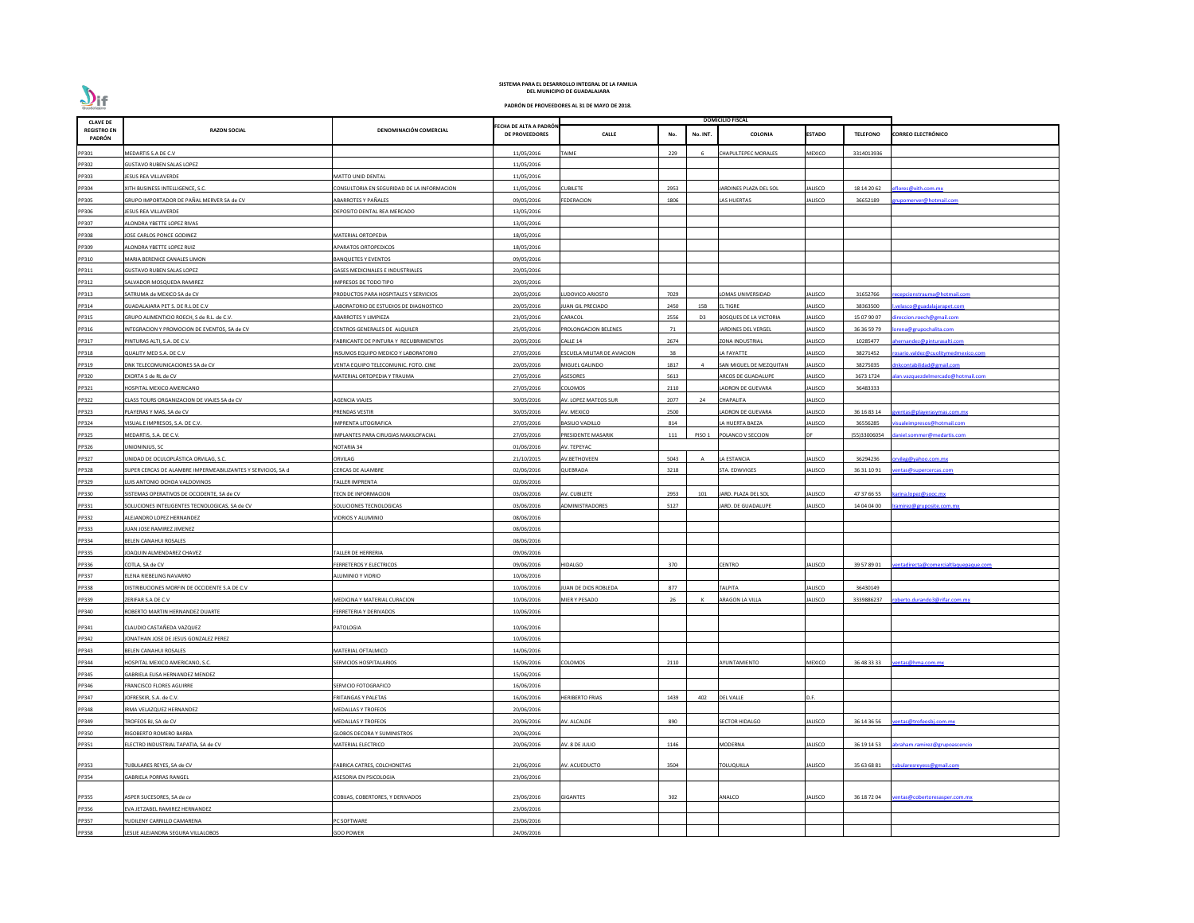**SISTEMA PARA EL DESARROLLO INTEGRAL DE LA FAMILIA DEL MUNICIPIO DE GUADALAJARA**

**PADRÓN DE PROVEEDORES AL 31 DE MAYO DE 2018.**

| CLAVE DE REGISTRO EN PADRÓN | RAZON SOCIAL | DENOMINACIÓN COMERCIAL | FECHA DE ALTA A PADRÓN DE PROVEEDORES | DOMICILIO FISCAL | | | | | | | |
|---|---|---|---|---|---|---|---|---|---|---|---|
| | | | | CALLE | No. | No. INT. | COLONIA | ESTADO | TELEFONO | CORREO ELECTRÓNICO |
| PP301 | MEDARTIS S.A DE C.V | | 11/05/2016 | TAIME | 229 | 6 | CHAPULTEPEC MORALES | MEXICO | 3314013936 | |
| PP302 | GUSTAVO RUBEN SALAS LOPEZ | | 11/05/2016 | | | | | | | |
| PP303 | JESUS REA VILLAVERDE | MATTO UNID DENTAL | 11/05/2016 | | | | | | | |
| PP304 | XITH BUSINESS INTELLIGENCE, S.C. | CONSULTORIA EN SEGURIDAD DE LA INFORMACION | 11/05/2016 | CUBILETE | 2953 | | JARDINES PLAZA DEL SOL | JALISCO | 18 14 20 62 | eflores@xith.com.mx |
| PP305 | GRUPO IMPORTADOR DE PAÑAL MERVER SA de CV | ABARROTES Y PAÑALES | 09/05/2016 | FEDERACION | 1806 | | LAS HUERTAS | JALISCO | 36652189 | grupomerver@hotmail.com |
| PP306 | JESUS REA VILLAVERDE | DEPOSITO DENTAL REA MERCADO | 13/05/2016 | | | | | | | |
| PP307 | ALONDRA YBETTE LOPEZ RIVAS | | 13/05/2016 | | | | | | | |
| PP308 | JOSE CARLOS PONCE GODINEZ | MATERIAL ORTOPEDIA | 18/05/2016 | | | | | | | |
| PP309 | ALONDRA YBETTE LOPEZ RUIZ | APARATOS ORTOPEDICOS | 18/05/2016 | | | | | | | |
| PP310 | MARIA BERENICE CANALES LIMON | BANQUETES Y EVENTOS | 09/05/2016 | | | | | | | |
| PP311 | GUSTAVO RUBEN SALAS LOPEZ | GASES MEDICINALES E INDUSTRIALES | 20/05/2016 | | | | | | | |
| PP312 | SALVADOR MOSQUEDA RAMIREZ | IMPRESOS DE TODO TIPO | 20/05/2016 | | | | | | | |
| PP313 | SATRUMA de MEXICO SA de CV | PRODUCTOS PARA HOSPITALES Y SERVICIOS | 20/05/2016 | LUDOVICO ARIOSTO | 7029 | | LOMAS UNIVERSIDAD | JALISCO | 31652766 | recepcionstrauma@hotmail.com |
| PP314 | GUADALAJARA PET S. DE R.L DE C.V | LABORATORIO DE ESTUDIOS DE DIAGNOSTICO | 20/05/2016 | JUAN GIL PRECIADO | 2450 | 15B | EL TIGRE | JALISCO | 38363500 | l.velasco@guadalajarapet.com |
| PP315 | GRUPO ALIMENTICIO ROECH, S de R.L. de C.V. | ABARROTES Y LIMPIEZA | 23/05/2016 | CARACOL | 2556 | D3 | BOSQUES DE LA VICTORIA | JALISCO | 15 07 90 07 | direccion.roech@gmail.com |
| PP316 | INTEGRACION Y PROMOCION DE EVENTOS, SA de CV | CENTROS GENERALES DE ALQUILER | 25/05/2016 | PROLONGACION BELENES | 71 | | JARDINES DEL VERGEL | JALISCO | 36 36 59 79 | lorena@grupochalita.com |
| PP317 | PINTURAS ALTI, S.A. DE C.V. | FABRICANTE DE PINTURA Y RECUBRIMIENTOS | 20/05/2016 | CALLE 14 | 2674 | | ZONA INDUSTRIAL | JALISCO | 10285477 | ahernandez@pinturasalti.com |
| PP318 | QUALITY MED S.A. DE C.V | INSUMOS EQUIPO MEDICO Y LABORATORIO | 27/05/2016 | ESCUELA MILITAR DE AVIACION | 38 | | LA FAYATTE | JALISCO | 38271452 | rosario.valdez@cualitymedmexico.com |
| PP319 | DNK TELECOMUNICACIONES SA de CV | VENTA EQUIPO TELECOMUNIC. FOTO. CINE | 20/05/2016 | MIGUEL GALINDO | 1817 | 4 | SAN MIGUEL DE MEZQUITAN | JALISCO | 38275035 | dnkcontabilidad@gmail.com |
| PP320 | EXORTA S de RL de CV | MATERIAL ORTOPEDIA Y TRAUMA | 27/05/2016 | ASESORES | 5613 | | ARCOS DE GUADALUPE | JALISCO | 3673 1724 | alan.vazquezdelmercado@hotmail.com |
| PP321 | HOSPITAL MEXICO AMERICANO | | 27/05/2016 | COLOMOS | 2110 | | LADRON DE GUEVARA | JALISCO | 36483333 | |
| PP322 | CLASS TOURS ORGANIZACION DE VIAJES SA de CV | AGENCIA VIAJES | 30/05/2016 | AV. LOPEZ MATEOS SUR | 2077 | 24 | CHAPALITA | JALISCO | | |
| PP323 | PLAYERAS Y MAS, SA de CV | PRENDAS VESTIR | 30/05/2016 | AV. MEXICO | 2500 | | LADRON DE GUEVARA | JALISCO | 36 16 83 14 | gventas@playerasymas.com.mx |
| PP324 | VISUAL E IMPRESOS, S.A. DE C.V. | IMPRENTA LITOGRAFICA | 27/05/2016 | BASILIO VADILLO | 814 | | LA HUERTA BAEZA | JALISCO | 36556285 | visualeimpresos@hotmail.com |
| PP325 | MEDARTIS, S.A. DE C.V. | IMPLANTES PARA CIRUGIAS MAXILOFACIAL | 27/05/2016 | PRESIDENTE MASARIK | 111 | PISO 1 | POLANCO V SECCION | DF | (55)33006054 | daniel.sommer@medartis.com |
| PP326 | UNIONINJUS, SC | NOTARIA 34 | 01/06/2016 | AV. TEPEYAC | | | | | | |
| PP327 | UNIDAD DE OCULOPLÁSTICA ORVILAG, S.C. | ORVILAG | 21/10/2015 | AV.BETHOVEEN | 5043 | A | LA ESTANCIA | JALISCO | 36294236 | orvilag@yahoo.com.mx |
| PP328 | SUPER CERCAS DE ALAMBRE IMPERMEABILIZANTES Y SERVICIOS, SA d | CERCAS DE ALAMBRE | 02/06/2016 | QUEBRADA | 3218 | | STA. EDWVIGES | JALISCO | 36 31 10 91 | ventas@supercercas.com |
| PP329 | LUIS ANTONIO OCHOA VALDOVINOS | TALLER IMPRENTA | 02/06/2016 | | | | | | | |
| PP330 | SISTEMAS OPERATIVOS DE OCCIDENTE, SA de CV | TECN DE INFORMACION | 03/06/2016 | AV. CUBILETE | 2953 | 101 | JARD. PLAZA DEL SOL | JALISCO | 47 37 66 55 | karina.lopez@sooc.mx |
| PP331 | SOLUCIONES INTELIGENTES TECNOLOGICAS, SA de CV | SOLUCIONES TECNOLOGICAS | 03/06/2016 | ADMINISTRADORES | 5127 | | JARD. DE GUADALUPE | JALISCO | 14 04 04 00 | lramirez@gruposite.com.mx |
| PP332 | ALEJANDRO LOPEZ HERNANDEZ | VIDRIOS Y ALUMINIO | 08/06/2016 | | | | | | | |
| PP333 | JUAN JOSE RAMIREZ JIMENEZ | | 08/06/2016 | | | | | | | |
| PP334 | BELEN CANAHUI ROSALES | | 08/06/2016 | | | | | | | |
| PP335 | JOAQUIN ALMENDAREZ CHAVEZ | TALLER DE HERRERIA | 09/06/2016 | | | | | | | |
| PP336 | COTLA, SA de CV | FERRETEROS Y ELECTRICOS | 09/06/2016 | HIDALGO | 370 | | CENTRO | JALISCO | 39 57 89 01 | ventadirecta@comercialtlaquepaque.com |
| PP337 | ELENA RIEBELING NAVARRO | ALUMINIO Y VIDRIO | 10/06/2016 | | | | | | | |
| PP338 | DISTRIBUCIONES MORFIN DE OCCIDENTE S.A DE C.V | | 10/06/2016 | JUAN DE DIOS ROBLEDA | 877 | | TALPITA | JALISCO | 36430149 | |
| PP339 | ZERIFAR S.A DE C.V | MEDICINA Y MATERIAL CURACION | 10/06/2016 | MIER Y PESADO | 26 | K | ARAGON LA VILLA | JALISCO | 3339886237 | roberto.durando3@rifar.com.mx |
| PP340 | ROBERTO MARTIN HERNANDEZ DUARTE | FERRETERIA Y DERIVADOS | 10/06/2016 | | | | | | | |
| PP341 | CLAUDIO CASTAÑEDA VAZQUEZ | PATOLOGIA | 10/06/2016 | | | | | | | |
| PP342 | JONATHAN JOSE DE JESUS GONZALEZ PEREZ | | 10/06/2016 | | | | | | | |
| PP343 | BELEN CANAHUI ROSALES | MATERIAL OFTALMICO | 14/06/2016 | | | | | | | |
| PP344 | HOSPITAL MEXICO AMERICANO, S.C. | SERVICIOS HOSPITALARIOS | 15/06/2016 | COLOMOS | 2110 | | AYUNTAMIENTO | MEXICO | 36 48 33 33 | ventas@hma.com.mx |
| PP345 | GABRIELA ELISA HERNANDEZ MENDEZ | | 15/06/2016 | | | | | | | |
| PP346 | FRANCISCO FLORES AGUIRRE | SERVICIO FOTOGRAFICO | 16/06/2016 | | | | | | | |
| PP347 | JOFRESKIR, S.A. de C.V. | FRITANGAS Y PALETAS | 16/06/2016 | HERIBERTO FRIAS | 1439 | 402 | DEL VALLE | D.F. | | |
| PP348 | IRMA VELAZQUEZ HERNANDEZ | MEDALLAS Y TROFEOS | 20/06/2016 | | | | | | | |
| PP349 | TROFEOS BJ, SA de CV | MEDALLAS Y TROFEOS | 20/06/2016 | AV. ALCALDE | 890 | | SECTOR HIDALGO | JALISCO | 36 14 36 56 | ventas@trofeosbj.com.mx |
| PP350 | RIGOBERTO ROMERO BARBA | GLOBOS DECORA Y SUMINISTROS | 20/06/2016 | | | | | | | |
| PP351 | ELECTRO INDUSTRIAL TAPATIA, SA de CV | MATERIAL ELECTRICO | 20/06/2016 | AV. 8 DE JULIO | 1146 | | MODERNA | JALISCO | 36 19 14 53 | abraham.ramirez@grupoascencio |
| PP353 | TUBULARES REYES, SA de CV | FABRICA CATRES, COLCHONETAS | 21/06/2016 | AV. ACUEDUCTO | 3504 | | TOLUQUILLA | JALISCO | 35 63 68 81 | tubularesreyess@gmail.com |
| PP354 | GABRIELA PORRAS RANGEL | ASESORIA EN PSICOLOGIA | 23/06/2016 | | | | | | | |
| PP355 | ASPER SUCESORES, SA de cv | COBIJAS, COBERTORES, Y DERIVADOS | 23/06/2016 | GIGANTES | 302 | | ANALCO | JALISCO | 36 18 72 04 | ventas@cobertoresasper.com.mx |
| PP356 | EVA JETZABEL RAMIREZ HERNANDEZ | | 23/06/2016 | | | | | | | |
| PP357 | YUDILENY CARRILLO CAMARENA | PC SOFTWARE | 23/06/2016 | | | | | | | |
| PP358 | LESLIE ALEJANDRA SEGURA VILLALOBOS | GOO POWER | 24/06/2016 | | | | | | | |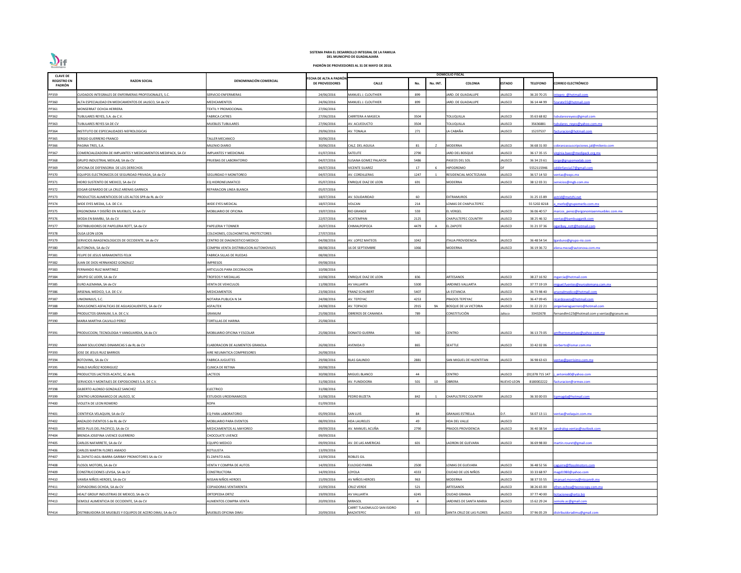**SISTEMA PARA EL DESARROLLO INTEGRAL DE LA FAMILIA**
**DEL MUNICIPIO DE GUADALAJARA**

**PADRÓN DE PROVEEDORES AL 31 DE MAYO DE 2018.**

| CLAVE DE REGISTRO EN PADRÓN | RAZON SOCIAL | DENOMINACIÓN COMERCIAL | FECHA DE ALTA A PADRÓN DE PROVEEDORES | DOMICILIO FISCAL | | | | | | | |
|---|---|---|---|---|---|---|---|---|---|---|---|
| | | | | CALLE | No. | No. INT. | COLONIA | ESTADO | TELEFONO | CORREO ELECTRÓNICO |
| PP359 | CUIDADOS INTEGRALES DE ENFERMERAS PROFESIONALES, S.C. | SERVICIO ENFERMERAS | 24/06/2016 | MANUEL J. CLOUTHIER | 899 | | JARD. DE GUADALUPE | JALISCO | 36 20 70 25 | intepro_@hotmail.com |
| PP360 | ALTA ESPECIALIDAD EN MEDICAMENTOS DE JALISCO, SA de CV | MEDICAMENTOS | 24/06/2016 | MANUEL J. CLOUTHIER | 899 | | JARD. DE GUADALUPE | JALISCO | 36 14 44 99 | 5zarate55@hotmail.com |
| PP361 | MONSERRAT OCHOA HERRERA | TEXTIL Y PROMOCIONAL | 27/06/2016 | | | | | | | |
| PP362 | TUBULARES REYES, S.A. de C.V. | FABRICA CATRES | 27/06/2016 | CARRTERA A MASECA | 3504 | | TOLUQUILLA | JALISCO | 35 63 68 82 | tubularesreyess@gmail.com |
| PP363 | TUBULARES REYES SA DE CV | MUEBLES TUBULARES | 27/06/2016 | AV. ACUEDUCTO | 3504 | | TOLUQUILLA | JALISCO | 35636881 | tubulares_reyes@yahoo.com.mx |
| PP364 | INSTITUTO DE ESPECIALIDADES NEFROLOGICAS | | 29/06/2016 | AV. TONALA | 271 | | LA CABAÑA | JALISCO | 15237537 | facturacion@hotmail.com |
| PP365 | SERGIO GUERRERO FRANCO | TALLER MECANICO | 30/06/2016 | | | | | | | |
| PP366 | PAGINA TRES, S.A. | MILENIO DIARIO | 30/06/2016 | CALZ. DEL AGUILA | 81 | Z | MODERNA | JALISCO | 36 68 31 00 | cobranzassuscripciones.jal@milenio.com |
| PP367 | COMERCIALIZADORA DE IMPLANTES Y MEDICAMENTOS MEDIPACK, SA CV | IMPLANTES Y MEDICINAS | 01/07/2016 | SATELITE | 2790 | | JARD DEL BOSQUE | JALISCO | 36 17 35 15 | virginia.baez@medipack.org.mx |
| PP368 | GRUPO INDUSTRIAL MEXLAB, SA de CV | PRUEBAS DE LABORATORIO | 04/07/2016 | SUSANA GOMEZ PALAFOX | 5486 | | PASEOS DEL SOL | JALISCO | 36 34 23 61 | jorge@grupomexlab.com |
| PP369 | OFICINA DE DEFENSORIA DE LOS DERECHOS | | 04/07/2016 | VICENTE SUAREZ | 17 | 6 | HIPODROMO | DF | 5552115946 | oddinfancia17@gmail.com |
| PP370 | EQUIPOS ELECTRONICOS DE SEGURIDAD PRIVADA, SA de CV | SEGURIDAD Y MONITOREO | 04/07/2016 | AV. CORDILLERAS | 1247 | 1 | RESIDENCIAL MOCTEZUMA | JALISCO | 36 57 14 50 | ventas@eeps.mx |
| PP371 | HIDRO SUSTENTO DE MEXICO, SA de CV | EQ HIDRONEUMATICO | 05/07/2016 | ENRIQUE DIAZ DE LEON | 691 | | MODERNA | JALISCO | 38 12 03 31 | servicios@mgb.com.mx |
| PP372 | EDGAR GERARDO DE LA CRUZ ARENAS GARNICA | REPARACION LINEA BLANCA | 05/07/2016 | | | | | | | |
| PP373 | PRODUCTOS ALIMENTICIOS DE LOS ALTOS SPR de RL de CV | | 18/07/2016 | AV. SOLIDARIDAD | 60 | | EXTRAMUROS | JALISCO | 31 25 15 89 | astrid@metzhi.net |
| PP374 | WIDE EYES MEDIA, S.A. DE C.V. | WIDE EYES MEDICAL | 18/07/2016 | VOLCAN | 214 | | LOMAS DE CHAPULTEPEC | | 55 5202 8218 | a_merlo@grupomerlo.com.mx |
| PP375 | ERGONOMIA Y DISEÑO EN MUEBLES, SA de CV | MOBILIARIO DE OFICINA | 19/07/2016 | RIO GRANDE | 559 | | EL VERGEL | JALISCO | 36 06 40 57 | marcos_perez@ergonomiaenmuebles.com.mx |
| PP376 | MODA EN BAMBU, SA de CV | | 22/07/2016 | ACATEMPAN | 2125 | | CHAPULTEPEC COUNTRY | JALISCO | 38 25 46 32 | ventas@bambuaganik.com |
| PP377 | DISTRIBUIDORES DE PAPELERIA ROTT, SA de CV | PAPELERIA Y TONNER | 26/07/2016 | CHIMALPOPOCA | 4479 | A | EL ZAPOTE | JALISCO | 31 21 37 36 | ogaribay_rott@hotmail.com |
| PP378 | OLGA LEON LEON | COLCHONES, COLCHONETAS, PROTECTORES | 27/07/2016 | | | | | | | |
| PP379 | SERVICIOS IMAGENOLOGICOS DE OCCIDENTE, SA de CV | CENTRO DE DIAGNOSTICO MEDICO | 04/08/2016 | AV. LOPEZ MATEOS | 1042 | | ITALIA PROVIDENCIA | JALISCO | 36 48 54 54 | lgarduno@grupo-rio.com |
| PP380 | AUTONOVA, SA de CV | COMPRA VENTA DISTRIBUCION AUTOMOVILES | 08/08/2016 | 16 DE SEPTIEMBRE | 1066 | | MODERNA | JALISCO | 36 19 36 72 | elena.meza@autonova.com.mx |
| PP381 | FELIPE DE JESUS MIRAMONTES FELIX | FABRICA SILLAS DE RUEDAS | 08/08/2016 | | | | | | | |
| PP382 | JUAN DE DIOS HERNANDEZ GONZALEZ | IMPRESOS | 09/08/2016 | | | | | | | |
| PP383 | FERNANDO RUIZ MARTINEZ | ARTICULOS PARA DECORACION | 10/08/2016 | | | | | | | |
| PP384 | GRUPO GC UDER, SA de CV | TROFEOS Y MEDALLAS | 10/08/2016 | ENRIQUE DIAZ DE LEON | 836 | | ARTESANOS | JALISCO | 38 27 16 92 | mgarcia@hotmail.com |
| PP385 | EURO ALEMANA, SA de CV | VENTA DE VEHICULOS | 11/08/2016 | AV VALLARTA | 5300 | | JARDINES VALLARTA | JALISCO | 37 77 19 19 | miguel.fuentes@euroalemana.com.mx |
| PP386 | ARSENAL MEDICO, S.A. DE C.V. | MEDICAMENTOS | 23/08/2016 | FRANZ SCHUBERT | 5407 | | LA ESTANCIA | JALISCO | 36 73 98 40 | arsenalmedico@hotmail.com |
| PP387 | UNIONINJUS, S.C. | NOTARIA PUBLICA N 34 | 24/08/2016 | AV. TEPEYAC | 4253 | | PRADOS TEPEYAC | JALISCO | 36 47 09 45 | ricardosvera@hotmail.com |
| PP388 | EMULSIONES ASFALTICAS DE AGUASCALIENTES, SA de CV | ASFALTEK | 24/08/2016 | AV. TOPACIO | 2915 | 9A | BOSQUE DE LA VICTORIA | JALISCO | 31 22 22 21 | jorgeriveraguerrero@hotmail.com |
| PP389 | PRODUCTOS GRANUM, S.A. DE C.V. | GRANUM | 25/08/2016 | OBREROS DE CANANEA | 789 | | CONSTITUCIÓN | Jalisco | 33432678 | fernandlm123@hotmail.com y ventas@granum.ws |
| PP390 | MARIA MARTHA CALVILLO PEREZ | TORTILLAS DE HARINA | 25/08/2016 | | | | | | | |
| PP391 | PRODUCCION, TECNOLOGIA Y VANGUARDIA, SA de CV | MOBILIARIO OFICINA Y ESCOLAR | 25/08/2016 | DONATO GUERRA | 560 | | CENTRO | JALISCO | 36 13 73 05 | amfhermmanluxe@yahoo.com.mx |
| PP392 | ISMAR SOLUCIONES DINAMICAS S de RL de CV | ELABORACION DE ALIMENTOS GRANOLA | 26/08/2016 | AVENIDA D | 865 | | SEATTLE | JALISCO | 33 42 02 06 | norberto@ismar.com.mx |
| PP393 | JOSE DE JESUS RUIZ BARRIOS | AIRE NEUMATICA COMPRESORES | 26/08/2016 | | | | | | | |
| PP394 | ROTOVINIL, SA de CV | FABRICA JUGUETES | 29/08/2016 | BLAS GALINDO | 2881 | | SAN MIGUEL DE HUENTITAN | JALISCO | 36 98 63 63 | ventas@perrisimo.com.mx |
| PP395 | PABLO MUÑOZ RODRIGUEZ | CLINICA DE RETINA | 30/08/2016 | | | | | | | |
| PP396 | PRODUCTOS LACTEOS ACATIC, SC de RL | LACTEOS | 30/08/2016 | MIGUEL BLANCO | 44 | | CENTRO | JALISCO | (01)378 715 147 | j_antonio80@yahoo.com |
| PP397 | SERVICIOS Y MONTAJES DE EXPOSICIONES S.A. DE C.V. | | 31/08/2016 | AV. FUNDIDORA | 501 | 10 | OBRERA | NUEVO LEON | 8180002222 | facturacion@ormex.com |
| PP398 | GILBERTO ALONSO GONZALEZ SANCHEZ | ELECTRICO | 31/08/2016 | | | | | | | |
| PP399 | CENTRO URODINAMICO DE JALISCO, SC | ESTUDIOS URODINAMICOS | 31/08/2016 | PEDRO BUZETA | 842 | 1 | CHAPULTEPEC COUNTRY | JALISCO | 36 30 00 03 | lcpmagda@hotmail.com |
| PP400 | VIOLETA DE LEON ROMERO | ROPA | 01/09/2016 | | | | | | | |
| PP401 | CIENTIFICA VELAQUIN, SA de CV | EQ PARA LABORATORIO | 05/09/2016 | SAN LUIS | 84 | | GRANJAS ESTRELLA | D.F. | 56 07 13 11 | ventas@velaquin.com.mx |
| PP402 | ANZALDO EVENTOS S de RL de CV | MOBILIARIO PARA EVENTOS | 08/09/2016 | HDA LAURELES | 49 | | HDA DEL VALLE | JALISCO | | |
| PP403 | MEDI PLUS DEL PACIFICO, SA de CV | MEDICAMENTOS AL MAYOREO | 09/09/2016 | AV. MANUEL ACUÑA | 2790 | | PRADOS PROVIDENCIA | JALISCO | 36 40 38 54 | sandralop.ventas@outlook.com |
| PP404 | BRENDA JOSEFINA UVENCE GUERRERO | CHOCOLATE UVENCE | 09/09/2016 | | | | | | | |
| PP405 | CARLOS NAFARRETE, SA de CV | EQUIPO MEDICO | 09/09/2016 | AV. DE LAS AMERICAS | 601 | | LADRON DE GUEVARA | JALISCO | 36 69 98 00 | martin.rouret@gmail.com |
| PP406 | CARLOS MARTIN FLORES AMADO | ROTULISTA | 13/09/2016 | | | | | | | |
| PP407 | EL ZAPATO AGIL IBARRA GARIBAY PROMOTORES SA de CV | EL ZAPATO AGIL | 13/09/2016 | ROBLES GIL | | | | | | |
| PP408 | FLOSOL MOTORS, SA de CV | VENTA Y COMPRA DE AUTOS | 14/09/2016 | EULOGIO PARRA | 2500 | | LOMAS DE GUEVARA | JALISCO | 36 48 52 56 | caguirre@flosolmotors.com |
| PP409 | CONSTRUCCIONES LEVISA, SA de CV | CONSTRUCTORA | 14/09/2016 | LOYOLA | 4333 | | CIUDAD DE LOS NIÑOS | JALISCO | 33 33 68 97 | magd1980@yahoo.com |
| PP410 | VAMSA NIÑOS HEROES, SA de CV | NISSAN NIÑOS HEROES | 15/09/2016 | AV NIÑOS HEROES | 963 | | MODERNA | JALISCO | 38 37 55 55 | jmanuel.monroy@nissannh.mx |
| PP411 | COPIADORAS OCHOA, SA de CV | COPIADORAS VENTARENTA | 15/09/2016 | CRUZ VERDE | 521 | | ARTESANOS | JALISCO | 38 26 65 00 | efren.ochoa@tecnocopy.com.mx |
| PP412 | HEALT GROUP INDUSTRIAS DE MEXICO, SA de CV | ORTOPEDIA ORTIZ | 19/09/2016 | AV VALLARTA | 6245 | | CIUDAD GRANJA | JALISCO | 37 77 40 00 | licitaciones@ortiz.biz |
| PP413 | SEMOLE ALIMENTICIA DE OCCIDENTE, SA de CV | ALIMENTOS COMPRA VENTA | 20/09/2016 | MIRASOL | 4 | | JARDINES DE SANTA MARIA | JALISCO | 15 62 29 24 | semole.ac@gmail.com |
| PP414 | DISTRIBUIDORA DE MUEBLES Y EQUIPOS DE ACERO DIMU, SA de CV | MUEBLES OFICINA DIMU | 20/09/2016 | CARRT TLAJOMULCO SAN ISIDRO MAZATEPEC | 615 | | SANTA CRUZ DE LAS FLORES | JALISCO | 37 96 05 29 | distribuidoradimu@gmail.com |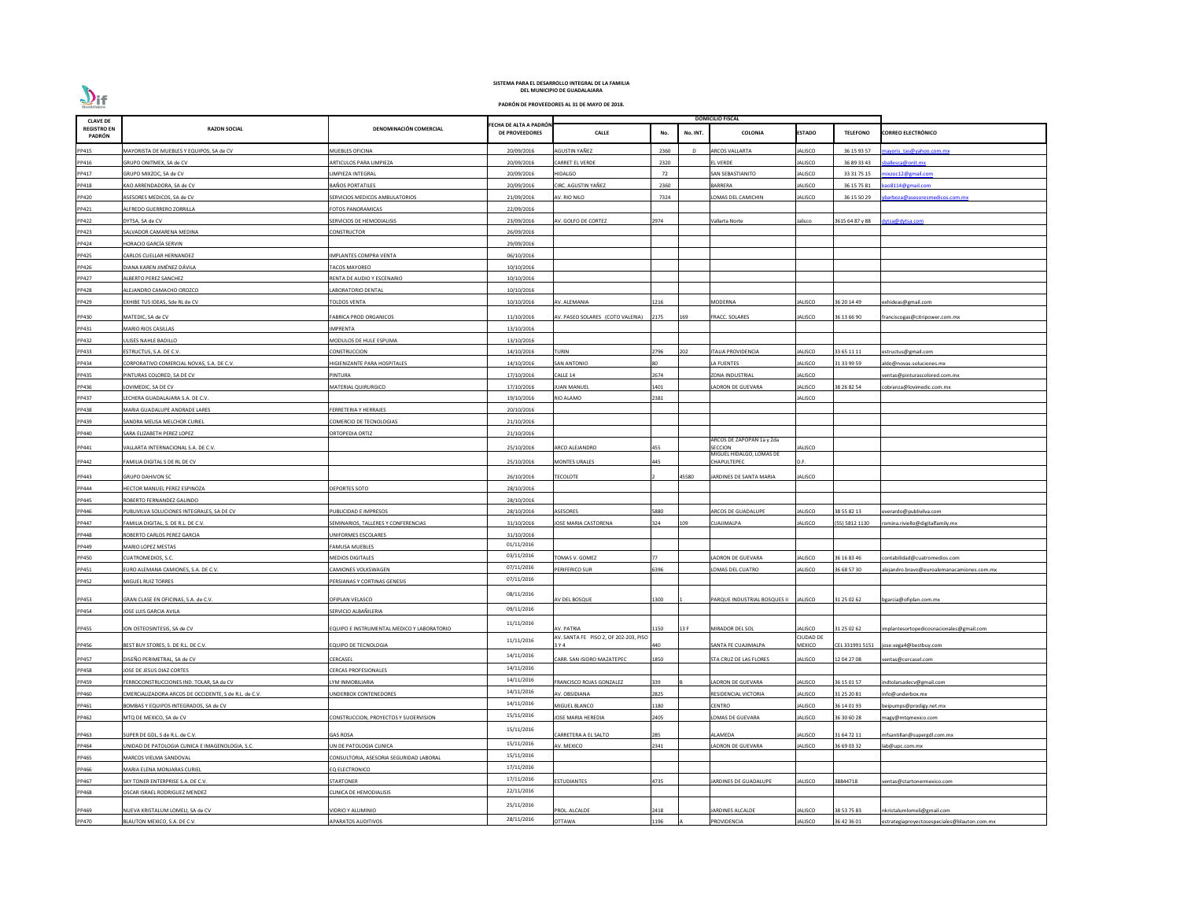**SISTEMA PARA EL DESARROLLO INTEGRAL DE LA FAMILIA**
**DEL MUNICIPIO DE GUADALAJARA**

**PADRÓN DE PROVEEDORES AL 31 DE MAYO DE 2018.**

| CLAVE DE REGISTRO EN PADRÓN | RAZON SOCIAL | DENOMINACIÓN COMERCIAL | FECHA DE ALTA A PADRÓN DE PROVEEDORES | DOMICILIO FISCAL | | | | | | |
|---|---|---|---|---|---|---|---|---|---|---|
| | | | | CALLE | No. | No. INT. | COLONIA | ESTADO | TELEFONO | CORREO ELECTRÓNICO |
| PP415 | MAYORISTA DE MUEBLES Y EQUIPOS, SA de CV | MUEBLES OFICINA | 20/09/2016 | AGUSTIN YAÑEZ | 2360 | D | ARCOS VALLARTA | JALISCO | 36 15 93 57 | mayoris_tas@yahoo.com.mx |
| PP416 | GRUPO ONITMEX, SA de CV | ARTICULOS PARA LIMPIEZA | 20/09/2016 | CARRET EL VERDE | 2320 | | EL VERDE | JALISCO | 36 89 33 43 | sballesca@onit.mx |
| PP417 | GRUPO MIXZOC, SA de CV | LIMPIEZA INTEGRAL | 20/09/2016 | HIDALGO | 72 | | SAN SEBASTIANITO | JALISCO | 33 31 75 15 | mixzoc12@gmail.com |
| PP418 | KAO ARRENDADORA, SA de CV | BAÑOS PORTATILES | 20/09/2016 | CIRC. AGUSTIN YAÑEZ | 2360 | | BARRERA | JALISCO | 36 15 75 81 | kao8114@gmail.com |
| PP420 | ASESORES MEDICOS, SA de CV | SERVICIOS MEDICOS AMBULATORIOS | 21/09/2016 | AV. RIO NILO | 7324 | | LOMAS DEL CAMICHIN | JALISCO | 36 15 50 29 | ybarboza@asesoresmedicos.com.mx |
| PP421 | ALFREDO GUERRERO ZORRILLA | FOTOS PANORAMICAS | 22/09/2016 | | | | | | | |
| PP422 | DYTSA, SA de CV | SERVICIOS DE HEMODIALISIS | 23/09/2016 | AV. GOLFO DE CORTEZ | 2974 | | Vallarta Norte | Jalisco | 3615 64 87 y 88 | dytsa@dytsa.com |
| PP423 | SALVADOR CAMARENA MEDINA | CONSTRUCTOR | 26/09/2016 | | | | | | | |
| PP424 | HORACIO GARCÍA SERVIN | | 29/09/2016 | | | | | | | |
| PP425 | CARLOS CUELLAR HERNANDEZ | IMPLANTES COMPRA VENTA | 06/10/2016 | | | | | | | |
| PP426 | DIANA KAREN JIMÉNEZ DÁVILA | TACOS MAYOREO | 10/10/2016 | | | | | | | |
| PP427 | ALBERTO PEREZ SANCHEZ | RENTA DE AUDIO Y ESCENARIO | 10/10/2016 | | | | | | | |
| PP428 | ALEJANDRO CAMACHO OROZCO | LABORATORIO DENTAL | 10/10/2016 | | | | | | | |
| PP429 | EXHIBE TUS IDEAS, Sde RL de CV | TOLDOS VENTA | 10/10/2016 | AV. ALEMANIA | 1216 | | MODERNA | JALISCO | 36 20 14 49 | exhideas@gmail.com |
| PP430 | MATEDIC, SA de CV | FABRICA PROD ORGANICOS | 11/10/2016 | AV. PASEO SOLARES (COTO VALERIA) | 2175 | 169 | FRACC. SOLARES | JALISCO | 36 13 66 90 | franciscogas@citripower.com.mx |
| PP431 | MARIO RIOS CASILLAS | IMPRENTA | 13/10/2016 | | | | | | | |
| PP432 | ULISES NAHLE BADILLO | MODULOS DE HULE ESPUMA | 13/10/2016 | | | | | | | |
| PP433 | ESTRUCTUS, S.A. DE C.V. | CONSTRUCCION | 14/10/2016 | TURIN | 2796 | 202 | ITALIA PROVIDENCIA | JALISCO | 33 65 11 11 | estructus@gmail.com |
| PP434 | CORPORATIVO COMERCIAL NOVAS, S.A. DE C.V. | HIGIENIZANTE PARA HOSPITALES | 14/10/2016 | SAN ANTONIO | 80 | | LA FUENTES | JALISCO | 31 33 99 59 | aldo@novas-soluciones.mx |
| PP435 | PINTURAS COLORED, SA DE CV | PINTURA | 17/10/2016 | CALLE 14 | 2674 | | ZONA INDUSTRIAL | JALISCO | | ventas@pinturascolored.com.mx |
| PP436 | LOVIMEDIC, SA DE CV | MATERIAL QUIRURGICO | 17/10/2016 | JUAN MANUEL | 1401 | | LADRON DE GUEVARA | JALISCO | 38 26 82 54 | cobranza@lovimedic.com.mx |
| PP437 | LECHERA GUADALAJARA S.A. DE C.V. | | 19/10/2016 | RIO ALAMO | 2381 | | | JALISCO | | |
| PP438 | MARIA GUADALUPE ANDRADE LARES | FERRETERIA Y HERRAJES | 20/10/2016 | | | | | | | |
| PP439 | SANDRA MELISA MELCHOR CURIEL | COMERCIO DE TECNOLOGIAS | 21/10/2016 | | | | | | | |
| PP440 | SARA ELIZABETH PEREZ LOPEZ | ORTOPEDIA ORTIZ | 21/10/2016 | | | | | | | |
| PP441 | VALLARTA INTERNACIONAL S.A. DE C.V. | | 25/10/2016 | ARCO ALEJANDRO | 455 | | ARCOS DE ZAPOPAN 1a y 2da SECCION | JALISCO | | |
| PP442 | FAMILIA DIGITAL S DE RL DE CV | | 25/10/2016 | MONTES URALES | 445 | | MIGUEL HIDALGO, LOMAS DE CHAPULTEPEC | D.F. | | |
| PP443 | GRUPO DAHIVON SC | | 26/10/2016 | TECOLOTE | 2 | 45580 | JARDINES DE SANTA MARIA | JALISCO | | |
| PP444 | HECTOR MANUEL PEREZ ESPINOZA | DEPORTES SOTO | 28/10/2016 | | | | | | | |
| PP445 | ROBERTO FERNANDEZ GALINDO | | 28/10/2016 | | | | | | | |
| PP446 | PUBLIVILVA SOLUCIONES INTEGRALES, SA DE CV | PUBLICIDAD E IMPRESOS | 28/10/2016 | ASESORES | 5880 | | ARCOS DE GUADALUPE | JALISCO | 38 55 82 13 | everardo@publivilva.com |
| PP447 | FAMILIA DIGITAL, S. DE R.L. DE C.V. | SEMINARIOS, TALLERES Y CONFERENCIAS | 31/10/2016 | JOSE MARIA CASTORENA | 324 | 109 | CUAJIMALPA | JALISCO | (55) 5812 1130 | romina.riviello@digitalfamily.mx |
| PP448 | ROBERTO CARLOS PEREZ GARCIA | UNIFORMES ESCOLARES | 31/10/2016 | | | | | | | |
| PP449 | MARIO LOPEZ MESTAS | FAMUSA MUEBLES | 01/11/2016 | | | | | | | |
| PP450 | CUATROMEDIOS, S.C. | MEDIOS DIGITALES | 03/11/2016 | TOMAS V. GOMEZ | 77 | | LADRON DE GUEVARA | JALISCO | 36 16 83 46 | contabilidad@cuatromedios.com |
| PP451 | EURO ALEMANA CAMIONES, S.A. DE C.V. | CAMIONES VOLKSWAGEN | 07/11/2016 | PERIFERICO SUR | 6396 | | LOMAS DEL CUATRO | JALISCO | 36 68 57 30 | alejandro.bravo@euroalemanacamiones.com.mx |
| PP452 | MIGUEL RUIZ TORRES | PERSIANAS Y CORTINAS GENESIS | 07/11/2016 | | | | | | | |
| PP453 | GRAN CLASE EN OFICINAS, S.A. de C.V. | OFIPLAN VELASCO | 08/11/2016 | AV DEL BOSQUE | 1300 | 1 | PARQUE INDUSTRIAL BOSQUES II | JALISCO | 31 25 02 62 | bgarcia@ofiplan.com.mx |
| PP454 | JOSE LUIS GARCIA AVILA | SERVICIO ALBAÑILERIA | 09/11/2016 | | | | | | | |
| PP455 | ION OSTEOSINTESIS, SA de CV | EQUIPO E INSTRUMENTAL MEDICO Y LABORATORIO | 11/11/2016 | AV. PATRIA | 1150 | 13 F | MIRADOR DEL SOL | JALISCO | 31 25 02 62 | implantesortopedicosnacionales@gmail.com |
| PP456 | BEST BUY STORES, S. DE R.L. DE C.V. | EQUIPO DE TECNOLOGIA | 11/11/2016 | AV. SANTA FE PISO 2, OF 202-203, PISO 3 Y 4 | 440 | | SANTA FE CUAJIMALPA | CIUDAD DE MEXICO | CEL 331991 5151 | jose.vega4@bestbuy.com |
| PP457 | DISEÑO PERIMETRAL, SA de CV | CERCASEL | 14/11/2016 | CARR. SAN ISIDRO MAZATEPEC | 1850 | | STA CRUZ DE LAS FLORES | JALISCO | 12 04 27 08 | ventas@cercasel.com |
| PP458 | JOSE DE JESUS DIAZ CORTES | CERCAS PROFESIONALES | 14/11/2016 | | | | | | | |
| PP459 | FERROCONSTRUCCIONES IND. TOLAR, SA de CV | LYM INMOBILIARIA | 14/11/2016 | FRANCISCO ROJAS GONZALEZ | 339 | B | LADRON DE GUEVARA | JALISCO | 36 15 01 57 | indtolarsadecv@gmail.com |
| PP460 | CMERCIALIZADORA ARCOS DE OCCIDENTE, S de R.L. de C.V. | UNDERBOX CONTENEDORES | 14/11/2016 | AV. OBSIDIANA | 2825 | | RESIDENCIAL VICTORIA | JALISCO | 31 25 20 81 | info@underbox.mx |
| PP461 | BOMBAS Y EQUIPOS INTEGRADOS, SA de CV | | 14/11/2016 | MIGUEL BLANCO | 1180 | | CENTRO | JALISCO | 36 14 01 93 | beipumps@prodigy.net.mx |
| PP462 | MTQ DE MEXICO, SA de CV | CONSTRUCCION, PROYECTOS Y SUOERVISION | 15/11/2016 | JOSE MARIA HEREDIA | 2405 | | LOMAS DE GUEVARA | JALISCO | 36 30 60 28 | magy@mtqmexico.com |
| PP463 | SUPER DE GDL, S de R.L. de C.V. | GAS ROSA | 15/11/2016 | CARRETERA A EL SALTO | 285 | | ALAMEDA | JALISCO | 31 64 72 11 | mfsantillan@supergdl.com.mx |
| PP464 | UNIDAD DE PATOLOGIA CLINICA E IMAGENOLOGIA, S.C. | UN DE PATOLOGIA CLINICA | 15/11/2016 | AV. MEXICO | 2341 | | LADRON DE GUEVARA | JALISCO | 36 69 03 32 | lab@upc.com.mx |
| PP465 | MARCOS VIELMA SANDOVAL | CONSULTORIA, ASESORIA SEGURIDAD LABORAL | 15/11/2016 | | | | | | | |
| PP466 | MARIA ELENA MONJARAS CURIEL | EQ ELECTRONICO | 17/11/2016 | | | | | | | |
| PP467 | SKY TONER ENTERPRISE S.A. DE C.V. | STARTONER | 17/11/2016 | ESTUDIANTES | 4735 | | JARDINES DE GUADALUPE | JALISCO | 38844718 | ventas@startonermexico.com |
| PP468 | OSCAR ISRAEL RODRIGUEZ MENDEZ | CLINICA DE HEMODIALISIS | 22/11/2016 | | | | | | | |
| PP469 | NUEVA KRISTALUM LOMELI, SA de CV | VIDRIO Y ALUMINIO | 25/11/2016 | PROL. ALCALDE | 2418 | | JARDINES ALCALDE | JALISCO | 38 53 75 83 | nkristalumlomeli@gmail.com |
| PP470 | BLAUTON MEXICO, S.A. DE C.V. | APARATOS AUDITIVOS | 28/11/2016 | OTTAWA | 1196 | A | PROVIDENCIA | JALISCO | 36 42 36 01 | estrategiaproyectosespeciales@blauton.com.mx |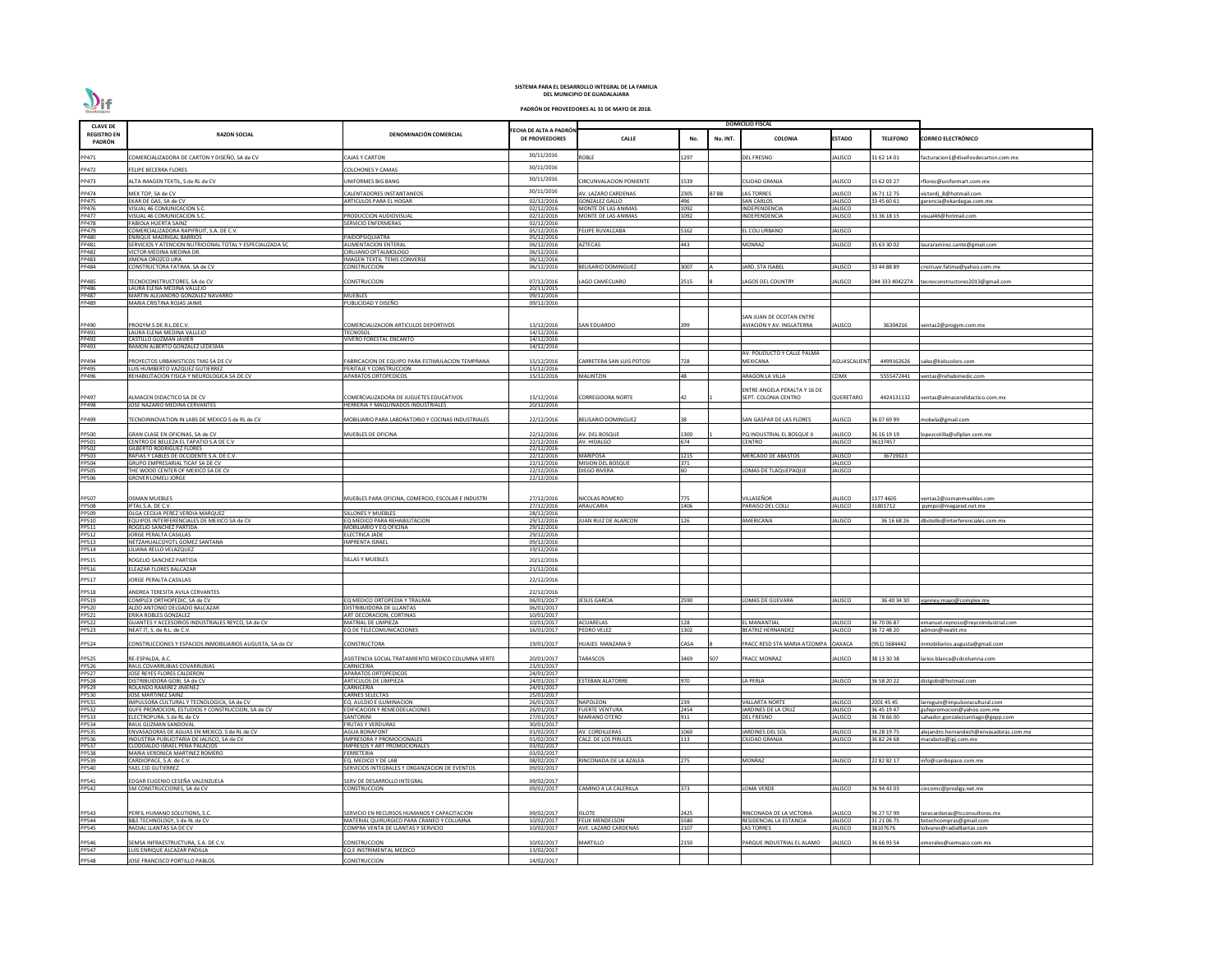**SISTEMA PARA EL DESARROLLO INTEGRAL DE LA FAMILIA**
**DEL MUNICIPIO DE GUADALAJARA**

**PADRÓN DE PROVEEDORES AL 31 DE MAYO DE 2018.**

| CLAVE DE REGISTRO EN PADRÓN | RAZON SOCIAL | DENOMINACIÓN COMERCIAL | FECHA DE ALTA A PADRÓN DE PROVEEDORES | DOMICILIO FISCAL | | | | | | |
|---|---|---|---|---|---|---|---|---|---|---|
| | | | | CALLE | No. | No. INT. | COLONIA | ESTADO | TELEFONO | CORREO ELECTRÓNICO |
| PP471 | COMERCIALIZADORA DE CARTON Y DISEÑO, SA de CV | CAJAS Y CARTON | 30/11/2016 | ROBLE | 1297 | | DEL FRESNO | JALISCO | 31 62 14 01 | facturacion1@diseñosdecarton.com.mx |
| PP472 | FELIPE BECERRA FLORES | COLCHONES Y CAMAS | 30/11/2016 | | | | | | | |
| PP473 | ALTA IMAGEN TEXTIL, S de RL de CV | UNIFORMES BIG BANG | 30/11/2016 | CIRCUNVALACION PONIENTE | 1539 | | CIUDAD GRANJA | JALISCO | 15 62 03 27 | rflores@uniformart.com.mx |
| PP474 | MEX TOP, SA de CV | CALENTADORES INSTANTANEOS | 30/11/2016 | AV. LAZARO CARDENAS | 2305 | B7 B8 | LAS TORRES | JALISCO | 36 71 12 75 | victordj_8@hotmail.com |
| PP475 | EKAR DE GAS, SA de CV | ARTICULOS PARA EL HOGAR | 02/12/2016 | GONZALEZ GALLO | 496 | | SAN CARLOS | JALISCO | 33 45 60 61 | gerencia@ekardegas.com.mx |
| PP476 | VISUAL 46 COMUNICACION S.C. | | 02/12/2016 | MONTE DE LAS ANIMAS | 1092 | | INDEPENDENCIA | JALISCO | | |
| PP477 | VISUAL 46 COMUNICACION S.C. | PRODUCCION AUDIOVISUAL | 02/12/2016 | MONTE DE LAS ANIMAS | 1092 | | INDEPENDENCIA | JALISCO | 33 36 18 15 | visual46@hotmail.com |
| PP478 | FABIOLA HUERTA SAINZ | SERVICIO ENFERMERAS | 02/12/2016 | | | | | | | |
| PP479 | COMERCIALIZADORA RAPIFRUIT, S.A. DE C.V. | | 05/12/2016 | FELIPE RUVALCABA | 5162 | | EL COLI URBANO | JALISCO | | |
| PP480 | ENRIQUE MADRIGAL BARRIOS | PAIDOPSIQUIATRA | 05/12/2016 | | | | | | | |
| PP481 | SERVICIOS Y ATENCION NUTRICIONAL TOTAL Y ESPECIALIZADA SC | ALIMENTACION ENTERAL | 06/12/2016 | AZTECAS | 443 | | MONRAZ | JALISCO | 35 63 30 02 | lauraramirez.sante@gmail.com |
| PP482 | VICTOR MEDINA MEDINA DR. | CIRUJANO OFTALMOLOGO | 06/12/2016 | | | | | | | |
| PP483 | JIMENA OROZCO LIRA | IMAGEN TEXTIL TENIS CONVERSE | 06/12/2016 | | | | | | | |
| PP484 | CONSTRUCTORA FATIMA, SA de CV | CONSTRUCCION | 06/12/2016 | BELISARIO DOMINGUEZ | 3007 | A | JARD. STA ISABEL | JALISCO | 33 44 88 89 | cnstruye.fatima@yahoo.com.mx |
| PP485 | TECNOCONSTRUCTORES, SA de Cv | CONSTRUCCION | 07/12/2016 | LAGO CAMECUARO | 2515 | 8 | LAGOS DEL COUNTRY | JALISCO | 044 333 4042274 | tecnoconstructores2013@gmail.com |
| PP486 | LAURA ELENA MEDINA VALLEJO | | 20/11/2015 | | | | | | | |
| PP487 | MARTIN ALEJANDRO GONZALEZ NAVARRO | MUEBLES | 09/12/2016 | | | | | | | |
| PP489 | MARIA CRISTINA ROJAS JAIME | PUBLICIDAD Y DISEÑO | 09/12/2016 | | | | | | | |
| PP490 | PROGYM S.DE.R.L.DEC.V. | COMERCIALIZACION ARTICULOS DEPORTIVOS | 13/12/2016 | SAN EDUARDO | 399 | | SAN JUAN DE OCOTAN ENTRE AVIACION Y AV. INGLATERRA | JALISCO | 36304216 | ventas2@progym.com.mx |
| PP491 | LAURA ELENA MEDINA VALLEJO | TECNOSOL | 14/12/2016 | | | | | | | |
| PP492 | CASTILLO GUZMAN JAVIER | VIVERO FORESTAL ENCANTO | 14/12/2016 | | | | | | | |
| PP493 | RAMON ALBERTO GONZALEZ LEDESMA | | 14/12/2016 | | | | | | | |
| PP494 | PROYECTOS URBANISTICOS TMG SA DE CV | FABRICACION DE EQUIPO PARA ESTIMULACION TEMPRANA | 15/12/2016 | CARRETERA SAN LUIS POTOSI | 728 | | AV. POLIDUCTO Y CALLE PALMA MEXICANA | AGUASCALIENT | 4499162626 | sales@kidscolors.com |
| PP495 | LUIS HUMBERTO VAZQUEZ GUTIERREZ | PERITAJE Y CONSTRUCCION | 15/12/2016 | | | | | | | |
| PP496 | REHABILITACION FISICA Y NEUROLOGICA SA DE CV | APARATOS ORTOPEDICOS | 15/12/2016 | MALINTZIN | 48 | | ARAGON LA VILLA | CDMX | 5555472441 | ventas@rehabimedic.com |
| PP497 | ALMACEN DIDACTICO SA DE CV | COMERCIALIZADORA DE JUGUETES EDUCATIVOS | 15/12/2016 | CORREGIDORA NORTE | 42 | 1 | ENTRE ANGELA PERALTA Y 16 DE SEPT. COLONIA CENTRO | QUERETARO | 4424131132 | ventas@almacendidactico.com.mx |
| PP498 | JOSE NAZARIO MEDINA CERVANTES | HERRERIA Y MAQUINADOS INDUSTRIALES | 20/12/2016 | | | | | | | |
| PP499 | TECNOINNOVATION IN LABS DE MEXICO S de RL de CV | MOBILIARIO PARA LABORATORIO Y COCINAS INDUSTRIALES | 22/12/2016 | BELISARIO DOMINGUEZ | 38 | | SAN GASPAR DE LAS FLORES | JALISCO | 36 07 69 99 | mobela@gmail.com |
| PP500 | GRAN CLASE EN OFICINAS, SA de CV | MUEBLES DE OFICINA | 22/12/2016 | AV. DEL BOSQUE | 1300 | 1 | PQ INDUSTRIAL EL BOSQUE II | JALISCO | 36 16 19 19 | lopezcotilla@ofiplan.com.mx |
| PP501 | CENTRO DE BELLEZA EL TAPATIO S.A DE C.V | | 22/12/2016 | AV. HIDALGO | 674 | | CENTRO | JALISCO | 36137457 | |
| PP502 | GILBERTO RODRIGUEZ FLORES | | 22/12/2016 | | | | | | | |
| PP503 | RAFIAS Y CABLES DE OCCIDENTE S.A. DE C.V. | | 22/12/2016 | MARIPOSA | 1215 | | MERCADO DE ABASTOS | JALISCO | 36719023 | |
| PP504 | GRUPO EMPRESARIAL TICAF SA DE CV | | 22/12/2016 | MISION DEL BOSQUE | 371 | | | JALISCO | | |
| PP505 | THE WOOD CENTER OF MEXICO SA DE CV | | 22/12/2016 | DIEGO RIVERA | 60 | | LOMAS DE TLAQUEPAQUE | JALISCO | | |
| PP506 | GROVER LOMELI JORGE | | 22/12/2016 | | | | | | | |
| PP507 | OSMAN MUEBLES | MUEBLES PARA OFICINA, COMERCIO, ESCOLAR E INDUSTRI | 27/12/2016 | NICOLAS ROMERO | 775 | | VILLASEÑOR | JALISCO | 1377 4605 | ventas2@osmanmuebles.com |
| PP508 | IFTAL S.A. DE C.V. | | 27/12/2016 | ARAUCARIA | 1406 | | PARAISO DEL COLLI | JALISCO | 31801712 | pympsi@megared.net.mx |
| PP509 | OLGA CECILIA PEREZ VERDIA MARQUEZ | SILLONES Y MUEBLES | 28/12/2016 | | | | | | | |
| PP510 | EQUIPOS INTERFERENCIALES DE MEXICO SA de CV | EQ MEDICO PARA REHABILITACION | 29/12/2016 | JUAN RUIZ DE ALARCON | 126 | | AMERICANA | JALISCO | 36 16 68 26 | dbotello@interferenciales.com.mx |
| PP511 | ROGELIO SANCHEZ PARTIDA | MOBILIARIO Y EQ OFICINA | 29/12/2016 | | | | | | | |
| PP512 | JORGE PERALTA CASILLAS | ELECTRICA JADE | 29/12/2016 | | | | | | | |
| PP513 | NETZAHUALCOYOTL GOMEZ SANTANA | IMPRENTA ISRAEL | 09/12/2016 | | | | | | | |
| PP514 | LILIANA RELLO VELAZQUEZ | | 19/12/2016 | | | | | | | |
| PP515 | ROGELIO SANCHEZ PARTIDA | SILLAS Y MUEBLES | 20/12/2016 | | | | | | | |
| PP516 | ELEAZAR FLORES BALCAZAR | | 21/12/2016 | | | | | | | |
| PP517 | JORGE PERALTA CASILLAS | | 22/12/2016 | | | | | | | |
| PP518 | ANDREA TERESITA AVILA CERVANTES | | 22/12/2016 | | | | | | | |
| PP519 | COMPLEX ORTHOPEDIC, SA de CV | EQ MEDICO ORTOPEDIA Y TRAUMA | 06/01/2017 | JESUS GARCIA | 2590 | | LOMAS DE GUEVARA | JALISCO | 36 40 34 30 | vianney.mayo@complex.mx |
| PP520 | ALDO ANTONIO DELGADO BALCAZAR | DISTRIBUIDORA DE LLANTAS | 06/01/2017 | | | | | | | |
| PP521 | ERIKA ROBLES GONZALEZ | ART DECORACION, CORTINAS | 10/01/2017 | | | | | | | |
| PP522 | GUANTES Y ACCESORIOS INDUSTRIALES REYCO, SA de CV | MATRIAL DE LIMPIEZA | 10/01/2017 | ACUARELAS | 128 | | EL MANANTIAL | JALISCO | 36 70 06 87 | emanuel.reynoso@reycoindustrial.com |
| PP523 | NEAT IT, S. de R.L. de C.V. | EQ DE TELECOMUNICACIONES | 16/01/2017 | PEDRO VELEZ | 1302 | | BEATRIZ HERNANDEZ | JALISCO | 36 72 48 20 | admon@neatit.mx |
| PP524 | CONSTRUCCIONES Y ESPACIOS INMOBILIARIOS AUGUSTA, SA de CV | CONSTRUCTORA | 19/01/2017 | HUAJES MANZANA 9 | CASA | 8 | FRACC RESD STA MARIA ATZOMPA | OAXACA | (951) 5684442 | inmobiliarios.augusta@gmail.com |
| PP525 | RE-ESPALDA, A.C. | ASISTENCIA SOCIAL TRATAMIENTO MEDICO COLUMNA VERTE | 20/01/2017 | TARASCOS | 3469 | 507 | FRACC MONRAZ | JALISCO | 38 13 30 38 | larios.blanca@cdcolumna.com |
| PP526 | RAUL COVARRUBIAS COVARRUBIAS | CARNICERIA | 23/01/2017 | | | | | | | |
| PP527 | JOSE REYES FLORES CALDERON | APARATOS ORTOPEDICOS | 24/01/2017 | | | | | | | |
| PP528 | DISTRIBUIDORA GOBI, SA de CV | ARTICULOS DE LIMPIEZA | 24/01/2017 | ESTEBAN ALATORRE | 970 | | LA PERLA | JALISCO | 36 58 20 22 | distgobi@hotmail.com |
| PP529 | ROLANDO RAMIREZ JIMENEZ | CARNICERIA | 24/01/2017 | | | | | | | |
| PP530 | JOSE MARTINEZ SAINZ | CARNES SELECTAS | 25/01/2017 | | | | | | | |
| PP531 | IMPULSORA CULTURAL Y TECNOLOGICA, SA de CV | EQ. AUDIO E ILUMINACION | 26/01/2017 | NAPOLEON | 239 | | VALLARTA NORTE | JALISCO | 2001 45 45 | larreguin@impulsoracultural.com |
| PP532 | GUFE PROMOCION, ESTUDIOS Y CONSTRUCCION, SA de CV | EDIFICACION Y REMEODELACIONES | 26/01/2017 | FUERTE VENTURA | 2454 | | JARDINES DE LA CRUZ | JALISCO | 36 45 19 47 | gufepromocion@yahoo.com.mx |
| PP533 | ELECTROPURA, S de RL de Cv | SANTORINI | 27/01/2017 | MARIANO OTERO | 911 | | DEL FRESNO | JALISCO | 36 78 66 00 | salvador.gonzalezsantiago@gepp.com |
| PP534 | RAUL GUZMAN SANDOVAL | FRUTAS Y VERDURAS | 30/01/2017 | | | | | | | |
| PP535 | ENVASADORAS DE AGUAS EN MEXICO, S de RL de CV | AGUA BONAFONT | 01/02/2017 | AV. CORDILLERAS | 1060 | | JARDINES DEL SOL | JALISCO | 36 28 19 75 | alejandro.hernandezh@envasadoras.com.mx |
| PP536 | INDUSTRIA PUBLICITARIA DE JALISCO, SA de CV | IMPRESORA Y PROMOCIONALES | 01/02/2017 | CALZ. DE LOS PIRULES | 113 | | CIUDAD GRANJA | JALISCO | 36 82 24 68 | maraboto@ipj.com.mx |
| PP537 | CLODOALDO ISRAEL PEÑA PALACIOS | IMPRESOS Y ART PROMOCIONALES | 03/02/2017 | | | | | | | |
| PP538 | MARIA VERONICA MARTINEZ ROMERO | FERRETERIA | 03/02/2017 | | | | | | | |
| PP539 | CARDIOPACE, S.A. de C.V. | EQ. MEDICO Y DE LAB | 08/02/2017 | RINCONADA DE LA AZALEA | 275 | | MONRAZ | JALISCO | 22 82 82 17 | info@cardiopace.com.mx |
| PP540 | YAEL CID GUTIERREZ | SERVICIOS INTEGRALES Y ORGANZACION DE EVENTOS | 09/02/2017 | | | | | | | |
| PP541 | EDGAR EUGENIO CESEÑA VALENZUELA | SERV DE DESARROLLO INTEGRAL | 09/02/2017 | | | | | | | |
| PP542 | SM CONSTRUCCIONES, SA de CV | CONSTRUCCION | 09/02/2017 | CAMINO A LA CALERILLA | 373 | | LOMA VERDE | JALISCO | 36 94 43 03 | cincomc@prodigy.net.mx |
| PP543 | PERFIL HUMANO SOLUTIONS, S.C. | SERVICIO EN RECURSOS HUMANOS Y CAPACITACION | 09/02/2017 | ISLOTE | 2425 | | RINCONADA DE LA VICTORIA | JALISCO | 96 27 57 99 | terecardenas@tcconsultores.mx |
| PP544 | B&S TECHNOLOGY, S de RL de CV | MATERIAL QUIRURGICO PARA CRANEO Y COLUMNA | 10/02/2017 | FELIX MENDELSON | 5580 | | RESIDENCIAL LA ESTANCIA | JALISCO | 31 21 06 75 | bstechcompras@gmail.com |
| PP545 | RADIAL LLANTAS SA DE CV | COMPRA VENTA DE LLANTAS Y SERVICIO | 10/02/2017 | AVE. LAZARO CARDENAS | 2107 | | LAS TORRES | JALISCO | 38107676 | lolivares@radialllantas.com |
| PP546 | SEMSA INFRAESTRUCTURA, S.A. DE C.V. | CONSTRUCCION | 10/02/2017 | MARTILLO | 2150 | | PARQUE INDUSTRIAL EL ALAMO | JALISCO | 36 66 93 54 | emorales@semsaco.com.mx |
| PP547 | LUIS ENRIQUE ALCAZAR PADILLA | EQ E INSTRIMENTAL MEDICO | 13/02/2017 | | | | | | | |
| PP548 | JOSE FRANCISCO PORTILLO PABLOS | CONSTRUCCION | 14/02/2017 | | | | | | | |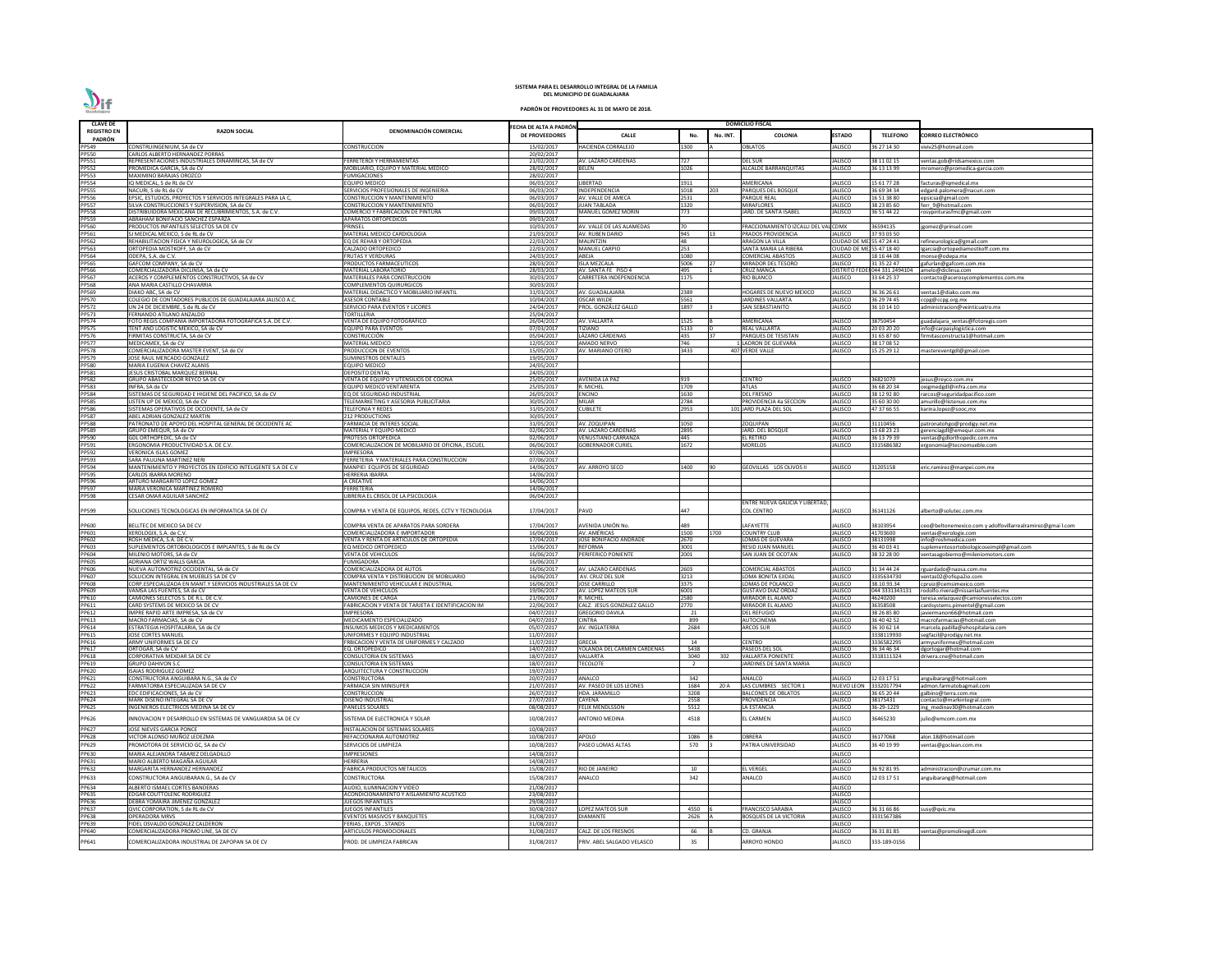**SISTEMA PARA EL DESARROLLO INTEGRAL DE LA FAMILIA**
**DEL MUNICIPIO DE GUADALAJARA**

**PADRÓN DE PROVEEDORES AL 31 DE MAYO DE 2018.**

| CLAVE DE REGISTRO EN PADRÓN | RAZON SOCIAL | DENOMINACIÓN COMERCIAL | FECHA DE ALTA A PADRÓN DE PROVEEDORES | DOMICILIO FISCAL | | | | | | CORREO ELECTRÓNICO |
|---|---|---|---|---|---|---|---|---|---|---|
| | | | | CALLE | No. | No. INT. | COLONIA | ESTADO | TELEFONO | |
| PP549 | CONSTRUINGENIUM, SA de CV | CONSTRUCCION | 15/02/2017 | HACIENDA CORRALEJO | 1300 | A | OBLATOS | JALISCO | 36 27 14 30 | viviv25@hotmail.com |
| PP550 | CARLOS ALBERTO HERNANDEZ PORRAS | | 20/02/2017 | | | | | | | |
| PP551 | REPRESENTACIONES INDUSTRIALES DINAMINCAS, SA de CV | FERRETEROI Y HERRAMIENTAS | 21/02/2017 | AV. LAZARO CARDENAS | 727 | | DEL SUR | JALISCO | 38 11 02 15 | ventas.gob@ridsamexico.com |
| PP552 | PROMEDICA GARCIA, SA de CV | MOBILIARIO, EQUIPO Y MATERIAL MEDICO | 28/02/2017 | BELEN | 1026 | | ALCALDE BARRANQUITAS | JALISCO | 36 13 13 99 | mromero@promedica-garcia.com |
| PP553 | MAXIMINO BARAJAS OROZCO | FUMIGACIONES | 28/02/2017 | | | | | | | |
| PP554 | IQ MEDICAL, S de RL de CV | EQUIPO MEDICO | 06/03/2017 | LIBERTAD | 1911 | | AMERICANA | JALISCO | 15 61 77 28 | facturas@iqmedical.mx |
| PP555 | NACURI, S de RL de CV | SERVICIOS PROFESIONALES DE INGENIERIA | 06/03/2017 | INDEPENDENCIA | 1018 | 203 | PARQUES DEL BOSQUE | JALISCO | 36 69 34 34 | edgard.palomera@nacuri.com |
| PP556 | EPSIC, ESTUDIOS, PROYECTOS Y SERVICIOS INTEGRALES PARA LA C, | CONSTRUCCION Y MANTENIMIENTO | 06/03/2017 | AV. VALLE DE AMECA | 2531 | | PARQUE REAL | JALISCO | 16 51 38 80 | epsicsa@gmail.com |
| PP557 | SILVA CONSTRUCCIONES Y SUPERVISION, SA de CV | CONSTRUCCION Y MANTENIMIENTO | 06/03/2017 | JUAN TABLADA | 1320 | | MIRAFLORES | JALISCO | 38 23 85 60 | ferr_9@hotmail.com |
| PP558 | DISTRIBUIDORA MEXICANA DE RECUBRIMIENTOS, S.A. de C.V. | COMERCIO Y FABRICACION DE PINTURA | 09/03/2017 | MANUEL GOMEZ MORIN | 773 | | JARD. DE SANTA ISABEL | JALISCO | 36 51 44 22 | rosypinturasfmc@gmail.com |
| PP559 | ABRAHAM BONIFACIO SANCHEZ ESPARZA | APARATOS ORTOPEDICOS | 09/03/2017 | | | | | | | |
| PP560 | PRODUCTOS INFANTILES SELECTOS SA DE CV | PRINSEL | 10/03/2017 | AV. VALLE DE LAS ALAMEDAS | 70 | | FRACCIONAMIENTO IZCALLI DEL VAL | CDMX | 36594135 | jgomez@prinsel.com |
| PP561 | SI MEDICAL MEXICO, S de RL de CV | MATERIAL MEDICO CARDIOLOGIA | 21/03/2017 | AV. RUBEN DARIO | 945 | 13 | PRADOS PROVIDENCIA | JALISCO | 37 93 03 50 | |
| PP562 | REHABILITACION FISICA Y NEUROLOGICA, SA de CV | EQ DE REHAB Y ORTOPEDIA | 22/03/2017 | MALINTZIN | 48 | | ARAGON LA VILLA | CIUDAD DE MEX | 55 47 24 41 | refineurologica@gmail.com |
| PP563 | ORTOPEDIA MOSTKOFF, SA de CV | CALZADO ORTOPEDICO | 22/03/2017 | MANUEL CARPIO | 253 | | SANTA MARIA LA RIBERA | CIUDAD DE MEX | 55 47 18 40 | lgarcia@ortopediamostkoff.com.mx |
| PP564 | ODEPA, S.A. de C.V. | FRUTAS Y VERDURAS | 24/03/2017 | ABEJA | 1080 | | COMERCIAL ABASTOS | JALISCO | 18 16 44 08 | monse@odepa.mx |
| PP565 | GAFCOM COMPANY, SA de CV | PRODUCTOS FARMACEUTICOS | 28/03/2017 | ISLA MEZCALA | 5006 | 27 | MIRADOR DEL TESORO | JALISCO | 31 35 22 47 | gafurlan@gafcom.com.mx |
| PP566 | COMERCIALIZADORA DICLINSA, SA de CV | MATERIAL LABORATORIO | 28/03/2017 | AV. SANTA FE PISO 4 | 495 | 1 | CRUZ MANCA | DISTRITO FEDER | 044 331 2494104 | amelo@diclinsa.com |
| PP567 | ACEROS Y COMPLEMENTOS CONSTRUCTIVOS, SA de CV | MATERIALES PARA CONSTRUCCION | 30/03/2017 | CARRETERA INDEPENDENCIA | 1175 | | RIO BLANCO | JALISCO | 33 64 25 37 | contacto@acerosycomplementos.com.mx |
| PP568 | ANA MARIA CASTILLO CHAVARRIA | COMPLEMENTOS QUIRURGICOS | 30/03/2017 | | | | | | | |
| PP569 | DIAKO ABC, SA de CV | MATERIAL DIDACTICO Y MOBILIARIO INFANTIL | 31/03/2017 | AV. GUADALAJARA | 2389 | | HOGARES DE NUEVO MEXICO | JALISCO | 36 36 26 61 | ventas1@diako.com.mx |
| PP570 | COLEGIO DE CONTADORES PUBLICOS DE GUADALAJARA JALISCO A.C. | ASESOR CONTABLE | 10/04/2017 | OSCAR WILDE | 5561 | | JARDINES VALLARTA | JALISCO | 36 29 74 45 | ccpg@ccpg.org.mx |
| PP572 | UN 24 DE DICIEMBRE, S de RL de CV | SERVICIO PARA EVENTOS Y LICORES | 24/04/2017 | PROL. GONZALEZ GALLO | 1897 | 3 | SAN SEBASTIANITO | JALISCO | 36 10 14 10 | administracion@veinticuatro.mx |
| PP573 | FERNANDO ATILANO ANZALDO | TORTILLERIA | 25/04/2017 | | | | | | | |
| PP574 | FOTO REGIS COMPAÑIA IMPORTADORA FOTOGRAFICA S.A. DE C.V. | VENTA DE EQUIPO FOTOGRAFICO | 26/04/2017 | AV. VALLARTA | 1525 | B | AMERICANA | JALISCO | 38750454 | guadalajara_ventas@fotoregis.com |
| PP575 | TENT AND LOGISTIC MEXICO, SA de CV | EQUIPO PARA EVENTOS | 07/03/2017 | TIZIANO | 5133 | D | REAL VALLARTA | JALISCO | 20 03 20 20 | info@carpasylogistica.com |
| PP576 | FIRMITAS CONSTRUCTA, SA de CV | CONSTRUCCIÓN | 05/04/2017 | LAZARO CÁRDENAS | 435 | 37 | PARQUES DE TESISTAN | JALISCO | 31 65 87 60 | firmitasconstructa1@hotmail.com |
| PP577 | MEDICAMEX, SA de CV | MATERIAL MEDICO | 12/05/2017 | AMADO NERVO | 746 | | LADRON DE GUEVARA | JALISCO | 38 17 08 52 | |
| PP578 | COMERCIALIZADORA MASTER EVENT, SA de CV | PRODUCCION DE EVENTOS | 15/05/2017 | AV. MARIANO OTERO | 3433 | 407 | VERDE VALLE | JALISCO | 15 25 29 12 | mastereventgdl@gmail.com |
| PP579 | JOSE RAUL MERCADO GONZALEZ | SUMINISTROS DENTALES | 19/05/2017 | | | | | | | |
| PP580 | MARIA EUGENIA CHAVEZ ALANIS | EQUIPO MEDICO | 24/05/2017 | | | | | | | |
| PP581 | JESUS CRISTOBAL MARQUEZ BERNAL | DEPOSITO DENTAL | 24/05/2017 | | | | | | | |
| PP582 | GRUPO ABASTECEDOR REYCO SA DE CV | VENTA DE EQUIPO Y UTENSILIOS DE COCINA | 25/05/2017 | AVENIDA LA PAZ | 919 | | CENTRO | JALISCO | 36821070 | jesus@reyco.com.mx |
| PP583 | INFRA, SA de CV | EQUIPO MEDICO VENTARENTA | 25/05/2017 | R. MICHEL | 1709 | | ATLAS | JALISCO | 36 68 20 34 | oxigmedgdl@infra.com.mx |
| PP584 | SISTEMAS DE SEGURIDAD E HIGIENE DEL PACIFICO, SA de CV | EQ DE SEGURIDAD INDUSTRIAL | 26/05/2017 | ENCINO | 1630 | | DEL FRESNO | JALISCO | 38 12 92 80 | rarcos@seguridadpacifico.com |
| PP585 | LISTEN UP DE MEXICO, SA de CV | TELEMARKETING Y ASESORIA PUBLICITARIA | 30/05/2017 | MILAR | 2784 | | PROVIDENCIA 4a SECCION | JALISCO | 35 60 30 00 | amurillo@listenuo.com.mx |
| PP586 | SISTEMAS OPERATIVOS DE OCCIDENTE, SA de CV | TELEFONIA Y REDES | 31/05/2017 | CUBILETE | 2953 | 101 | JARD PLAZA DEL SOL | JALISCO | 47 37 66 55 | karina.lopez@sooc.mx |
| PP587 | ABEL ADRIAN GONZALEZ MARTIN | 212 PRODUCTIONS | 30/05/2017 | | | | | | | |
| PP588 | PATRONATO DE APOYO DEL HOSPITAL GENERAL DE OCCIDENTE AC | FARMACIA DE INTERES SOCIAL | 31/05/2017 | AV. ZOQUIPAN | 1050 | | ZOQUIPAN | JALISCO | 31110456 | patronatohgo@prodigy.net.mx |
| PP589 | GRUPO EMEQUR, SA de CV | MATERIAL Y EQUIPO MEDICO | 02/06/2017 | AV. LAZARO CARDENAS | 2895 | | JARD. DEL BOSQUE | JALISCO | 13 68 23 23 | gerenciagdl@emequr.com.mx |
| PP590 | GDL ORTHOPEDIC, SA de CV | PROTESIS ORTOPEDICA | 02/06/2017 | VENUSTIANO CARRANZA | 445 | | EL RETIRO | JALISCO | 36 13 79 39 | ventas@gdlorthopedic.com.mx |
| PP591 | ERGONOMIA PRODUCTIVIDAD S.A. DE C.V. | COMERCIALIZACION DE MOBILIARIO DE OFICINA , ESCUEL | 06/06/2017 | GOBERNADOR CURIEL | 1672 | | MORELOS | JALISCO | 3315686382 | ergonomia@tecnomueble.com |
| PP592 | VERONICA ISLAS GOMEZ | IMPRESORA | 07/06/2017 | | | | | | | |
| PP593 | SARA PAULINA MARTINEZ NERI | FERRETERIA Y MATERIALES PARA CONSTRUCCION | 07/06/2017 | | | | | | | |
| PP594 | MANTENIMIENTO Y PROYECTOS EN EDIFICIO INTELIGENTE S.A DE C.V | MANPIEI EQUIPOS DE SEGURIDAD | 14/06/2017 | AV. ARROYO SECO | 1400 | 90 | GEOVILLAS LOS OLIVOS II | JALISCO | 31205158 | eric.ramirez@manpei.com.mx |
| PP595 | CARLOS IBARRA MORENO | HERRERIA IBARRA | 14/06/2017 | | | | | | | |
| PP596 | ARTURO MARGARITO LOPEZ GOMEZ | A CREATIVE | 14/06/2017 | | | | | | | |
| PP597 | MARIA VERONICA MARTINEZ ROMERO | FERRETERIA | 14/06/2017 | | | | | | | |
| PP598 | CESAR OMAR AGUILAR SANCHEZ | LIBRERIA EL CRISOL DE LA PSICOLOGIA | 06/04/2017 | | | | | | | |
| PP599 | SOLUCIONES TECNOLOGICAS EN INFORMATICA SA DE CV | COMPRA Y VENTA DE EQUIPOS, REDES, CCTV Y TECNOLOGIA | 17/04/2017 | PAVO | 447 | | ENTRE NUEVA GALICIA Y LIBERTAD, COL CENTRO | JALISCO | 36141126 | alberto@solutec.com.mx |
| PP600 | BELLTEC DE MEXICO SA DE CV | COMPRA VENTA DE APARATOS PARA SORDERA | 17/04/2017 | AVENIDA UNIÓN No. | 489 | | LAFAYETTE | JALISCO | 38103954 | ceo@beltonemexico.com y adolfovillarrealramirez@gmai l.com |
| PP601 | XEROLOGIX, S.A. de C.V. | COMERCIALIZADORA E IMPORTADOR | 16/06/2016 | AV. AMÉRICAS | 1500 | 1700 | COUNTRY CLUB | JALISCO | 41703600 | ventas@xerologix.com |
| PP602 | ROSH MEDICA, S.A. DE C.V. | VENTA Y RENTA DE ARTICULOS DE ORTOPEDIA | 17/04/2017 | JOSE BONIFACIO ANDRADE | 2670 | | LOMAS DE GUEVARA | JALISCO | 38131998 | info@roshmedica.com |
| PP603 | SUPLEMENTOS ORTOBIOLOGICOS E IMPLANTES, S de RL de CV | EQ MEDICO ORTOPEDICO | 15/06/2017 | REFORMA | 3001 | | RESID JUAN MANUEL | JALISCO | 36 40 03 41 | suplementosortobiologicoseimpl@gmail.com |
| PP604 | MILENIO MOTORS, SA de CV | VENTA DE VEHICULOS | 16/06/2017 | PERIFERICO PONIENTE | 2001 | | SAN JUAN DE OCOTAN | JALISCO | 38 32 28 00 | ventasagobierno@mileniomotors.com |
| PP605 | ADRIANA ORTIZ WALLS GARCIA | FUMIGADORA | 16/06/2017 | | | | | | | |
| PP606 | NUEVA AUTOMOTRIZ OCCIDENTAL, SA de CV | COMERCIALIZADORA DE AUTOS | 16/06/2017 | AV. LAZARO CARDENAS | 2603 | | COMERCIAL ABASTOS | JALISCO | 31 34 44 24 | rguardado@naosa.com.mx |
| PP607 | SOLUCION INTEGRAL EN MUEBLES SA DE CV | COMPRA VENTA Y DISTRIBUCION DE MOBILIARIO | 16/06/2017 | AV. CRUZ DEL SUR | 3213 | | LOMA BONITA EJIDAL | JALISCO | 3335634730 | ventas02@ofispazio.com |
| PP608 | CORP.ESPECIALIZADA EN MANT.Y SERVICIOS INDUSTRIALES SA DE CV | MANTENIMIENTO VEHICULAR E INDUSTRIAL | 16/06/2017 | JOSE CARRILLO | 3375 | | LOMAS DE POLANCO | JALISCO | 38 10 93 34 | cpruiz@cemsimexico.com |
| PP609 | VAMSA LAS FUENTES, SA de CV | VENTA DE VEHICULOS | 19/06/2017 | AV. LOPEZ MATEOS SUR | 6001 | | GUSTAVO DIAZ ORDAZ | JALISCO | 044 3331343131 | rodolfo.rivera@nissanlasfuentes.mx |
| PP610 | CAMIONES SELECTOS S. DE R.L. DE C.V. | CAMIONES DE CARGA | 21/06/2017 | R. MICHEL | 2580 | | MIRADOR EL ALAMO | JALISCO | 46240200 | teresa.velazquez@camionesselectos.com |
| PP611 | CARD SYSTEMS DE MEXICO SA DE CV | FABRICACION Y VENTA DE TARJETA E IDENTIFICACION IM | 22/06/2017 | CALZ. JESUS GONZALEZ GALLO | 2770 | | MIRADOR EL ALAMO | JALISCO | 36358508 | cardsystems.pimentel@gmail.com |
| PP612 | IMPRE RAPID ARTE IMPRESA, SA de CV | IMPRESORA | 04/07/2017 | GREGORIO DAVILA | 21 | | DEL REFUGIO | JALISCO | 38 26 85 80 | javiermanon66@hotmail.com |
| PP613 | MACRO FARMACIAS, SA de CV | MEDICAMENTO ESPECIALIZADO | 04/07/2017 | CINTRA | 899 | | AUTOCINEMA | JALISCO | 36 40 42 52 | macrofarmacias@hotmail.com |
| PP614 | ESTRATEGIA HOSPITALARIA, SA de CV | INSUMOS MEDICOS Y MEDICAMENTOS | 05/07/2017 | AV. INGLATERRA | 2684 | | ARCOS SUR | JALISCO | 36 30 62 14 | marcela.padilla@ehospitalaria.com |
| PP615 | JOSE CORTES MANUEL | UNIFORMES Y EQUIPO INDUSTRIAL | 11/07/2017 | | | | | | 3338119930 | segfacil@prodigy.net.mx |
| PP616 | ARMY UNIFORMES SA DE CV | FRBICACION Y VENTA DE UNIFORMES Y CALZADO | 11/07/2017 | GRECIA | 14 | | CENTRO | JALISCO | 3336582295 | armyuniformes@hotmail.com |
| PP617 | ORTOGAR, SA de CV | EQ. ORTOPEDICO | 14/07/2017 | YOLANDA DEL CARMEN CARDENAS | 5438 | | PASEOS DEL SOL | JALISCO | 36 34 46 34 | dgortogar@hotmail.com |
| PP618 | CORPORATIVA MEXDAR SA DE CV | CONSULTORIA EN SISTEMAS | 18/07/2017 | VALLARTA | 3040 | 302 | VALLARTA PONIENTE | JALISCO | 3318111324 | drivera.cne@hotmail.com |
| PP619 | GRUPO DAHVON S.C | CONSULTORIA EN SISTEMAS | 18/07/2017 | TECOLOTE | 2 | | JARDINES DE SANTA MARIA | JALISCO | | |
| PP620 | ISAIAS RODRIGUEZ GOMEZ | ARQUITECTURA Y CONSTRUCCION | 19/07/2017 | | | | | | | |
| PP621 | CONSTRUCTORA ANGUIBARA N.G., SA de CV | CONSTRUCTORA | 20/07/2017 | ANALCO | 342 | | ANALCO | JALISCO | 12 03 17 51 | anguibarang@hotmail.com |
| PP622 | FARMATORBA ESPECIALIZADA SA DE CV | FARMACIA SIN MINISUPER | 21/07/2017 | AV. PASEO DE LOS LEONES | 1684 | 20 A | LAS CUMBRES SECTOR 1 | NUEVO LEON | 3332017794 | admon.farmatob@gmail.com |
| PP623 | EDC EDIFICACIONES, SA de CV | CONSTRUCCION | 26/07/2017 | HDA. JARAMILLO | 3208 | | BALCONES DE OBLATOS | JALISCO | 36 65 20 44 | galbino@terra.com.mx |
| PP624 | MARK DISENO INTEGRAL SA DE CV | DISENO INDUSTRIAL | 27/07/2017 | CAYENA | 2558 | | PROVIDENCIA | JALISCO | 38175431 | contacto@markintegral.com |
| PP625 | INGENIEROS ELECTRICOS MEDINA SA DE CV | PANELES SOLARES | 08/08/2017 | FELIX MENDLSSON | 5512 | | LA ESTANCIA | JALISCO | 36-29-1229 | ing_medinav30@hotmail.com |
| PP626 | INNOVACION Y DESARROLLO EN SISTEMAS DE VANGUARDIA SA DE CV | SISTEMA DE ELECTRONICA Y SOLAR | 10/08/2017 | ANTONIO MEDINA | 4518 | | EL CARMEN | JALISCO | 36465230 | julio@emcom.com.mx |
| PP627 | JOSE NIEVES GARCIA PONCE | INSTALACION DE SISTEMAS SOLARES | 10/08/2017 | | | | | JALISCO | | |
| PP628 | VICTOR ALONSO MUÑOZ LEDEZMA | REFACCIONARIA AUTOMOTRIZ | 10/08/2017 | APOLO | 1086 | B | OBRERA | JALISCO | 36177068 | alon.18@hotmail.com |
| PP629 | PROMOTORA DE SERVICIO GC, SA de CV | SERVICIOS DE LIMPIEZA | 10/08/2017 | PASEO LOMAS ALTAS | 570 | 3 | PATRIA UNIVERSIDAD | JALISCO | 36 40 19 99 | ventas@goclean.com.mx |
| PP630 | MARIA ALEJANDRA TABAREZ DELGADILLO | IMPRESIONES | 14/08/2017 | | | | | JALISCO | | |
| PP631 | MARIO ALBERTO MAGAÑA AGUILAR | HERRERIA | 14/08/2017 | | | | | JALISCO | | |
| PP632 | MARGARITA HERNANDEZ HERNANDEZ | FABRICA PRODUCTOS METALICOS | 15/08/2017 | RIO DE JANEIRO | 10 | | EL VERGEL | JALISCO | 36 92 81 95 | administracion@crumar.com.mx |
| PP633 | CONSTRUCTORA ANGUIBARAN.G., SA de CV | CONSTRUCTORA | 15/08/2017 | ANALCO | 342 | | ANALCO | JALISCO | 12 03 17 51 | anguibarang@hotmail.com |
| PP634 | ALBERTO ISMAEL CORTES BANDERAS | AUDIO, ILUMINACION Y VIDEO | 21/08/2017 | | | | | JALISCO | | |
| PP635 | EDGAR COUTTOLENC RODRIGUEZ | ACONDICIONAMIENTO Y AISLAMIENTO ACUSTICO | 23/08/2017 | | | | | JALISCO | | |
| PP636 | DEBRA YOMAIRA JIMENEZ GONZALEZ | JUEGOS INFANTILES | 29/08/2017 | | | | | JALISCO | | |
| PP637 | QVIC CORPORATION, S de RL de CV | JUEGOS INFANTILES | 30/08/2017 | LOPEZ MATEOS SUR | 4550 | 6 | FRANCISCO SARABIA | JALISCO | 36 31 66 86 | susy@qvic.mx |
| PP638 | OPERADORA MRVS | EVENTOS MASIVOS Y BANQUETES | 31/08/2017 | DIAMANTE | 2626 | A | BOSQUES DE LA VICTORIA | JALISCO | 3331567386 | |
| PP639 | FIDEL OSVALDO GONZALEZ CALDERON | FERIAS , EXPOS , STANDS | 31/08/2017 | | | | | JALISCO | | |
| PP640 | COMERCIALIZADORA PROMO LINE, SA DE CV | ARTICULOS PROMOCIONALES | 31/08/2017 | CALZ. DE LOS FRESNOS | 66 | B | CD. GRANJA | JALISCO | 36 31 81 85 | ventas@promolinegdl.com |
| PP641 | COMERCIALIZADORA INDUSTRIAL DE ZAPOPAN SA DE CV | PROD. DE LIMPIEZA FABRICAN | 31/08/2017 | PRIV. ABEL SALGADO VELASCO | 35 | | ARROYO HONDO | JALISCO | 333-189-0156 | |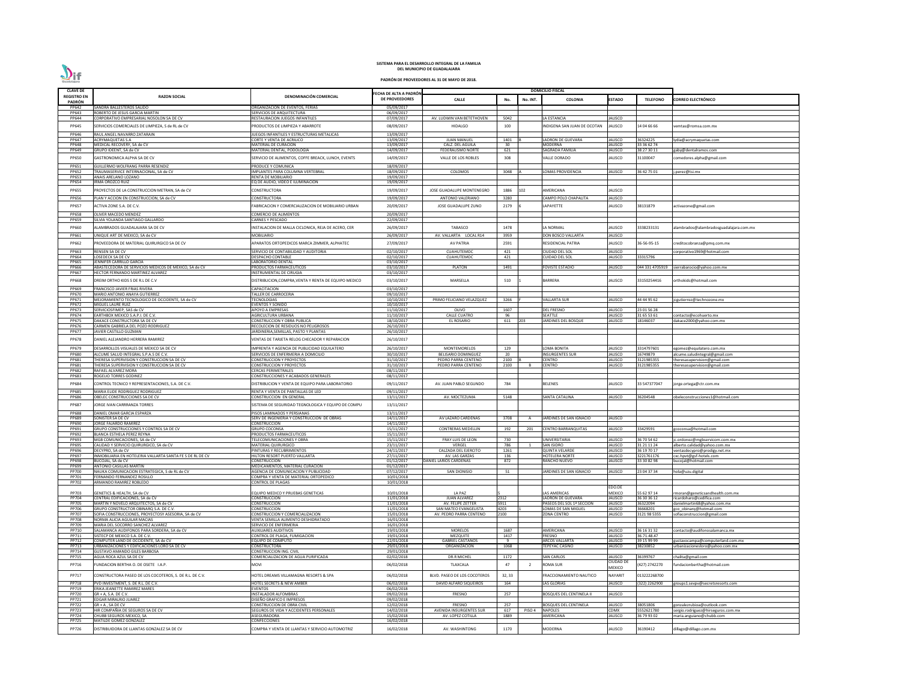**SISTEMA PARA EL DESARROLLO INTEGRAL DE LA FAMILIA**
**DEL MUNICIPIO DE GUADALAJARA**

**PADRÓN DE PROVEEDORES AL 31 DE MAYO DE 2018.**

| CLAVE DE REGISTRO EN PADRÓN | RAZON SOCIAL | DENOMINACIÓN COMERCIAL | FECHA DE ALTA A PADRÓN DE PROVEEDORES | DOMICILIO FISCAL | | | | | | |
|---|---|---|---|---|---|---|---|---|---|---|
| | | | | CALLE | No. | No. INT. | COLONIA | ESTADO | TELEFONO | CORREO ELECTRÓNICO |
| PP642 | SANDRA BALLESTEROS SALIDO | ORGANIZACIÓN DE EVENTOS, FERIAS | 05/09/2017 | | | | | | | |
| PP643 | ROBERTO DE JESUS GARCIA MARTIN | SERVICIOS DE ARQUITECTURA | 06/09/2017 | | | | | | | |
| PP644 | CORPORATIVO EMPRESARIAL NOSOLON SA DE CV | RESTAURACION JUEGOS INFANTILES | 07/09/2017 | AV. LUDWIN VAN BETETHOVEN | 5042 | | LA ESTANCIA | JALISCO | | |
| PP645 | SERVICIOS COMERCIALES DE LIMPIEZA, S de RL de CV | PRODUCTOS DE LIMPIEZA Y ABARROTE | 08/09/2017 | HIDALGO | 100 | | INDIGENA SAN JUAN DE OCOTAN | JALISCO | 14 04 66 66 | ventas@romsa.com.mx |
| PP646 | RAUL ANGEL NAVARRO ZATARAIN | JUEGOS INFANTILES Y ESTRUCTURAS METALICAS | 13/09/2017 | | | | | | | |
| PP647 | ACRYMAQUETAS S.A | CORTE Y VENTA DE ACRILICO | 13/09/2017 | JUAN MANUEL | 1401 | B | LADRON DE GUEVARA | JALISCO | 36324225 | lydia@acrymaquetas.com |
| PP648 | MEDICAL RECOVERY, SA de CV | MATERIAL DE CURACION | 13/09/2017 | CALZ. DEL AGUILA | 30 | | MODERNA | JALISCO | 33 36 62 74 | |
| PP649 | GRUPO IDEENT, SA de CV | MATERIAL DENTAL, PODOLOGIA | 14/09/2017 | FEDERALISMO NORTE | 621 | | SAGRADA FAMILIA | JALISCO | 38 27 30 11 | gaby@dentalramos.com |
| PP650 | GASTRONOMICA ALPHA SA DE CV | SERVICIO DE ALIMENTOS, COFFE BREACK, LUNCH, EVENTS | 14/09/2017 | VALLE DE LOS ROBLES | 308 | | VALLE DORADO | JALISCO | 31100047 | comedores.alpha@gmail.com |
| PP651 | GUILLERMO WOLFRANG PARRA RESENDIZ | PRODUCE Y COMUNICA | 18/09/2017 | | | | | | | |
| PP652 | TRAUMASERVICE INTERNACIONAL, SA de CV | IMPLANTES PARA COLUMNA VERTEBRAL | 18/09/2017 | COLOMOS | 3048 | A | LOMAS PROVIDENCIA | JALISCO | 36 42 75 01 | j.perez@tsi.mx |
| PP653 | ANAIS ARELANO LOZANO | RENTA DE MOBILIARIO | 19/09/2017 | | | | | | | |
| PP654 | IRMA OROZCO RUIZ | EQ DE AUDIO, VIDEO E ILUMINACION | 19/09/2017 | | | | | | | |
| PP655 | PROYECTOS DE LA CONSTRUCCION METRAN, SA de CV | CONSTRUCTORA | 19/09/2017 | JOSE GUADALUPE MONTENEGRO | 1886 | 102 | AMERICANA | JALISCO | | |
| PP656 | PLAN Y ACCION EN CONSTRUCCION, SA de CV | CONSTRUCTORA | 19/09/2017 | ANTONIO VALERIANO | 3280 | | CAMPO POLO CHAPALITA | JALISCO | | |
| PP657 | ACTIVA ZONE S.A. DE C.V. | FABRICACION Y COMERCIALIZACION DE MOBILIARIO URBAN | 20/09/2017 | JOSE GUADALUPE ZUNO | 2179 | 6 | LAPAYETTE | JALISCO | 38131879 | activazone@gmail.com |
| PP658 | OLIVER MACEDO MENDEZ | COMERCIO DE ALIMENTOS | 20/09/2017 | | | | | | | |
| PP659 | SILVIA YOLANDA SANTIAGO GALLARDO | CARNES Y PESCADO | 22/09/2017 | | | | | | | |
| PP660 | ALAMBRADOS GUADALAJARA SA DE CV | INSTALACION DE MALLA CICLONICA, REJA DE ACERO, CER | 26/09/2017 | TABASCO | 1478 | | LA NORMAL | JALISCO | 3338233131 | alambrados@alambradosguadalajara.com.mx |
| PP661 | UNIQUE ART DE MEXICO, SA de CV | MOBILIARIO | 26/09/2017 | AV. VALLARTA LOCAL R14 | 3959 | | DON BOSCO VALLARTA | JALISCO | | |
| PP662 | PROVEEDORA DE MATERIAL QUIRURGICO SA DE CV | APARATOS ORTOPEDICOS MARCA ZIMMER, ALPHATEC | 27/09/2017 | AV PATRIA | 2591 | | RESIDENCIAL PATRIA | JALISCO | 36-56-95-15 | creditocobranza@pmq.com.mx |
| PP663 | RENSEN SA DE CV | SERVICIO DE CONTABILIDAD Y AUDITORIA | 02/10/2017 | CUAHUTEMOC | 421 | | CIUDAD DEL SOL | JALISCO | | corporativo1969@hotmail.com |
| PP664 | LOSEDECK SA DE CV | DESPACHO CONTABLE | 02/10/2017 | CUAHUTEMOC | 421 | | CUIDAD DEL SOL | JALISCO | 33315796 | |
| PP665 | JENNIFER CARRILLO GARCIA | LABORATORIO DENTAL | 03/10/2017 | | | | | | | |
| PP666 | ABASTECEDORA DE SERVICIOS MEDICOS DE MEXICO, SA de CV | PRODUCTOS FARMACEUTICOS | 03/10/2017 | PLATON | 1491 | | FOVISTE ESTADIO | JALISCO | 044 331 4705919 | sierrabarocio@yahoo.com.mx |
| PP667 | HECTOR FERNANDO MARTINEZ ALVAREZ | INSTRUMENTAL DE CIRUGIA | 03/10/2017 | | | | | | | |
| PP668 | DREIM ORTHO KIDS S DE R.L DE C.V | DISTRIBUCION,COMPRA,VENTA Y RENTA DE EQUIPO MEDICO | 03/10/2017 | MARSELLA | 510 | 1 | BARRERA | JALISCO | 33150254416 | orthokids@hotmail.com |
| PP669 | FRANCISCO JAVIER FRIAS RIVERA | CAPACITACION | 03/10/2017 | | | | | | | |
| PP670 | MARIO ANTONIO ANAYA GUTIERREZ | TALLER DE CARROCERIA | 09/10/2017 | | | | | | | |
| PP671 | MEJORAMIENTO TECNOLOGICO DE OCCIDENTE, SA de CV | TECNOLOGIAS | 10/10/2017 | PRIMO FELICIANO VELAZQUEZ | 3266 | F | VALLARTA SUR | JALISCO | 44 44 95 62 | jcgutierrez@technozone.mx |
| PP672 | MIGUEL LAURE RUIZ | EVENTOS Y SONIDO | 10/10/2017 | | | | | | | |
| PP673 | SERVICIOSFIMEP, SAS de CV | APOYO A EMPRESAS | 11/10/2017 | OLIVO | 1607 | | DEL FRESNO | JALISCO | 23 01 56 28 | |
| PP674 | EARTHBOX MEXICO S.A.P.I. DE C.V. | AGRICULTURA URBANA | 11/10/2017 | CALLE CUATRO | 96 | | SEATTLE | JALISCO | 31 65 53 61 | contacto@ecohuerto.mx |
| PP675 | DAKACE CONSTRUCTORA SA DE CV | CONSTRUCCION Y OBRA PUBLICA | 18/10/2017 | EL ROSARIO | 611 | 203 | JARDINES DEL BOSQUE | JALISCO | 18146037 | dakace2000@yahoo.com.mx |
| PP676 | CARMEN GABRIELA DEL POZO RODRIGUEZ | RECOLECION DE RESIDUOS NO PELIGROSOS | 26/10/2017 | | | | | | | |
| PP677 | JAVIER CASTILLO GUZMAN | JARDINERIA,SEMILLAS, PASTO Y PLANTAS | 26/10/2017 | | | | | | | |
| PP678 | DANIEL ALEJANDRO HERRERA RAMIREZ | VENTAS DE TARJETA RELOG CHECADOR Y REPARACION | 26/10/2017 | | | | | | | |
| PP679 | DESARROLLOS VISUALES DE MEXICO SA DE CV | IMPRENTA Y AGENCIA DE PUBLICIDAD EQUILATERO | 26/10/2017 | MONTEMORELOS | 129 | | LOMA BONITA | JALISCO | 3314797601 | egomez@equilatero.com.mx |
| PP680 | ALCUME SALUD INTEGRAL S.P.A.S DE C.V. | SERVICIOS DE ENFERMERIA A DOMICILIO | 30/10/2017 | BELISARIO DOMINGUEZ | 20 | | INSURGENTES SUR | JALISCO | 16749879 | alcume.saludintegral@gmail.com |
| PP681 | THERESA SUPERVISION Y CONSTRUCCION SA DE CV | CONSTRUCCION Y PROYECTOS | 31/10/2017 | PEDRO PARRA CENTENO | 2100 | B | CENTRO | JALISCO | 3121985355 | theresasupervision@gmail.com |
| PP681 | THERESA SUPERVISION Y CONSTRUCCION SA DE CV | CONSTRUCCION Y PROYECTOS | 31/10/2017 | PEDRO PARRA CENTENO | 2100 | B | CENTRO | JALISCO | 3121985355 | theresasupervision@gmail.com |
| PP682 | RAFAEL ALVAREZ MORA | CERCAS PERIMETRALES | 08/11/2017 | | | | | | | |
| PP683 | ROGELIO TORRES GODINEZ | CONSTRUCCIONES Y ACABADOS GENERALES | 08/11/2017 | | | | | | | |
| PP684 | CONTROL TECNICO Y REPRESENTACIONES, S.A. DE C.V. | DISTRIBUCION Y VENTA DE EQUIPO PARA LABORATORIO | 09/11/2017 | AV. JUAN PABLO SEGUNDO | 784 | | BELENES | JALISCO | 33 547377047 | jorge.ortega@ctr.com.mx |
| PP685 | MARIA ELIDE RODRIGUEZ RODRIGUEZ | RENTA Y VENTA DE PANTALLAS DE LED | 09/11/2017 | | | | | | | |
| PP686 | OBELEC CONSTRUCCIONES SA DE CV | CONSTRUCCION EN GENERAL | 13/11/2017 | AV. MOCTEZUMA | 5148 | | SANTA CATALINA | JALISCO | 36204548 | obeleconstrucciones1@hotmail.com |
| PP687 | JORGE IVAN CARRRANZA TORRES | SISTEMA DE SEGURIDAD TEGNOLOGICA Y EQUIPO DE COMPU | 13/11/2017 | | | | | | | |
| PP688 | DANIEL OMAR GARCIA ESPARZA | PISOS LAMINADOS Y PERSIANAS | 13/11/2017 | | | | | | | |
| PP689 | SONISTER SA DE CV | SERV DE INGENIERIA Y CONSTRUCCION DE OBRAS | 14/11/2017 | AV LAZARO CARDENAS | 3708 | A | JARDINES DE SAN IGNACIO | JALISCO | | |
| PP690 | JORGE FAJARDO RAMIREZ | CONSTRUCCION | 14/11/2017 | | | | | | | |
| PP691 | GRUPO CONSTRUCCIONES Y CONTROL SA DE CV | GRUPO COCONSA | 15/11/2017 | CONTRERAS MEDELLIN | 192 | 201 | CENTRO BARRANQUITAS | JALISCO | 33429591 | gcoconsa@hotmail.com |
| PP692 | BLANCA ESTHELA PEREZ REYNA | PRODUCTOS FARMACEUTICOS | 15/11/2017 | | | | | | | |
| PP693 | MGB COMUNICACIONES, SA de CV | TELECOMUNICACIONES Y OBRA | 15/11/2017 | FRAY LUIS DE LEON | 730 | | UNIVERSITARIA | JALISCO | 36 70 54 62 | jc.ordonez@mgbservicom.com.mx |
| PP695 | CALIDAD Y SERVICIO QUIRURGICO, SA de CV | MATERIAL QUIRURGICO | 23/11/2017 | VERGEL | 786 | 1 | SAN ISIDRO | JALISCO | 31 21 11 24 | alberto.calidad@yahoo.com.mx |
| PP696 | DECYPRO, SA de CV | PINTURAS Y RECUBRIMIENTOS | 24/11/2017 | CALZADA DEL EJERCITO | 1261 | | QUINTA VELARDE | JALISCO | 36 19 70 17 | ventasdecypro@prodigy.net.mx |
| PP697 | INMOBILIARIA EN HOTELERIA VALLARTA SANTA FE S DE RL DE CV | HILTON RESORT PUERTO VALLARTA | 27/11/2017 | AV. LAS GARZAS | 136 | | HOTELERA NORTE | JALISCO | 3221761176 | cxc.hpvt@gsf-hotels.com |
| PP698 | BUCOJAL, SA de CV | CONSTRUCCION | 01/12/2017 | DANIEL LARIOS CARDENAS | 872 | | RANCHO NUEVO | JALISCO | 33 30 82 98 | bucojal@hotmail.com |
| PP699 | ANTONIO CASILLAS MARTIN | MEDICAMENTOS, MATERIAL CURACION | 01/12/2017 | | | | | | | |
| PP700 | NAUKA COMUNICACION ESTRATEGICA, S de RL de CV | AGENCIA DE COMUNICACION Y PUBLICIDAD | 07/12/2017 | SAN DIONISIO | 51 | | JARDINES DE SAN IGNACIO | JALISCO | 23 04 37 34 | hola@uzu.digital |
| PP701 | FERNANDO FERNANDEZ ROSILLO | COMPRA Y VENTA DE MATERIAL ORTOPEDICO | 10/01/2018 | | | | | | | |
| PP702 | ARMANDO RAMIREZ ROBLEDO | CONTROL DE PLAGAS | 10/01/2018 | | | | | | | |
| PP703 | GENETICS & HEALTH, SA de CV | EQUIPO MEDICO Y PRUEBAS GENETICAS | 10/01/2018 | LA PAZ | 5 | | LAS AMERICAS | EDO.DE MEXICO | 55 62 97 14 | rmoran@geneticsandhealth.com.mx |
| PP704 | CENTRAL EDIFICACIONES, SA de CV | CONSTRUCCION | 11/01/2018 | JUAN ALVAREZ | 2312 | | LADRON DE GUEVARA | JALISCO | 36 30 36 12 | ricardoharo@cedifica.com |
| PP705 | MARTIN Y NOVELO ARQUITECTOS, SA de CV | CONSTRUCCION | 11/01/2018 | AV. FELIPE ZETTER | 5911 | | PASEOS DEL SOL 1ª SECCION | JALISCO | 36322094 | danielmartin68@yahoo.com.mx |
| PP706 | GRUPO CONSTRUCTOR OBINARQ S.A. DE C.V. | CONSTRUCCION | 11/01/2018 | SAN MATEO EVANGELISTA | 4203 | 1 | LOMAS DE SAN MIGUEL | JALISCO | 36668201 | gco_obinarq@hotmail.com |
| PP707 | SOFIA CONSTRUCCIONES, PROYECTOSY ASESORIA, SA de CV | CONSTRUCCION Y COMERCIALIZACION | 15/01/2018 | AV. PEDRO PARRA CENTENO | 2100 | | ZONA CENTRO | JALISCO | 3121 98 5355 | sofiaconstruccion@gmail.com |
| PP708 | NORMA ALICIA AGUILAR MACIAS | VENTA SEMILLA ALIMENTO DESHIDRATADO | 16/01/2018 | | | | | | | |
| PP709 | MARIA DEL SOCORRO SANCHEZ ALVAREZ | SERVICIO DE ENFERMERIA | 16/01/2018 | | | | | | | |
| PP710 | SALAMANCA AUDIFONOS PARA SORDERA, SA de CV | AUXILIARES AUDITIVOS | 19/01/2018 | MORELOS | 1687 | | AMERICANA | JALISCO | 36 16 31 32 | contacto@audifonosalamanca.mx |
| PP711 | SISTECP DE MEXICO S.A. DE C.V. | CONTROL DE PLAGA, FUMIGACION | 19/01/2018 | MEZQUITE | 1417 | | FRESNO | JALISCO | 36.71.48.47 | |
| PP712 | COMPUTER LAND DE OCCIDENTE, SA de CV | EQUIPO DE COMPUTO | 22/01/2018 | GABRIEL CASTAÑOS | 9 | | ARCOS VALLARTA | JALISCO | 39 15 99 99 | gustavocampa@computerland.com.mx |
| PP713 | URBANIZACIONES Y EDIFICACIONES LORO SA DE CV | CONSTRUCTORA | 29/01/2018 | ORGANIZACIÓN | 1068 | | TEPEYAC CASINO | JALISCO | 38230852 | urbanizacionesloro@yahoo.com.mx |
| PP714 | GUSTAVO AMANDO GILES BARBOSA | CONSTRUCCION ING. CIVIL | 29/01/2018 | | | | | | | |
| PP715 | AGUA ROCA AZUL SA DE CV | COMERCIALIZACION DE AGUA PURIFICADA | 02/02/2018 | DR.R MICHEL | 1172 | | SAN CARLOS | JALISCO | 36199767 | chalita@gmail.com |
| PP716 | FUNDACION BERTHA O. DE OSETE I.A.P. | MOVI | 06/02/2018 | TLAXCALA | 47 | 2 | ROMA SUR | CIUDAD DE MEXICO | (427) 2742270 | fundacionbertha@hotmail.com |
| PP717 | CONSTRUCTORA PASEO DE LOS COCOTEROS, S. DE R.L. DE C.V. | HOTEL DREAMS VILLAMAGNA RESORTS & SPA | 06/02/2018 | BLVD. PASEO DE LOS COCOTEROS | 32, 33 | | FRACCIONAMIENTO NAUTICO | NAYARIT | 013222268700 | |
| PP718 | PVD INVESTMENT, S. DE R.L. DE C.V. | HOTEL SECRETS & NEW AMBER | 06/02/2018 | DAVID ALFARO SIQUEIROS | 164 | | LAS GLORIAS | JALISCO | (322) 2262900 | groups1.sevpv@secretsresorts.com |
| PP719 | ERIKA JEANETTE RAMIREZ MARES | EVENTOS | 06/02/2018 | | | | | | | |
| PP720 | GR + A, S.A. DE C.V. | INSTALADOR ALFOMBRAS | 09/02/2018 | FRESNO | 257 | | BOSQUES DEL CENTINELA II | JALISCO | | |
| PP721 | EDGAR MIRALRIO JUAREZ | DISEÑO GRAFICO E IMPRESOS | 09/02/2018 | | | | | | | |
| PP722 | GR + A , SA DE CV | CONSTRUCCION DE OBRA CIVIL | 12/02/2018 | FRESNO | 257 | | BOSQUES DEL CENTINELA | JALISCO | 38051806 | gonzalezrubioa@outlook.com |
| PP723 | HIR COMPAÑIA DE SEGUROS SA DE CV | SEGUROS DE VIDA Y ACCIDENTES PERSONALES | 14/02/2018 | AVENIDA INSURGENTES SUR | 617 | PISO 4 | NAPOLES | CDMX | 5552621780 | sergio.rodriguez@hirseguros.com.mx |
| PP724 | CHUBB SEGUROS MEXICO, SA | ASEGURADORA | 15/02/2018 | AV. LOPEZ COTILLA | 1889 | | AMERICANA | JALISCO | 36 79 93 02 | maria.anguiano@chubb.com |
| PP725 | MATILDE GOMEZ GONZALEZ | CONFECCIONES | 16/02/2018 | | | | | | | |
| PP726 | DISTRIBUIDORA DE LLANTAS GONZALEZ SA DE CV | COMPRA Y VENTA DE LLANTAS Y SERVICIO AUTOMOTRIZ | 16/02/2018 | AV. WASHINTONG | 1170 | | MODERNA | JALISCO | 36190412 | dillago@dillago.com.mx |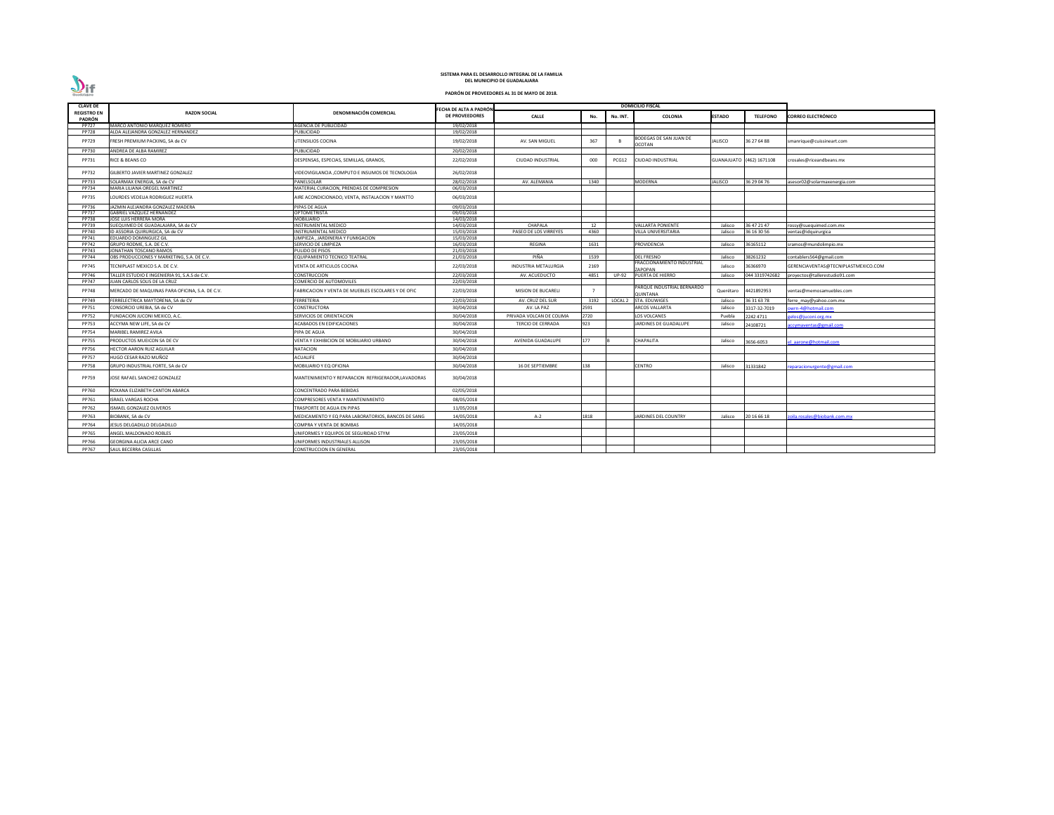**SISTEMA PARA EL DESARROLLO INTEGRAL DE LA FAMILIA**
**DEL MUNICIPIO DE GUADALAJARA**

**PADRÓN DE PROVEEDORES AL 31 DE MAYO DE 2018.**

| CLAVE DE REGISTRO EN PADRÓN | RAZON SOCIAL | DENOMINACIÓN COMERCIAL | FECHA DE ALTA A PADRÓN DE PROVEEDORES | DOMICILIO FISCAL | | | | | | CORREO ELECTRÓNICO |
|---|---|---|---|---|---|---|---|---|---|---|
| | | | | CALLE | No. | No. INT. | COLONIA | ESTADO | TELEFONO | |
| PP727 | MARCO ANTONIO MARQUEZ ROMERO | AGENCIA DE PUBLICIDAD | 19/02/2018 | | | | | | | |
| PP728 | ALDA ALEJANDRA GONZALEZ HERNANDEZ | PUBLICIDAD | 19/02/2018 | | | | | | | |
| PP729 | FRESH PREMIUM PACKING, SA de CV | UTENSILIOS COCINA | 19/02/2018 | AV. SAN MIGUEL | 367 | B | BODEGAS DE SAN JUAN DE OCOTAN | JALISCO | 36 27 64 88 | smanrique@cuissineart.com |
| PP730 | ANDREA DE ALBA RAMIREZ | PUBLICIDAD | 20/02/2018 | | | | | | | |
| PP731 | RICE & BEANS CO | DESPENSAS, ESPECIAS, SEMILLAS, GRANOS, | 22/02/2018 | CIUDAD INDUSTRIAL | 000 | PCG12 | CIUDAD INDUSTRIAL | GUANAJUATO | (462) 1671108 | crosales@riceandbeans.mx |
| PP732 | GILBERTO JAVIER MARTINEZ GONZALEZ | VIDEOVIGILANCIA ,COMPUTO E INSUMOS DE TECNOLOGIA | 26/02/2018 | | | | | | | |
| PP733 | SOLARMAX ENERGIA, SA de CV | PANELSOLAR | 28/02/2018 | AV. ALEMANIA | 1340 | | MODERNA | JALISCO | 36 29 04 76 | asesor02@solarmaxenergia.com |
| PP734 | MARIA LILIANA OREGEL MARTINEZ | MATERIAL CURACION, PRENDAS DE COMPRESION | 06/03/2018 | | | | | | | |
| PP735 | LOURDES VEDELIA RODRIGUEZ HUERTA | AIRE ACONDICIONADO, VENTA, INSTALACION Y MANTTO | 06/03/2018 | | | | | | | |
| PP736 | JAZMIN ALEJANDRA GONZALEZ MADERA | PIPAS DE AGUA | 09/03/2018 | | | | | | | |
| PP737 | GABRIEL VAZQUEZ HERNANDEZ | OPTOMETRISTA | 09/03/2018 | | | | | | | |
| PP738 | JOSE LUIS HERRERA MORA | MOBILIARIO | 14/03/2018 | | | | | | | |
| PP739 | SUEQUIMED DE GUADALAJARA, SA de CV | INSTRUMENTAL MEDICO | 14/03/2018 | CHAPALA | 12 | | VALLARTA PONIENTE | Jalisco | 36 47 21 47 | rossy@suequimed.com.mx |
| PP740 | ID ASSORIA QUIRURGICA, SA de CV | INSTRUMENTAL MEDICO | 15/03/2018 | PASEO DE LOS VIRREYES | 4360 | | VILLA UNIVERSITARIA | Jalisco | 36 16 30 56 | ventas@idquirurgica |
| PP741 | EDUARDO DOMINGUEZ GIL | LIMPIEZA , JARDINERIA Y FUMIGACION | 15/03/2018 | | | | | | | |
| PP742 | GRUPO RODME, S.A. DE C.V. | SERVICIO DE LIMPIEZA | 16/03/2018 | REGINA | 1631 | | PROVIDENCIA | Jalisco | 36165112 | sramos@mundolimpio.mx |
| PP743 | JONATHAN TOSCANO RAMOS | PULIDO DE PISOS | 21/03/2018 | | | | | | | |
| PP744 | OBS PRODUCCIONES Y MARKETING, S.A. DE C.V. | EQUIPAMIENTO TECNICO TEATRAL | 21/03/2018 | PIÑA | 1539 | | DEL FRESNO | Jalisco | 38261232 | contablers564@gmail.com |
| PP745 | TECNIPLAST MEXICO S.A. DE C.V. | VENTA DE ARTICULOS COCINA | 22/03/2018 | INDUSTRIA METALURGIA | 2169 | | FRACCIONAMIENTO INDUSTRIAL ZAPOPAN | Jalisco | 36366970 | GERENCIAVENTAS@TECNIPLASTMEXICO.COM |
| PP746 | TALLER ESTUDIO E INGENIERIA 91, S.A.S de C.V. | CONSTRUCCION | 22/03/2018 | AV. ACUEDUCTO | 4851 | UP-92 | PUERTA DE HIERRO | Jalisco | 044 3319742682 | proyectos@tallerestudio91.com |
| PP747 | JUAN CARLOS SOLIS DE LA CRUZ | COMERCIO DE AUTOMOVILES | 22/03/2018 | | | | | | | |
| PP748 | MERCADO DE MAQUINAS PARA OFICINA, S.A. DE C.V. | FABRICACION Y VENTA DE MUEBLES ESCOLARES Y DE OFIC | 22/03/2018 | MISION DE BUCARELI | 7 | | PARQUE INDUSTRIAL BERNARDO QUINTANA | Querétaro | 4421892953 | ventas@memosamuebles.com |
| PP749 | FERRELECTRICA MAYTORENA, SA de CV | FERRETERIA | 22/03/2018 | AV. CRUZ DEL SUR | 3192 | LOCAL 2 | STA. EDUWIGES | Jalisco | 36 31 63 78 | ferre_may@yahoo.com.mx |
| PP751 | CONSORCIO UREBIA, SA de CV | CONSTRUCTORA | 30/04/2018 | AV. LA PAZ | 2591 | | ARCOS VALLARTA | Jalisco | 3317-32-7019 | owrn-4@hotmail.com |
| PP752 | FUNDACION JUCONI MEXICO, A.C. | SERVICIOS DE ORIENTACION | 30/04/2018 | PRIVADA VOLCAN DE COLIMA | 2720 | | LOS VOLCANES | Puebla | 2242 4711 | gelos@juconi.org.mx |
| PP753 | ACCYMA NEW LIFE, SA de CV | ACABADOS EN EDIFICACIONES | 30/04/2018 | TERCIO DE CERRADA | 923 | | JARDINES DE GUADALUPE | Jalisco | 24108721 | accymaventas@gmail.com |
| PP754 | MARIBEL RAMIREZ AVILA | PIPA DE AGUA | 30/04/2018 | | | | | | | |
| PP755 | PRODUCTOS MUEICON SA DE CV | VENTA Y EXHIBICION DE MOBILIARIO URBANO | 30/04/2018 | AVENIDA GUADALUPE | 177 | B | CHAPALITA | Jalisco | 3656-6053 | el_aarone@hotmail.com |
| PP756 | HECTOR AARON RUIZ AGUILAR | NATACION | 30/04/2018 | | | | | | | |
| PP757 | HUGO CESAR RAZO MUÑOZ | ACUALFE | 30/04/2018 | | | | | | | |
| PP758 | GRUPO INDUSTRIAL FORTE, SA de CV | MOBILIARIO Y EQ OFICINA | 30/04/2018 | 16 DE SEPTIEMBRE | 138 | | CENTRO | Jalisco | 31331842 | reparacionurgente@gmail.com |
| PP759 | JOSE RAFAEL SANCHEZ GONZALEZ | MANTENIMIENTO Y REPARACION REFRIGERADOR,LAVADORAS | 30/04/2018 | | | | | | | |
| PP760 | ROXANA ELIZABETH CANTON ABARCA | CONCENTRADO PARA BEBIDAS | 02/05/2018 | | | | | | | |
| PP761 | ISRAEL VARGAS ROCHA | COMPRESORES VENTA Y MANTENIMIENTO | 08/05/2018 | | | | | | | |
| PP762 | ISMAEL GONZALEZ OLIVEROS | TRASPORTE DE AGUA EN PIPAS | 11/05/2018 | | | | | | | |
| PP763 | BIOBANK, SA de CV | MEDICAMENTO Y EQ PARA LABORATORIOS, BANCOS DE SANG | 14/05/2018 | A-2 | 1818 | | JARDINES DEL COUNTRY | Jalisco | 20 16 66 18 | zoila.rosales@biobank.com.mx |
| PP764 | JESUS DELGADILLO DELGADILLO | COMPRA Y VENTA DE BOMBAS | 14/05/2018 | | | | | | | |
| PP765 | ANGEL MALDONADO ROBLES | UNIFORMES Y EQUIPOS DE SEGURIDAD STYM | 23/05/2018 | | | | | | | |
| PP766 | GEORGINA ALICIA ARCE CANO | UNIFORMES INDUSTRIALES ALLISON | 23/05/2018 | | | | | | | |
| PP767 | SAUL BECERRA CASILLAS | CONSTRUCCION EN GENERAL | 23/05/2018 | | | | | | | |